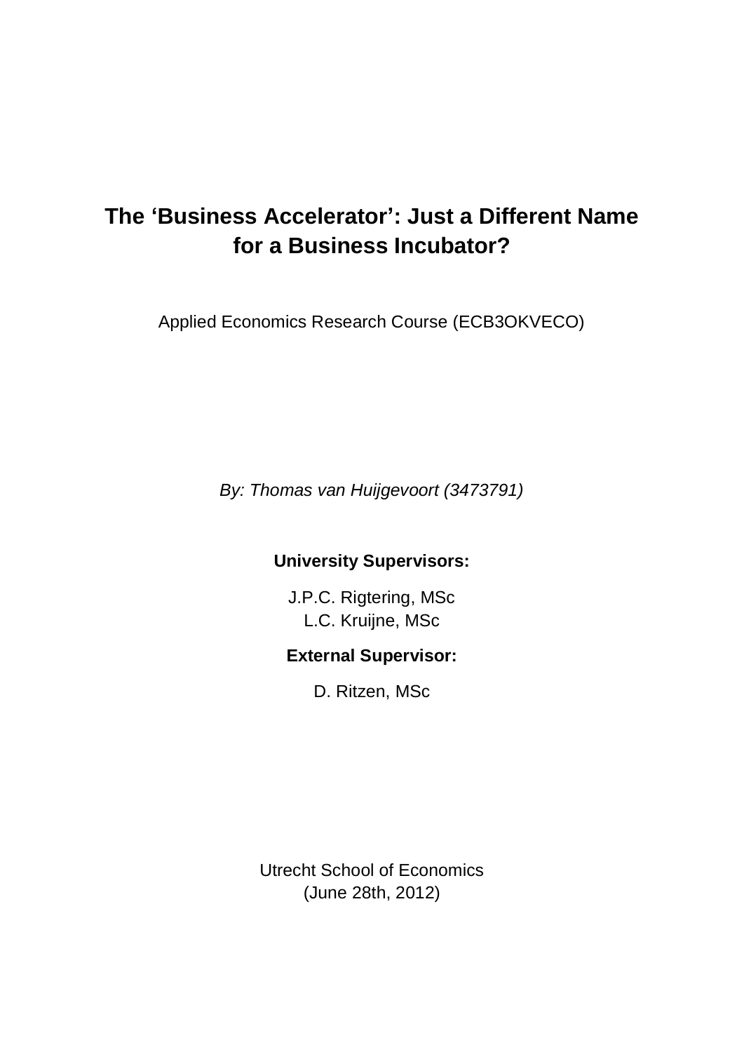# The 'Business Accelerator': Just a Different Name for a Business Incubator?

Applied Economics Research Course (ECB3OKVECO)

*By: Thomas van Huijgevoort (3473791)*

**University Supervisors:**

J.P.C. Rigtering, MSc
L.C. Kruijne, MSc

**External Supervisor:**

D. Ritzen, MSc

Utrecht School of Economics
(June 28th, 2012)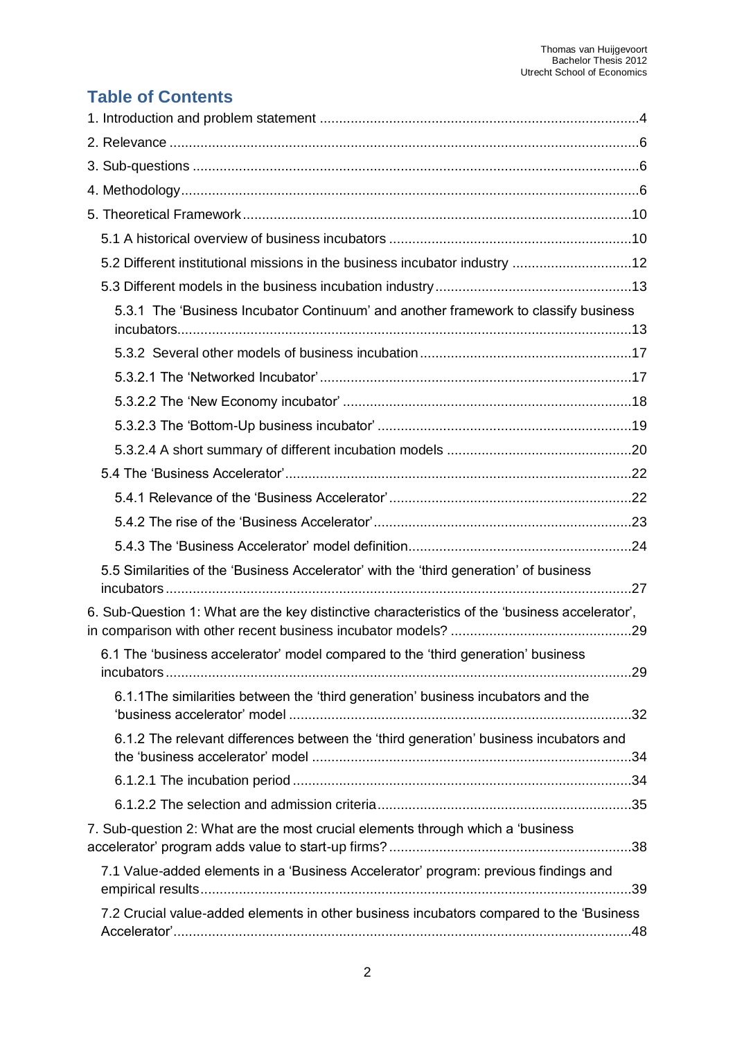# Table of Contents

1. Introduction and problem statement ....................................................................................4
2. Relevance ..........................................................................................................................6
3. Sub-questions .....................................................................................................................6
4. Methodology ........................................................................................................................6
5. Theoretical Framework ......................................................................................................10
   - 5.1 A historical overview of business incubators ................................................................10
   - 5.2 Different institutional missions in the business incubator industry ................................12
   - 5.3 Different models in the business incubation industry ....................................................13
     - 5.3.1 The 'Business Incubator Continuum' and another framework to classify business incubators .......................................................................................................................13
     - 5.3.2 Several other models of business incubation ........................................................17
     - 5.3.2.1 The 'Networked Incubator' ..................................................................................17
     - 5.3.2.2 The 'New Economy incubator' ............................................................................18
     - 5.3.2.3 The 'Bottom-Up business incubator' ...................................................................19
     - 5.3.2.4 A short summary of different incubation models .................................................20
   - 5.4 The 'Business Accelerator' ...........................................................................................22
     - 5.4.1 Relevance of the 'Business Accelerator' ................................................................22
     - 5.4.2 The rise of the 'Business Accelerator' ....................................................................23
     - 5.4.3 The 'Business Accelerator' model definition ...........................................................24
   - 5.5 Similarities of the 'Business Accelerator' with the 'third generation' of business incubators ..........................................................................................................................27
6. Sub-Question 1: What are the key distinctive characteristics of the 'business accelerator', in comparison with other recent business incubator models? ................................................29
   - 6.1 The 'business accelerator' model compared to the 'third generation' business incubators ..........................................................................................................................29
     - 6.1.1The similarities between the 'third generation' business incubators and the 'business accelerator' model ..........................................................................................32
     - 6.1.2 The relevant differences between the 'third generation' business incubators and the 'business accelerator' model ...................................................................................34
     - 6.1.2.1 The incubation period ........................................................................................34
     - 6.1.2.2 The selection and admission criteria ..................................................................35
7. Sub-question 2: What are the most crucial elements through which a 'business accelerator' program adds value to start-up firms? ................................................................38
   - 7.1 Value-added elements in a 'Business Accelerator' program: previous findings and empirical results ................................................................................................................39
   - 7.2 Crucial value-added elements in other business incubators compared to the 'Business Accelerator' .......................................................................................................................48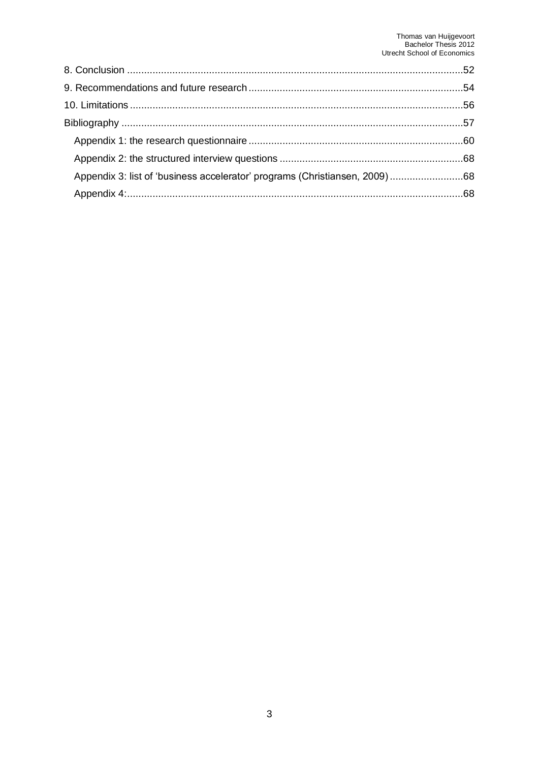8. Conclusion ......................................................................................................................52

9. Recommendations and future research ...........................................................................54

10. Limitations .....................................................................................................................56

Bibliography .........................................................................................................................57

Appendix 1: the research questionnaire ...........................................................................60

Appendix 2: the structured interview questions .................................................................68

Appendix 3: list of 'business accelerator' programs (Christiansen, 2009) ..........................68

Appendix 4: .......................................................................................................................68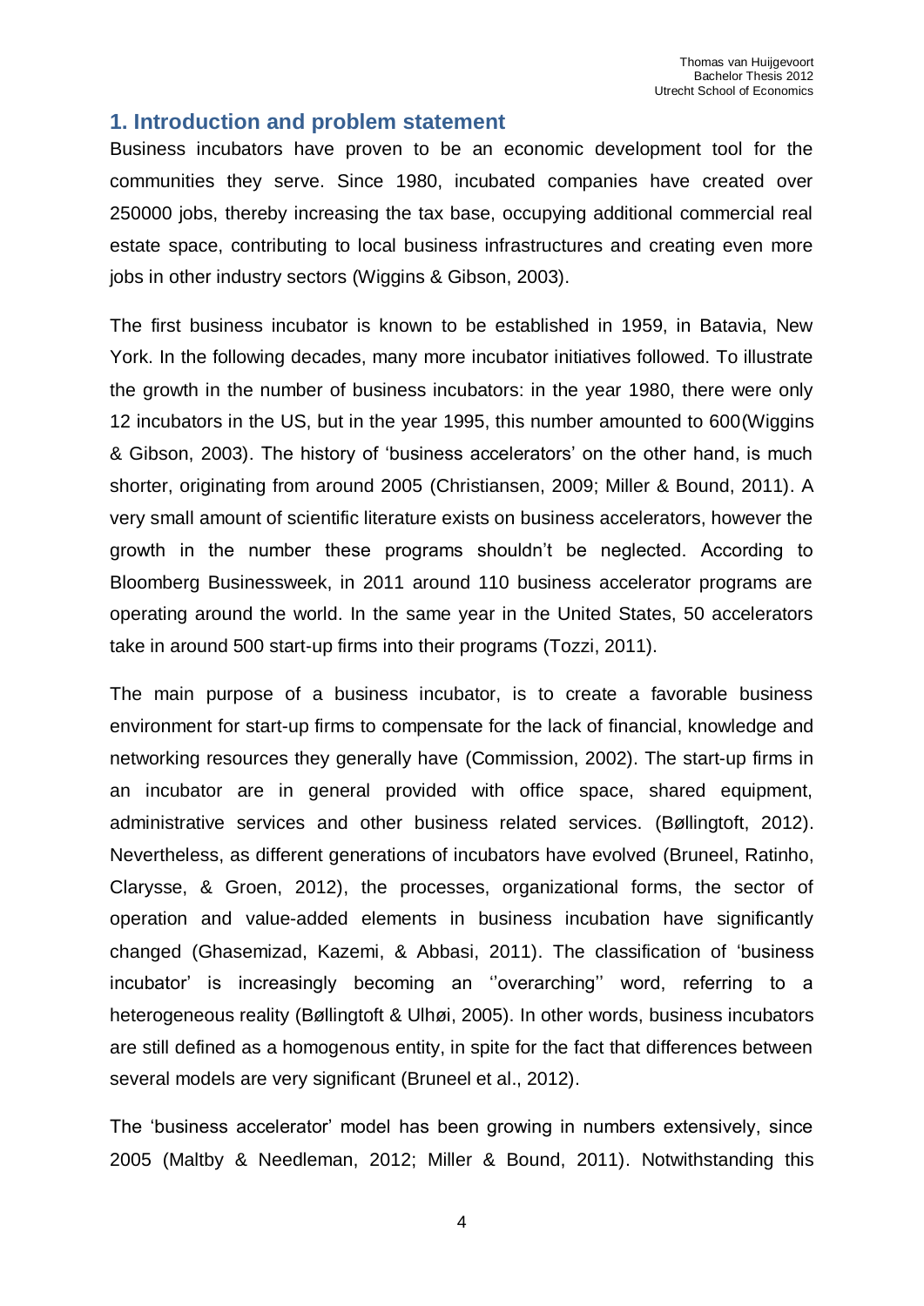## 1. Introduction and problem statement

Business incubators have proven to be an economic development tool for the communities they serve. Since 1980, incubated companies have created over 250000 jobs, thereby increasing the tax base, occupying additional commercial real estate space, contributing to local business infrastructures and creating even more jobs in other industry sectors (Wiggins & Gibson, 2003).

The first business incubator is known to be established in 1959, in Batavia, New York. In the following decades, many more incubator initiatives followed. To illustrate the growth in the number of business incubators: in the year 1980, there were only 12 incubators in the US, but in the year 1995, this number amounted to 600(Wiggins & Gibson, 2003). The history of 'business accelerators' on the other hand, is much shorter, originating from around 2005 (Christiansen, 2009; Miller & Bound, 2011). A very small amount of scientific literature exists on business accelerators, however the growth in the number these programs shouldn't be neglected. According to Bloomberg Businessweek, in 2011 around 110 business accelerator programs are operating around the world. In the same year in the United States, 50 accelerators take in around 500 start-up firms into their programs (Tozzi, 2011).

The main purpose of a business incubator, is to create a favorable business environment for start-up firms to compensate for the lack of financial, knowledge and networking resources they generally have (Commission, 2002). The start-up firms in an incubator are in general provided with office space, shared equipment, administrative services and other business related services. (Bøllingtoft, 2012). Nevertheless, as different generations of incubators have evolved (Bruneel, Ratinho, Clarysse, & Groen, 2012), the processes, organizational forms, the sector of operation and value-added elements in business incubation have significantly changed (Ghasemizad, Kazemi, & Abbasi, 2011). The classification of 'business incubator' is increasingly becoming an ''overarching'' word, referring to a heterogeneous reality (Bøllingtoft & Ulhøi, 2005). In other words, business incubators are still defined as a homogenous entity, in spite for the fact that differences between several models are very significant (Bruneel et al., 2012).

The 'business accelerator' model has been growing in numbers extensively, since 2005 (Maltby & Needleman, 2012; Miller & Bound, 2011). Notwithstanding this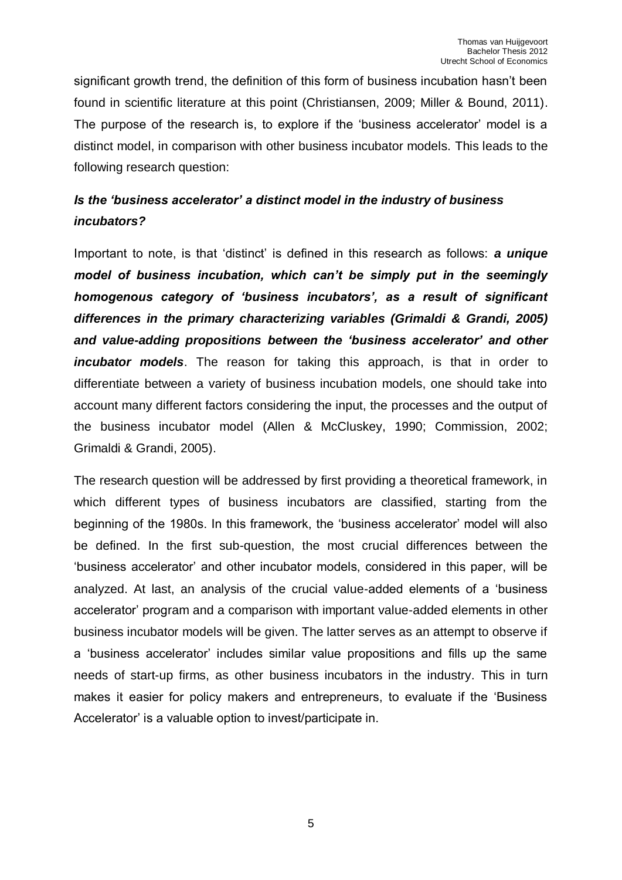significant growth trend, the definition of this form of business incubation hasn't been found in scientific literature at this point (Christiansen, 2009; Miller & Bound, 2011). The purpose of the research is, to explore if the 'business accelerator' model is a distinct model, in comparison with other business incubator models. This leads to the following research question:

***Is the 'business accelerator' a distinct model in the industry of business incubators?***

Important to note, is that 'distinct' is defined in this research as follows: ***a unique model of business incubation, which can't be simply put in the seemingly homogenous category of 'business incubators', as a result of significant differences in the primary characterizing variables (Grimaldi & Grandi, 2005) and value-adding propositions between the 'business accelerator' and other incubator models***. The reason for taking this approach, is that in order to differentiate between a variety of business incubation models, one should take into account many different factors considering the input, the processes and the output of the business incubator model (Allen & McCluskey, 1990; Commission, 2002; Grimaldi & Grandi, 2005).

The research question will be addressed by first providing a theoretical framework, in which different types of business incubators are classified, starting from the beginning of the 1980s. In this framework, the 'business accelerator' model will also be defined. In the first sub-question, the most crucial differences between the 'business accelerator' and other incubator models, considered in this paper, will be analyzed. At last, an analysis of the crucial value-added elements of a 'business accelerator' program and a comparison with important value-added elements in other business incubator models will be given. The latter serves as an attempt to observe if a 'business accelerator' includes similar value propositions and fills up the same needs of start-up firms, as other business incubators in the industry. This in turn makes it easier for policy makers and entrepreneurs, to evaluate if the 'Business Accelerator' is a valuable option to invest/participate in.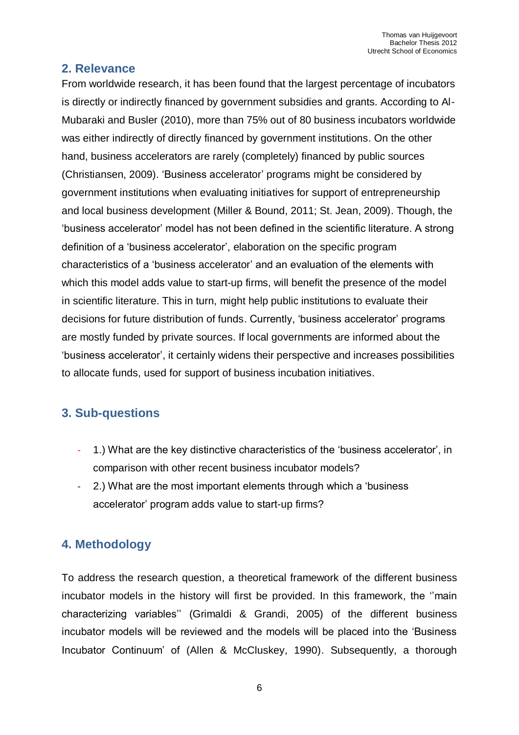## 2. Relevance

From worldwide research, it has been found that the largest percentage of incubators is directly or indirectly financed by government subsidies and grants. According to Al-Mubaraki and Busler (2010), more than 75% out of 80 business incubators worldwide was either indirectly of directly financed by government institutions. On the other hand, business accelerators are rarely (completely) financed by public sources (Christiansen, 2009). 'Business accelerator' programs might be considered by government institutions when evaluating initiatives for support of entrepreneurship and local business development (Miller & Bound, 2011; St. Jean, 2009). Though, the 'business accelerator' model has not been defined in the scientific literature. A strong definition of a 'business accelerator', elaboration on the specific program characteristics of a 'business accelerator' and an evaluation of the elements with which this model adds value to start-up firms, will benefit the presence of the model in scientific literature. This in turn, might help public institutions to evaluate their decisions for future distribution of funds. Currently, 'business accelerator' programs are mostly funded by private sources. If local governments are informed about the 'business accelerator', it certainly widens their perspective and increases possibilities to allocate funds, used for support of business incubation initiatives.

## 3. Sub-questions

- 1.) What are the key distinctive characteristics of the 'business accelerator', in comparison with other recent business incubator models?
- 2.) What are the most important elements through which a 'business accelerator' program adds value to start-up firms?

## 4. Methodology

To address the research question, a theoretical framework of the different business incubator models in the history will first be provided. In this framework, the ''main characterizing variables'' (Grimaldi & Grandi, 2005) of the different business incubator models will be reviewed and the models will be placed into the 'Business Incubator Continuum' of (Allen & McCluskey, 1990). Subsequently, a thorough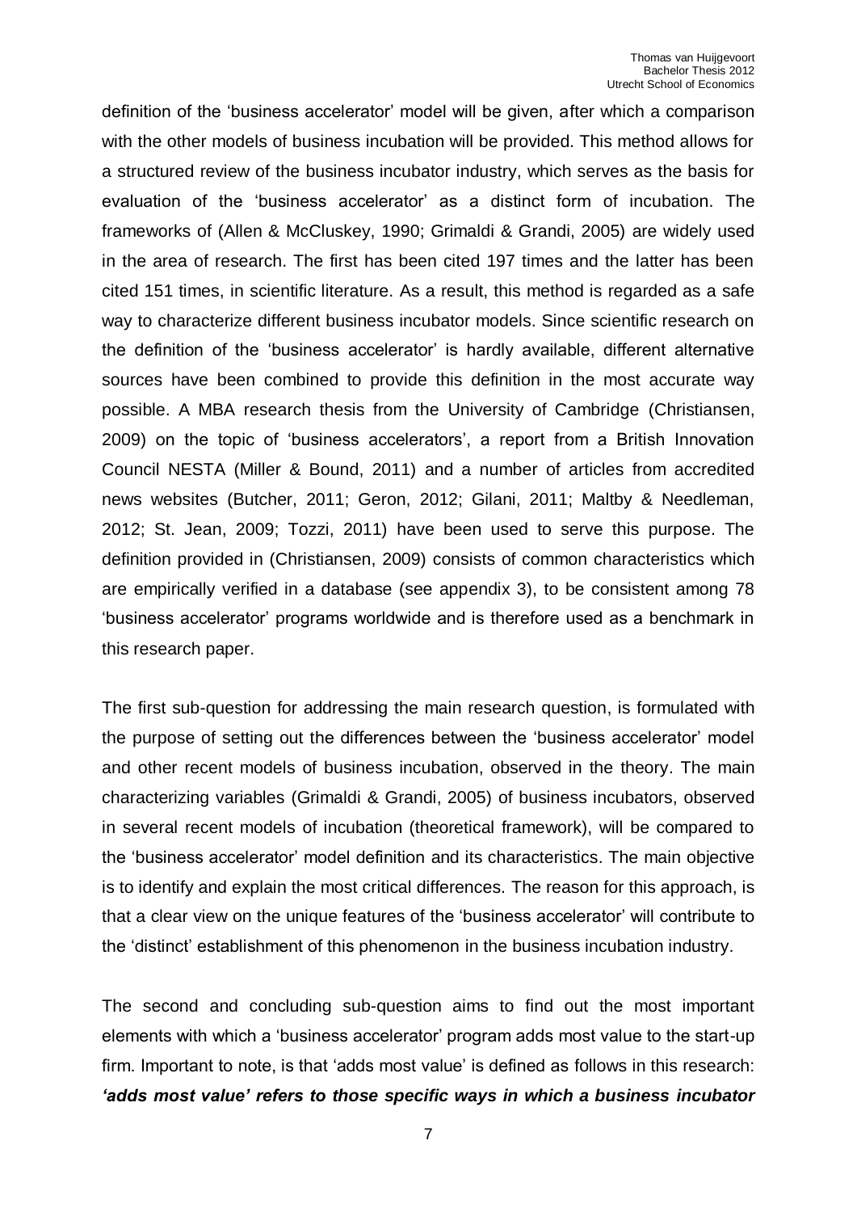definition of the 'business accelerator' model will be given, after which a comparison with the other models of business incubation will be provided. This method allows for a structured review of the business incubator industry, which serves as the basis for evaluation of the 'business accelerator' as a distinct form of incubation. The frameworks of (Allen & McCluskey, 1990; Grimaldi & Grandi, 2005) are widely used in the area of research. The first has been cited 197 times and the latter has been cited 151 times, in scientific literature. As a result, this method is regarded as a safe way to characterize different business incubator models. Since scientific research on the definition of the 'business accelerator' is hardly available, different alternative sources have been combined to provide this definition in the most accurate way possible. A MBA research thesis from the University of Cambridge (Christiansen, 2009) on the topic of 'business accelerators', a report from a British Innovation Council NESTA (Miller & Bound, 2011) and a number of articles from accredited news websites (Butcher, 2011; Geron, 2012; Gilani, 2011; Maltby & Needleman, 2012; St. Jean, 2009; Tozzi, 2011) have been used to serve this purpose. The definition provided in (Christiansen, 2009) consists of common characteristics which are empirically verified in a database (see appendix 3), to be consistent among 78 'business accelerator' programs worldwide and is therefore used as a benchmark in this research paper.

The first sub-question for addressing the main research question, is formulated with the purpose of setting out the differences between the 'business accelerator' model and other recent models of business incubation, observed in the theory. The main characterizing variables (Grimaldi & Grandi, 2005) of business incubators, observed in several recent models of incubation (theoretical framework), will be compared to the 'business accelerator' model definition and its characteristics. The main objective is to identify and explain the most critical differences. The reason for this approach, is that a clear view on the unique features of the 'business accelerator' will contribute to the 'distinct' establishment of this phenomenon in the business incubation industry.

The second and concluding sub-question aims to find out the most important elements with which a 'business accelerator' program adds most value to the start-up firm. Important to note, is that 'adds most value' is defined as follows in this research: ***'adds most value' refers to those specific ways in which a business incubator***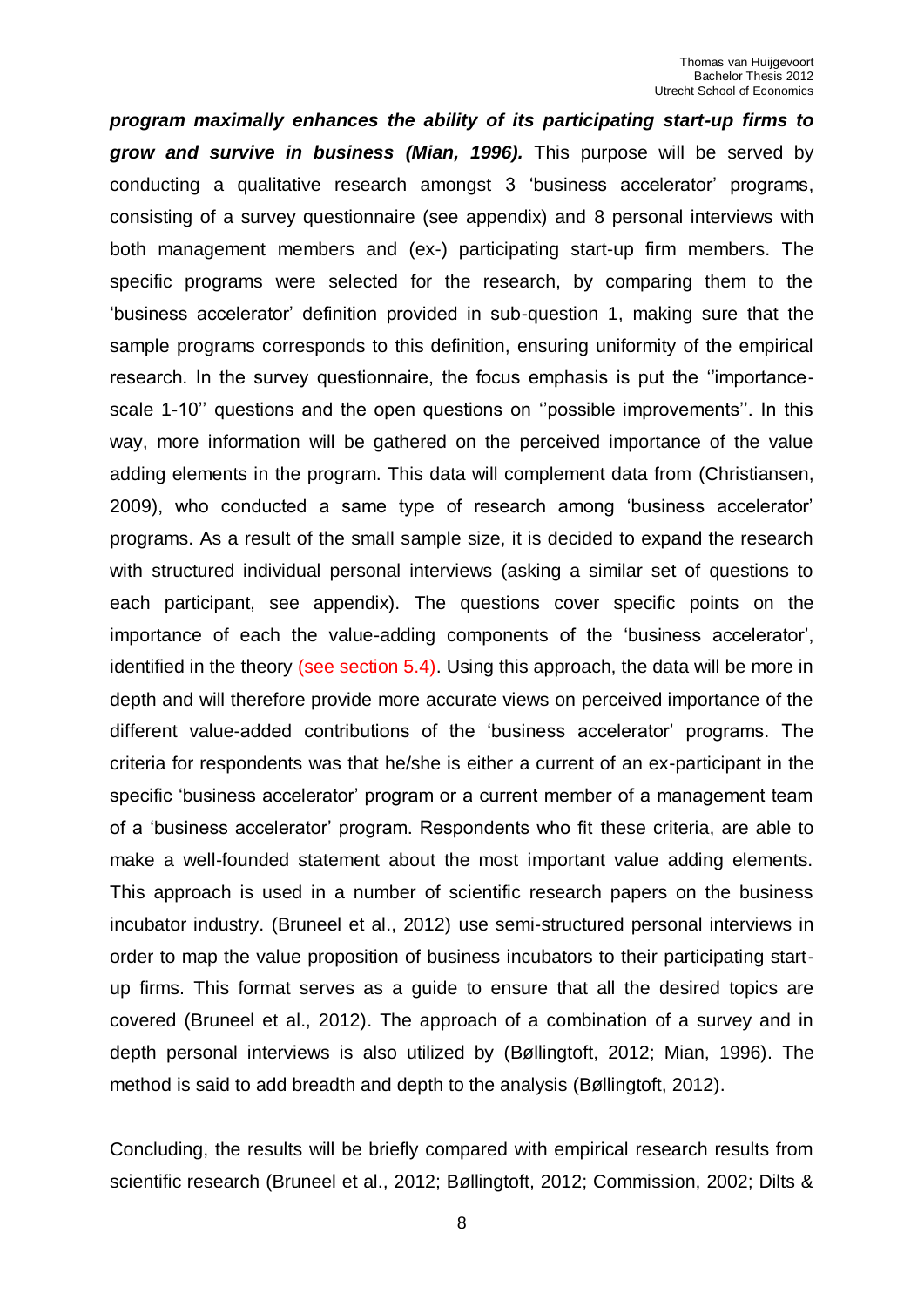***program maximally enhances the ability of its participating start-up firms to grow and survive in business (Mian, 1996).*** This purpose will be served by conducting a qualitative research amongst 3 'business accelerator' programs, consisting of a survey questionnaire (see appendix) and 8 personal interviews with both management members and (ex-) participating start-up firm members. The specific programs were selected for the research, by comparing them to the 'business accelerator' definition provided in sub-question 1, making sure that the sample programs corresponds to this definition, ensuring uniformity of the empirical research. In the survey questionnaire, the focus emphasis is put the ''importance-scale 1-10'' questions and the open questions on ''possible improvements''. In this way, more information will be gathered on the perceived importance of the value adding elements in the program. This data will complement data from (Christiansen, 2009), who conducted a same type of research among 'business accelerator' programs. As a result of the small sample size, it is decided to expand the research with structured individual personal interviews (asking a similar set of questions to each participant, see appendix). The questions cover specific points on the importance of each the value-adding components of the 'business accelerator', identified in the theory (see section 5.4). Using this approach, the data will be more in depth and will therefore provide more accurate views on perceived importance of the different value-added contributions of the 'business accelerator' programs. The criteria for respondents was that he/she is either a current of an ex-participant in the specific 'business accelerator' program or a current member of a management team of a 'business accelerator' program. Respondents who fit these criteria, are able to make a well-founded statement about the most important value adding elements. This approach is used in a number of scientific research papers on the business incubator industry. (Bruneel et al., 2012) use semi-structured personal interviews in order to map the value proposition of business incubators to their participating start-up firms. This format serves as a guide to ensure that all the desired topics are covered (Bruneel et al., 2012). The approach of a combination of a survey and in depth personal interviews is also utilized by (Bøllingtoft, 2012; Mian, 1996). The method is said to add breadth and depth to the analysis (Bøllingtoft, 2012).

Concluding, the results will be briefly compared with empirical research results from scientific research (Bruneel et al., 2012; Bøllingtoft, 2012; Commission, 2002; Dilts &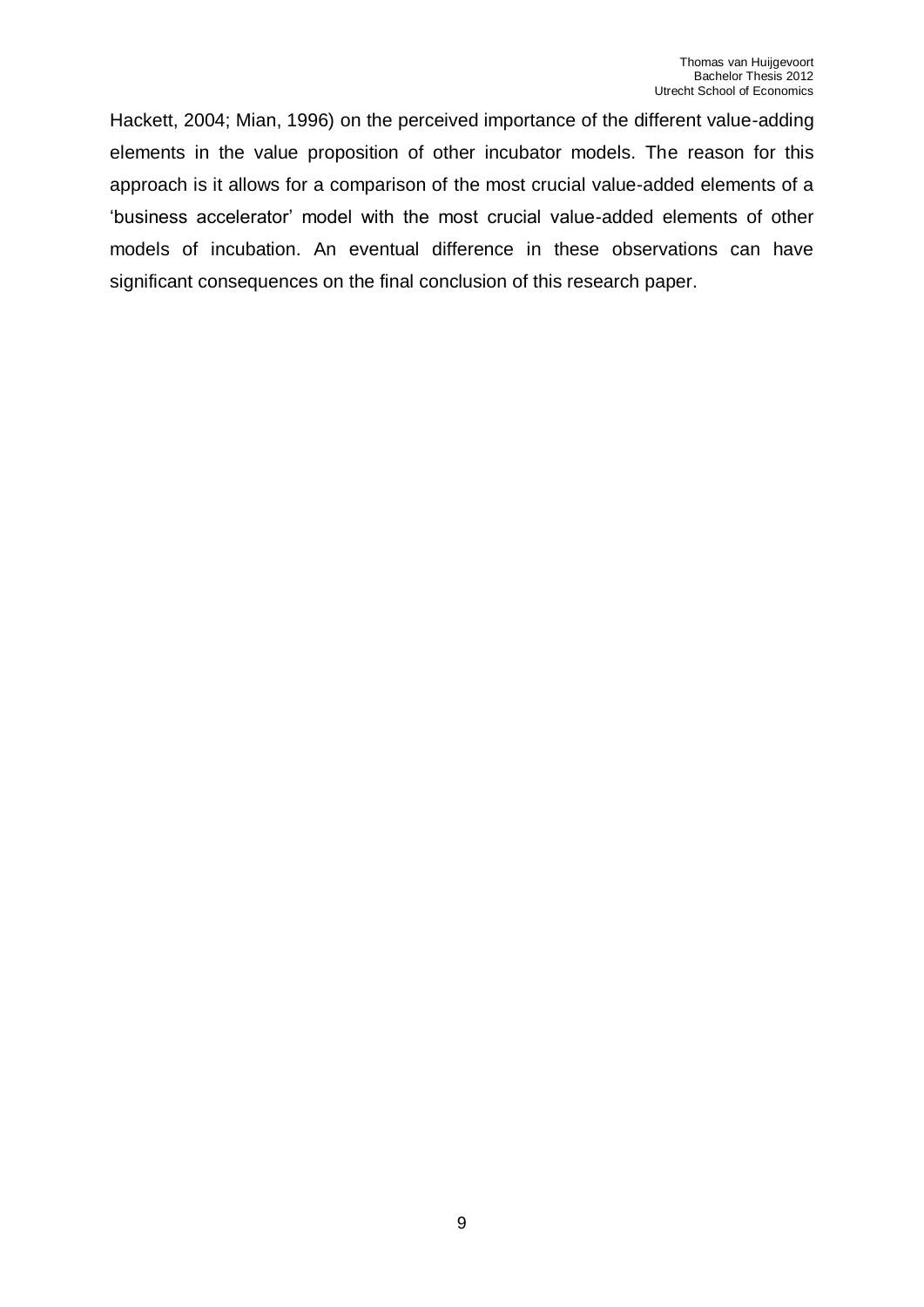Hackett, 2004; Mian, 1996) on the perceived importance of the different value-adding elements in the value proposition of other incubator models. The reason for this approach is it allows for a comparison of the most crucial value-added elements of a 'business accelerator' model with the most crucial value-added elements of other models of incubation. An eventual difference in these observations can have significant consequences on the final conclusion of this research paper.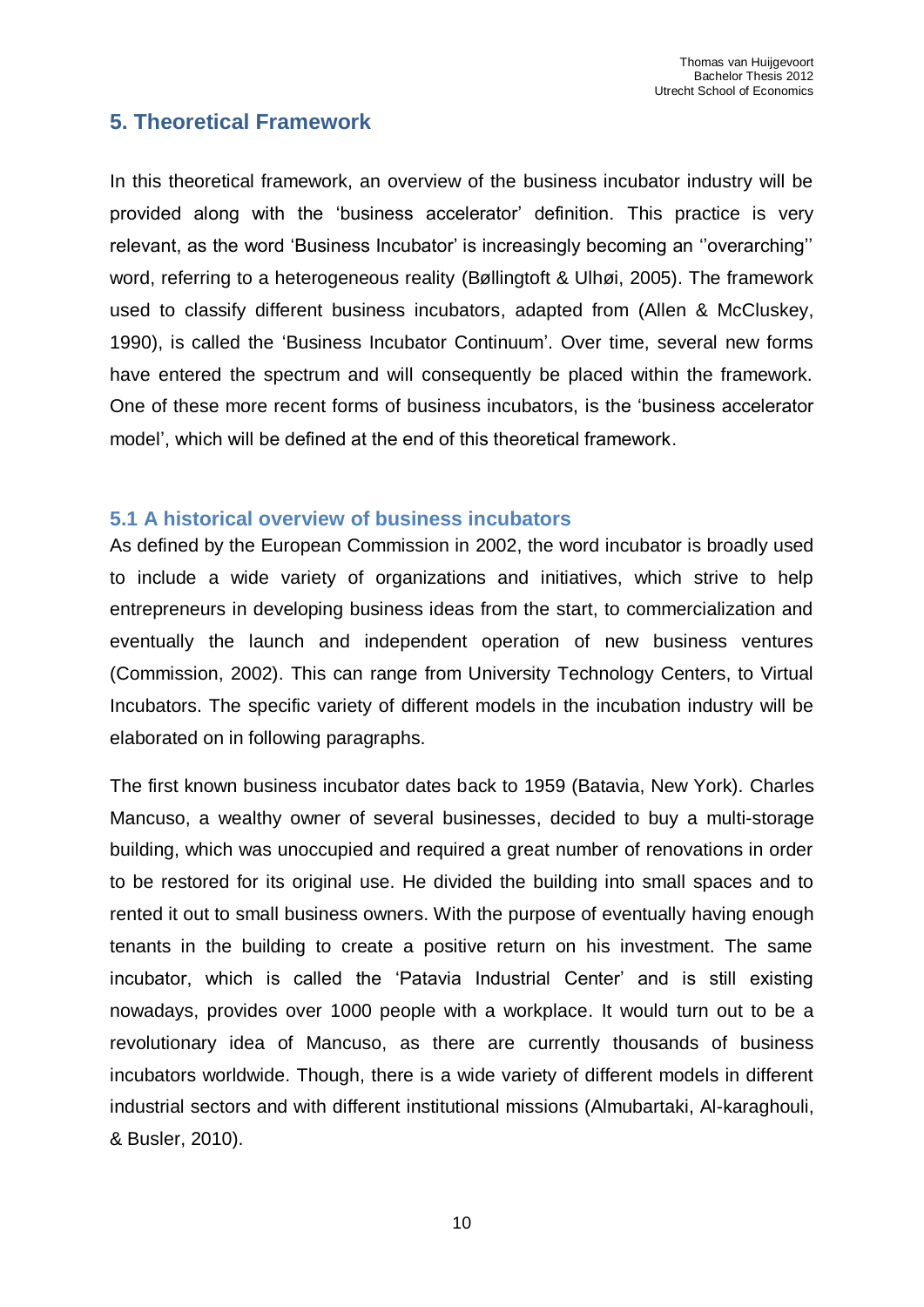## 5. Theoretical Framework

In this theoretical framework, an overview of the business incubator industry will be provided along with the 'business accelerator' definition. This practice is very relevant, as the word 'Business Incubator' is increasingly becoming an ''overarching'' word, referring to a heterogeneous reality (Bøllingtoft & Ulhøi, 2005). The framework used to classify different business incubators, adapted from (Allen & McCluskey, 1990), is called the 'Business Incubator Continuum'. Over time, several new forms have entered the spectrum and will consequently be placed within the framework. One of these more recent forms of business incubators, is the 'business accelerator model', which will be defined at the end of this theoretical framework.

### 5.1 A historical overview of business incubators

As defined by the European Commission in 2002, the word incubator is broadly used to include a wide variety of organizations and initiatives, which strive to help entrepreneurs in developing business ideas from the start, to commercialization and eventually the launch and independent operation of new business ventures (Commission, 2002). This can range from University Technology Centers, to Virtual Incubators. The specific variety of different models in the incubation industry will be elaborated on in following paragraphs.

The first known business incubator dates back to 1959 (Batavia, New York). Charles Mancuso, a wealthy owner of several businesses, decided to buy a multi-storage building, which was unoccupied and required a great number of renovations in order to be restored for its original use. He divided the building into small spaces and to rented it out to small business owners. With the purpose of eventually having enough tenants in the building to create a positive return on his investment. The same incubator, which is called the 'Patavia Industrial Center' and is still existing nowadays, provides over 1000 people with a workplace. It would turn out to be a revolutionary idea of Mancuso, as there are currently thousands of business incubators worldwide. Though, there is a wide variety of different models in different industrial sectors and with different institutional missions (Almubartaki, Al-karaghouli, & Busler, 2010).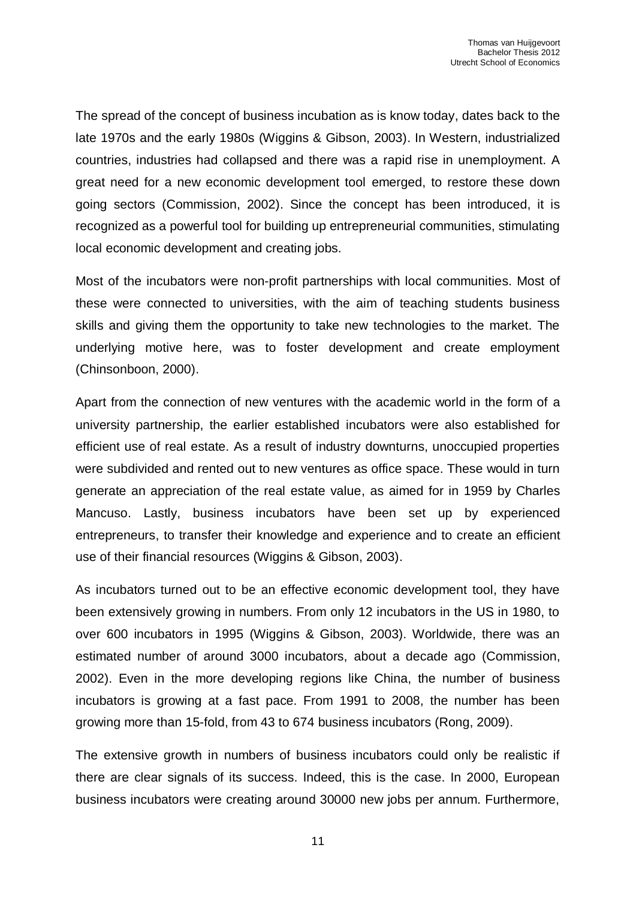The spread of the concept of business incubation as is know today, dates back to the late 1970s and the early 1980s (Wiggins & Gibson, 2003). In Western, industrialized countries, industries had collapsed and there was a rapid rise in unemployment. A great need for a new economic development tool emerged, to restore these down going sectors (Commission, 2002). Since the concept has been introduced, it is recognized as a powerful tool for building up entrepreneurial communities, stimulating local economic development and creating jobs.

Most of the incubators were non-profit partnerships with local communities. Most of these were connected to universities, with the aim of teaching students business skills and giving them the opportunity to take new technologies to the market. The underlying motive here, was to foster development and create employment (Chinsonboon, 2000).

Apart from the connection of new ventures with the academic world in the form of a university partnership, the earlier established incubators were also established for efficient use of real estate. As a result of industry downturns, unoccupied properties were subdivided and rented out to new ventures as office space. These would in turn generate an appreciation of the real estate value, as aimed for in 1959 by Charles Mancuso. Lastly, business incubators have been set up by experienced entrepreneurs, to transfer their knowledge and experience and to create an efficient use of their financial resources (Wiggins & Gibson, 2003).

As incubators turned out to be an effective economic development tool, they have been extensively growing in numbers. From only 12 incubators in the US in 1980, to over 600 incubators in 1995 (Wiggins & Gibson, 2003). Worldwide, there was an estimated number of around 3000 incubators, about a decade ago (Commission, 2002). Even in the more developing regions like China, the number of business incubators is growing at a fast pace. From 1991 to 2008, the number has been growing more than 15-fold, from 43 to 674 business incubators (Rong, 2009).

The extensive growth in numbers of business incubators could only be realistic if there are clear signals of its success. Indeed, this is the case. In 2000, European business incubators were creating around 30000 new jobs per annum. Furthermore,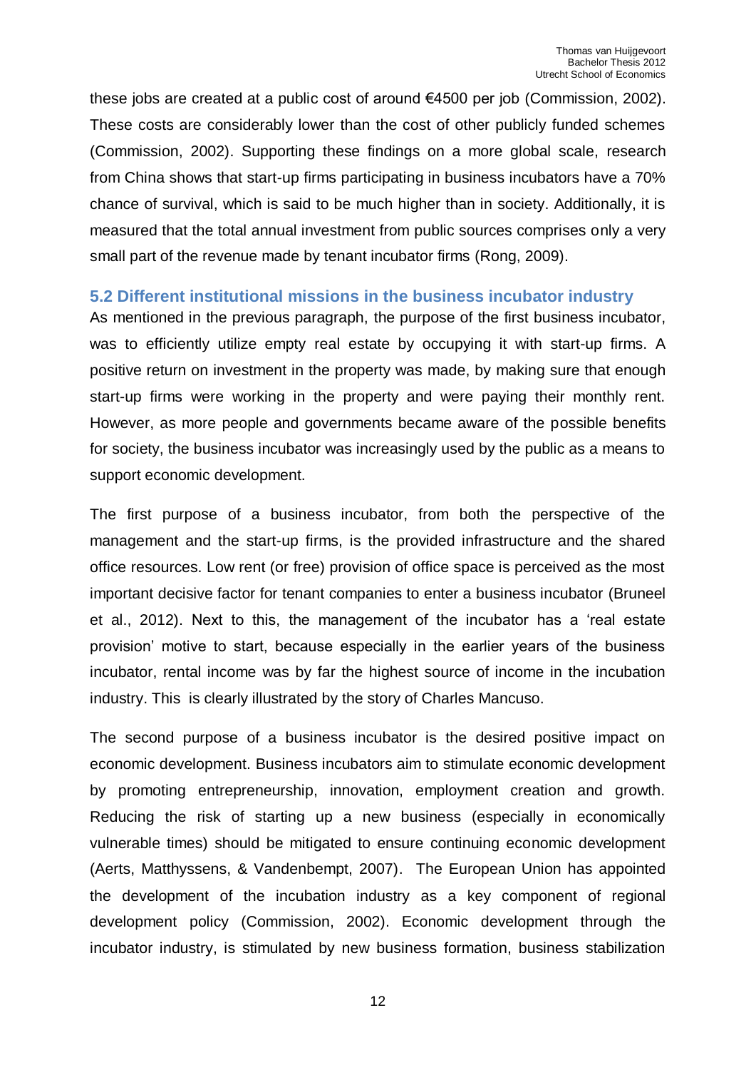these jobs are created at a public cost of around €4500 per job (Commission, 2002). These costs are considerably lower than the cost of other publicly funded schemes (Commission, 2002). Supporting these findings on a more global scale, research from China shows that start-up firms participating in business incubators have a 70% chance of survival, which is said to be much higher than in society. Additionally, it is measured that the total annual investment from public sources comprises only a very small part of the revenue made by tenant incubator firms (Rong, 2009).

### 5.2 Different institutional missions in the business incubator industry

As mentioned in the previous paragraph, the purpose of the first business incubator, was to efficiently utilize empty real estate by occupying it with start-up firms. A positive return on investment in the property was made, by making sure that enough start-up firms were working in the property and were paying their monthly rent. However, as more people and governments became aware of the possible benefits for society, the business incubator was increasingly used by the public as a means to support economic development.

The first purpose of a business incubator, from both the perspective of the management and the start-up firms, is the provided infrastructure and the shared office resources. Low rent (or free) provision of office space is perceived as the most important decisive factor for tenant companies to enter a business incubator (Bruneel et al., 2012). Next to this, the management of the incubator has a 'real estate provision' motive to start, because especially in the earlier years of the business incubator, rental income was by far the highest source of income in the incubation industry. This is clearly illustrated by the story of Charles Mancuso.

The second purpose of a business incubator is the desired positive impact on economic development. Business incubators aim to stimulate economic development by promoting entrepreneurship, innovation, employment creation and growth. Reducing the risk of starting up a new business (especially in economically vulnerable times) should be mitigated to ensure continuing economic development (Aerts, Matthyssens, & Vandenbempt, 2007). The European Union has appointed the development of the incubation industry as a key component of regional development policy (Commission, 2002). Economic development through the incubator industry, is stimulated by new business formation, business stabilization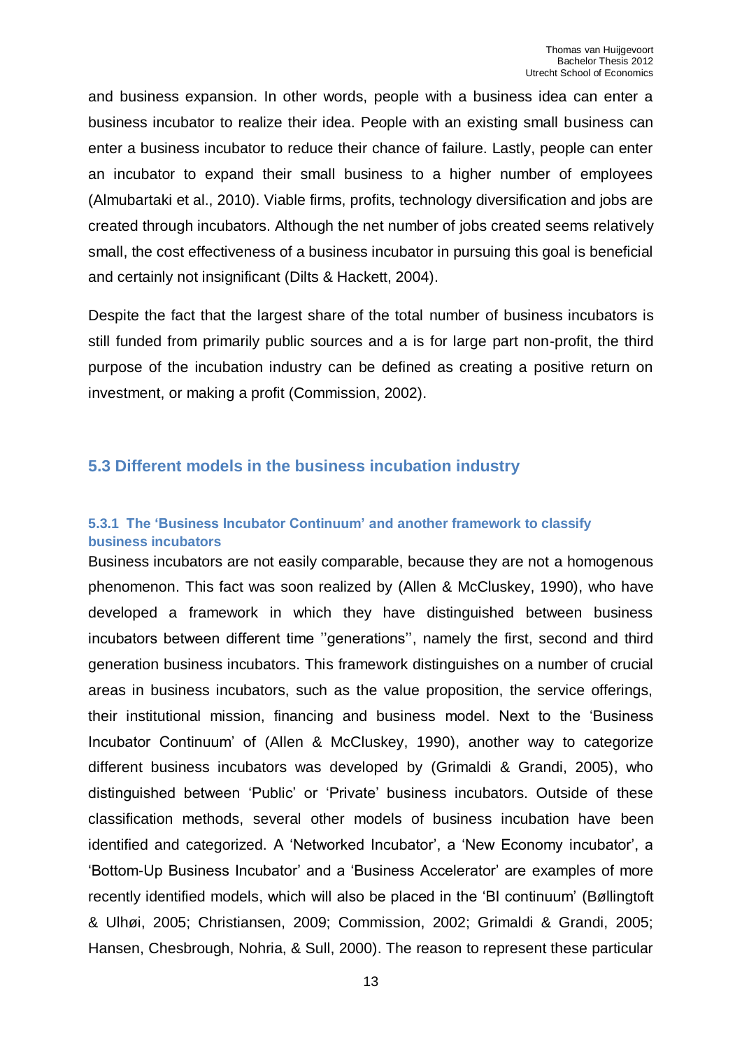and business expansion. In other words, people with a business idea can enter a business incubator to realize their idea. People with an existing small business can enter a business incubator to reduce their chance of failure. Lastly, people can enter an incubator to expand their small business to a higher number of employees (Almubartaki et al., 2010). Viable firms, profits, technology diversification and jobs are created through incubators. Although the net number of jobs created seems relatively small, the cost effectiveness of a business incubator in pursuing this goal is beneficial and certainly not insignificant (Dilts & Hackett, 2004).

Despite the fact that the largest share of the total number of business incubators is still funded from primarily public sources and a is for large part non-profit, the third purpose of the incubation industry can be defined as creating a positive return on investment, or making a profit (Commission, 2002).

## 5.3 Different models in the business incubation industry

### 5.3.1 The 'Business Incubator Continuum' and another framework to classify business incubators

Business incubators are not easily comparable, because they are not a homogenous phenomenon. This fact was soon realized by (Allen & McCluskey, 1990), who have developed a framework in which they have distinguished between business incubators between different time ''generations'', namely the first, second and third generation business incubators. This framework distinguishes on a number of crucial areas in business incubators, such as the value proposition, the service offerings, their institutional mission, financing and business model. Next to the 'Business Incubator Continuum' of (Allen & McCluskey, 1990), another way to categorize different business incubators was developed by (Grimaldi & Grandi, 2005), who distinguished between 'Public' or 'Private' business incubators. Outside of these classification methods, several other models of business incubation have been identified and categorized. A 'Networked Incubator', a 'New Economy incubator', a 'Bottom-Up Business Incubator' and a 'Business Accelerator' are examples of more recently identified models, which will also be placed in the 'BI continuum' (Bøllingtoft & Ulhøi, 2005; Christiansen, 2009; Commission, 2002; Grimaldi & Grandi, 2005; Hansen, Chesbrough, Nohria, & Sull, 2000). The reason to represent these particular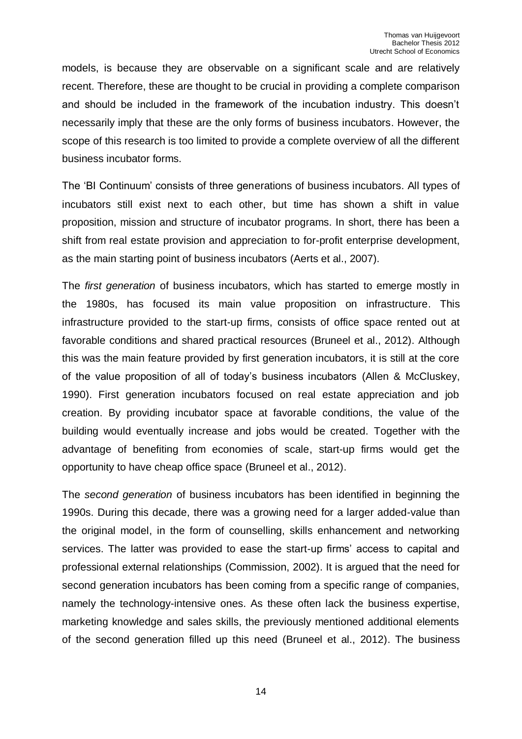models, is because they are observable on a significant scale and are relatively recent. Therefore, these are thought to be crucial in providing a complete comparison and should be included in the framework of the incubation industry. This doesn't necessarily imply that these are the only forms of business incubators. However, the scope of this research is too limited to provide a complete overview of all the different business incubator forms.

The 'BI Continuum' consists of three generations of business incubators. All types of incubators still exist next to each other, but time has shown a shift in value proposition, mission and structure of incubator programs. In short, there has been a shift from real estate provision and appreciation to for-profit enterprise development, as the main starting point of business incubators (Aerts et al., 2007).

The *first generation* of business incubators, which has started to emerge mostly in the 1980s, has focused its main value proposition on infrastructure. This infrastructure provided to the start-up firms, consists of office space rented out at favorable conditions and shared practical resources (Bruneel et al., 2012). Although this was the main feature provided by first generation incubators, it is still at the core of the value proposition of all of today's business incubators (Allen & McCluskey, 1990). First generation incubators focused on real estate appreciation and job creation. By providing incubator space at favorable conditions, the value of the building would eventually increase and jobs would be created. Together with the advantage of benefiting from economies of scale, start-up firms would get the opportunity to have cheap office space (Bruneel et al., 2012).

The *second generation* of business incubators has been identified in beginning the 1990s. During this decade, there was a growing need for a larger added-value than the original model, in the form of counselling, skills enhancement and networking services. The latter was provided to ease the start-up firms' access to capital and professional external relationships (Commission, 2002). It is argued that the need for second generation incubators has been coming from a specific range of companies, namely the technology-intensive ones. As these often lack the business expertise, marketing knowledge and sales skills, the previously mentioned additional elements of the second generation filled up this need (Bruneel et al., 2012). The business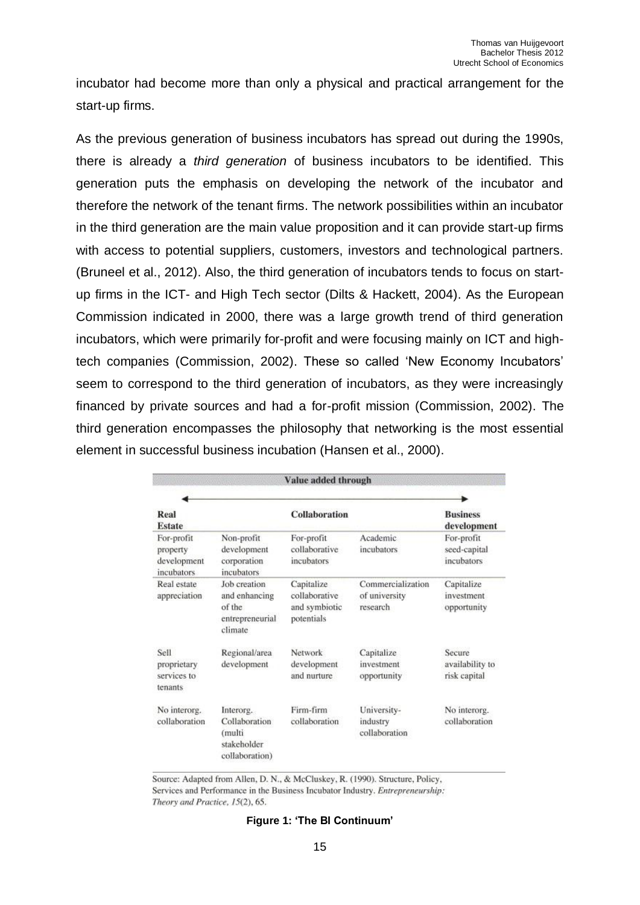incubator had become more than only a physical and practical arrangement for the start-up firms.

As the previous generation of business incubators has spread out during the 1990s, there is already a *third generation* of business incubators to be identified. This generation puts the emphasis on developing the network of the incubator and therefore the network of the tenant firms. The network possibilities within an incubator in the third generation are the main value proposition and it can provide start-up firms with access to potential suppliers, customers, investors and technological partners. (Bruneel et al., 2012). Also, the third generation of incubators tends to focus on start-up firms in the ICT- and High Tech sector (Dilts & Hackett, 2004). As the European Commission indicated in 2000, there was a large growth trend of third generation incubators, which were primarily for-profit and were focusing mainly on ICT and high-tech companies (Commission, 2002). These so called 'New Economy Incubators' seem to correspond to the third generation of incubators, as they were increasingly financed by private sources and had a for-profit mission (Commission, 2002). The third generation encompasses the philosophy that networking is the most essential element in successful business incubation (Hansen et al., 2000).

| Value added through | | | | |
|---|---|---|---|---|
| **Real Estate** | | **Collaboration** | | **Business development** |
| For-profit property development incubators | Non-profit development corporation incubators | For-profit collaborative incubators | Academic incubators | For-profit seed-capital incubators |
| Real estate appreciation | Job creation and enhancing of the entrepreneurial climate | Capitalize collaborative and symbiotic potentials | Commercialization of university research | Capitalize investment opportunity |
| Sell proprietary services to tenants | Regional/area development | Network development and nurture | Capitalize investment opportunity | Secure availability to risk capital |
| No interorg. collaboration | Interorg. Collaboration (multi stakeholder collaboration) | Firm-firm collaboration | University-industry collaboration | No interorg. collaboration |

Source: Adapted from Allen, D. N., & McCluskey, R. (1990). Structure, Policy, Services and Performance in the Business Incubator Industry. *Entrepreneurship: Theory and Practice, 15*(2), 65.

**Figure 1: 'The BI Continuum'**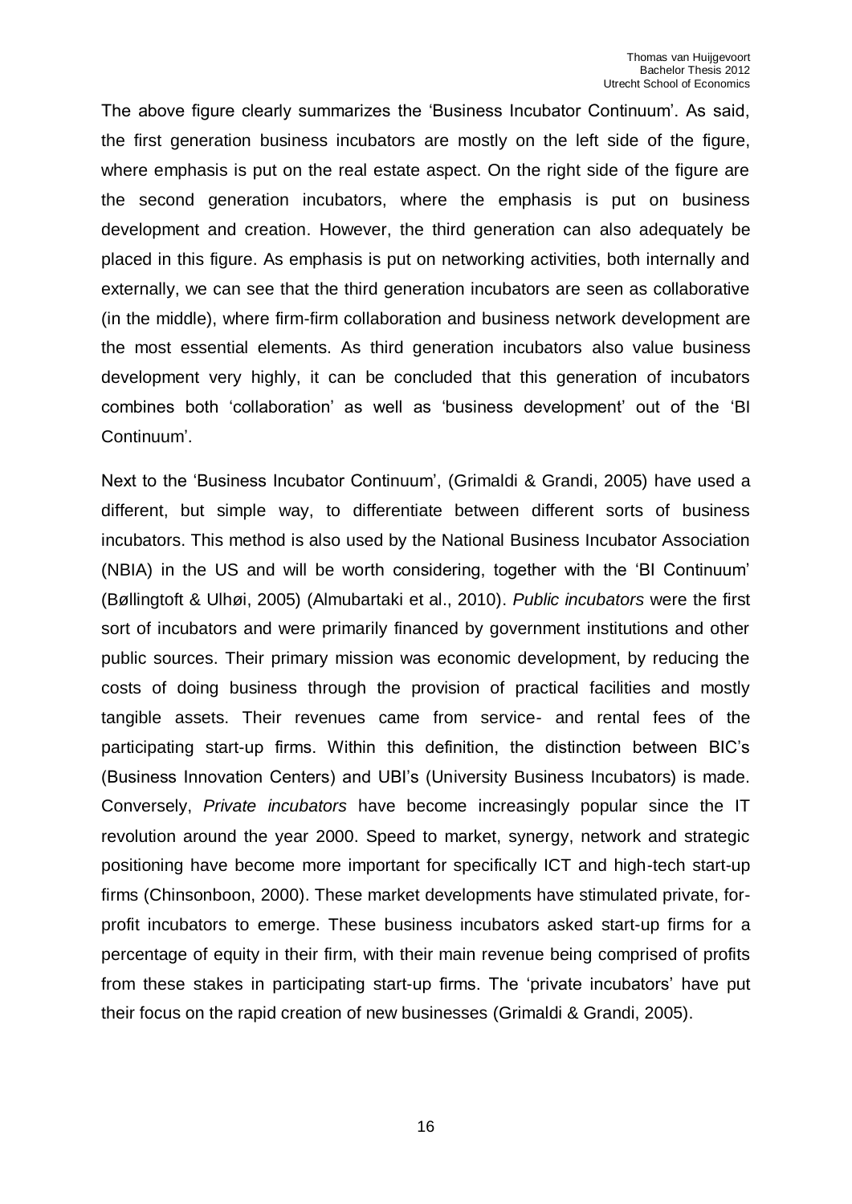The above figure clearly summarizes the 'Business Incubator Continuum'. As said, the first generation business incubators are mostly on the left side of the figure, where emphasis is put on the real estate aspect. On the right side of the figure are the second generation incubators, where the emphasis is put on business development and creation. However, the third generation can also adequately be placed in this figure. As emphasis is put on networking activities, both internally and externally, we can see that the third generation incubators are seen as collaborative (in the middle), where firm-firm collaboration and business network development are the most essential elements. As third generation incubators also value business development very highly, it can be concluded that this generation of incubators combines both 'collaboration' as well as 'business development' out of the 'BI Continuum'.

Next to the 'Business Incubator Continuum', (Grimaldi & Grandi, 2005) have used a different, but simple way, to differentiate between different sorts of business incubators. This method is also used by the National Business Incubator Association (NBIA) in the US and will be worth considering, together with the 'BI Continuum' (Bøllingtoft & Ulhøi, 2005) (Almubartaki et al., 2010). *Public incubators* were the first sort of incubators and were primarily financed by government institutions and other public sources. Their primary mission was economic development, by reducing the costs of doing business through the provision of practical facilities and mostly tangible assets. Their revenues came from service- and rental fees of the participating start-up firms. Within this definition, the distinction between BIC's (Business Innovation Centers) and UBI's (University Business Incubators) is made. Conversely, *Private incubators* have become increasingly popular since the IT revolution around the year 2000. Speed to market, synergy, network and strategic positioning have become more important for specifically ICT and high-tech start-up firms (Chinsonboon, 2000). These market developments have stimulated private, for-profit incubators to emerge. These business incubators asked start-up firms for a percentage of equity in their firm, with their main revenue being comprised of profits from these stakes in participating start-up firms. The 'private incubators' have put their focus on the rapid creation of new businesses (Grimaldi & Grandi, 2005).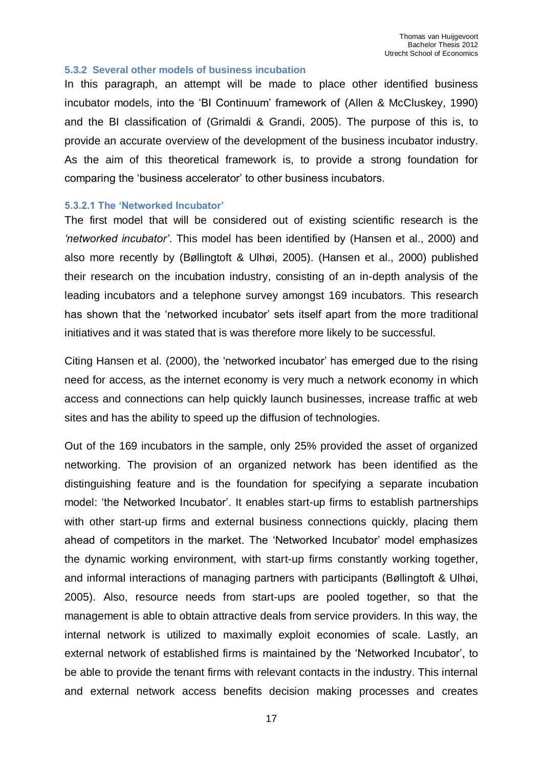#### 5.3.2 Several other models of business incubation

In this paragraph, an attempt will be made to place other identified business incubator models, into the 'BI Continuum' framework of (Allen & McCluskey, 1990) and the BI classification of (Grimaldi & Grandi, 2005). The purpose of this is, to provide an accurate overview of the development of the business incubator industry. As the aim of this theoretical framework is, to provide a strong foundation for comparing the 'business accelerator' to other business incubators.

##### 5.3.2.1 The 'Networked Incubator'

The first model that will be considered out of existing scientific research is the *'networked incubator'*. This model has been identified by (Hansen et al., 2000) and also more recently by (Bøllingtoft & Ulhøi, 2005). (Hansen et al., 2000) published their research on the incubation industry, consisting of an in-depth analysis of the leading incubators and a telephone survey amongst 169 incubators. This research has shown that the 'networked incubator' sets itself apart from the more traditional initiatives and it was stated that is was therefore more likely to be successful.

Citing Hansen et al. (2000), the 'networked incubator' has emerged due to the rising need for access, as the internet economy is very much a network economy in which access and connections can help quickly launch businesses, increase traffic at web sites and has the ability to speed up the diffusion of technologies.

Out of the 169 incubators in the sample, only 25% provided the asset of organized networking. The provision of an organized network has been identified as the distinguishing feature and is the foundation for specifying a separate incubation model: 'the Networked Incubator'. It enables start-up firms to establish partnerships with other start-up firms and external business connections quickly, placing them ahead of competitors in the market. The 'Networked Incubator' model emphasizes the dynamic working environment, with start-up firms constantly working together, and informal interactions of managing partners with participants (Bøllingtoft & Ulhøi, 2005). Also, resource needs from start-ups are pooled together, so that the management is able to obtain attractive deals from service providers. In this way, the internal network is utilized to maximally exploit economies of scale. Lastly, an external network of established firms is maintained by the 'Networked Incubator', to be able to provide the tenant firms with relevant contacts in the industry. This internal and external network access benefits decision making processes and creates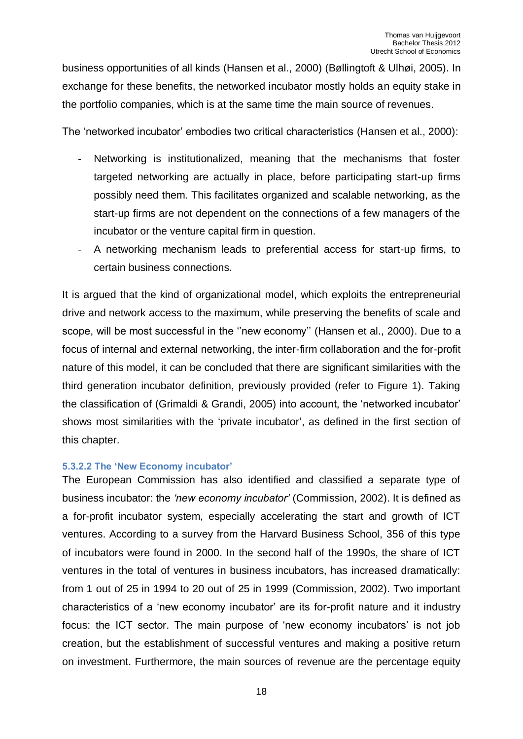business opportunities of all kinds (Hansen et al., 2000) (Bøllingtoft & Ulhøi, 2005). In exchange for these benefits, the networked incubator mostly holds an equity stake in the portfolio companies, which is at the same time the main source of revenues.

The 'networked incubator' embodies two critical characteristics (Hansen et al., 2000):

- Networking is institutionalized, meaning that the mechanisms that foster targeted networking are actually in place, before participating start-up firms possibly need them. This facilitates organized and scalable networking, as the start-up firms are not dependent on the connections of a few managers of the incubator or the venture capital firm in question.
- A networking mechanism leads to preferential access for start-up firms, to certain business connections.

It is argued that the kind of organizational model, which exploits the entrepreneurial drive and network access to the maximum, while preserving the benefits of scale and scope, will be most successful in the ''new economy'' (Hansen et al., 2000). Due to a focus of internal and external networking, the inter-firm collaboration and the for-profit nature of this model, it can be concluded that there are significant similarities with the third generation incubator definition, previously provided (refer to Figure 1). Taking the classification of (Grimaldi & Grandi, 2005) into account, the 'networked incubator' shows most similarities with the 'private incubator', as defined in the first section of this chapter.

#### 5.3.2.2 The 'New Economy incubator'

The European Commission has also identified and classified a separate type of business incubator: the *'new economy incubator'* (Commission, 2002). It is defined as a for-profit incubator system, especially accelerating the start and growth of ICT ventures. According to a survey from the Harvard Business School, 356 of this type of incubators were found in 2000. In the second half of the 1990s, the share of ICT ventures in the total of ventures in business incubators, has increased dramatically: from 1 out of 25 in 1994 to 20 out of 25 in 1999 (Commission, 2002). Two important characteristics of a 'new economy incubator' are its for-profit nature and it industry focus: the ICT sector. The main purpose of 'new economy incubators' is not job creation, but the establishment of successful ventures and making a positive return on investment. Furthermore, the main sources of revenue are the percentage equity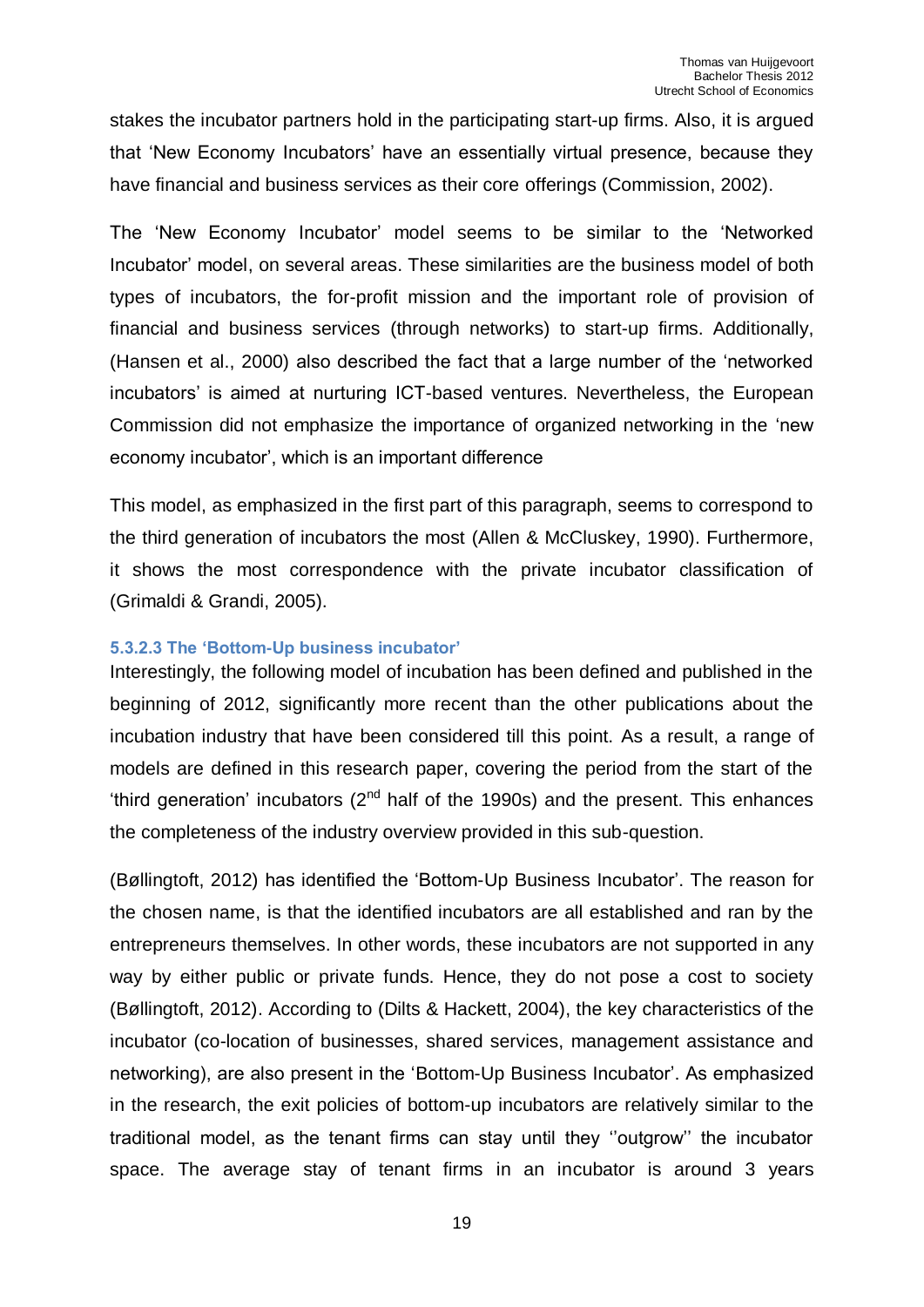stakes the incubator partners hold in the participating start-up firms. Also, it is argued that 'New Economy Incubators' have an essentially virtual presence, because they have financial and business services as their core offerings (Commission, 2002).

The 'New Economy Incubator' model seems to be similar to the 'Networked Incubator' model, on several areas. These similarities are the business model of both types of incubators, the for-profit mission and the important role of provision of financial and business services (through networks) to start-up firms. Additionally, (Hansen et al., 2000) also described the fact that a large number of the 'networked incubators' is aimed at nurturing ICT-based ventures. Nevertheless, the European Commission did not emphasize the importance of organized networking in the 'new economy incubator', which is an important difference

This model, as emphasized in the first part of this paragraph, seems to correspond to the third generation of incubators the most (Allen & McCluskey, 1990). Furthermore, it shows the most correspondence with the private incubator classification of (Grimaldi & Grandi, 2005).

#### 5.3.2.3 The 'Bottom-Up business incubator'

Interestingly, the following model of incubation has been defined and published in the beginning of 2012, significantly more recent than the other publications about the incubation industry that have been considered till this point. As a result, a range of models are defined in this research paper, covering the period from the start of the 'third generation' incubators (2nd half of the 1990s) and the present. This enhances the completeness of the industry overview provided in this sub-question.

(Bøllingtoft, 2012) has identified the 'Bottom-Up Business Incubator'. The reason for the chosen name, is that the identified incubators are all established and ran by the entrepreneurs themselves. In other words, these incubators are not supported in any way by either public or private funds. Hence, they do not pose a cost to society (Bøllingtoft, 2012). According to (Dilts & Hackett, 2004), the key characteristics of the incubator (co-location of businesses, shared services, management assistance and networking), are also present in the 'Bottom-Up Business Incubator'. As emphasized in the research, the exit policies of bottom-up incubators are relatively similar to the traditional model, as the tenant firms can stay until they ''outgrow'' the incubator space. The average stay of tenant firms in an incubator is around 3 years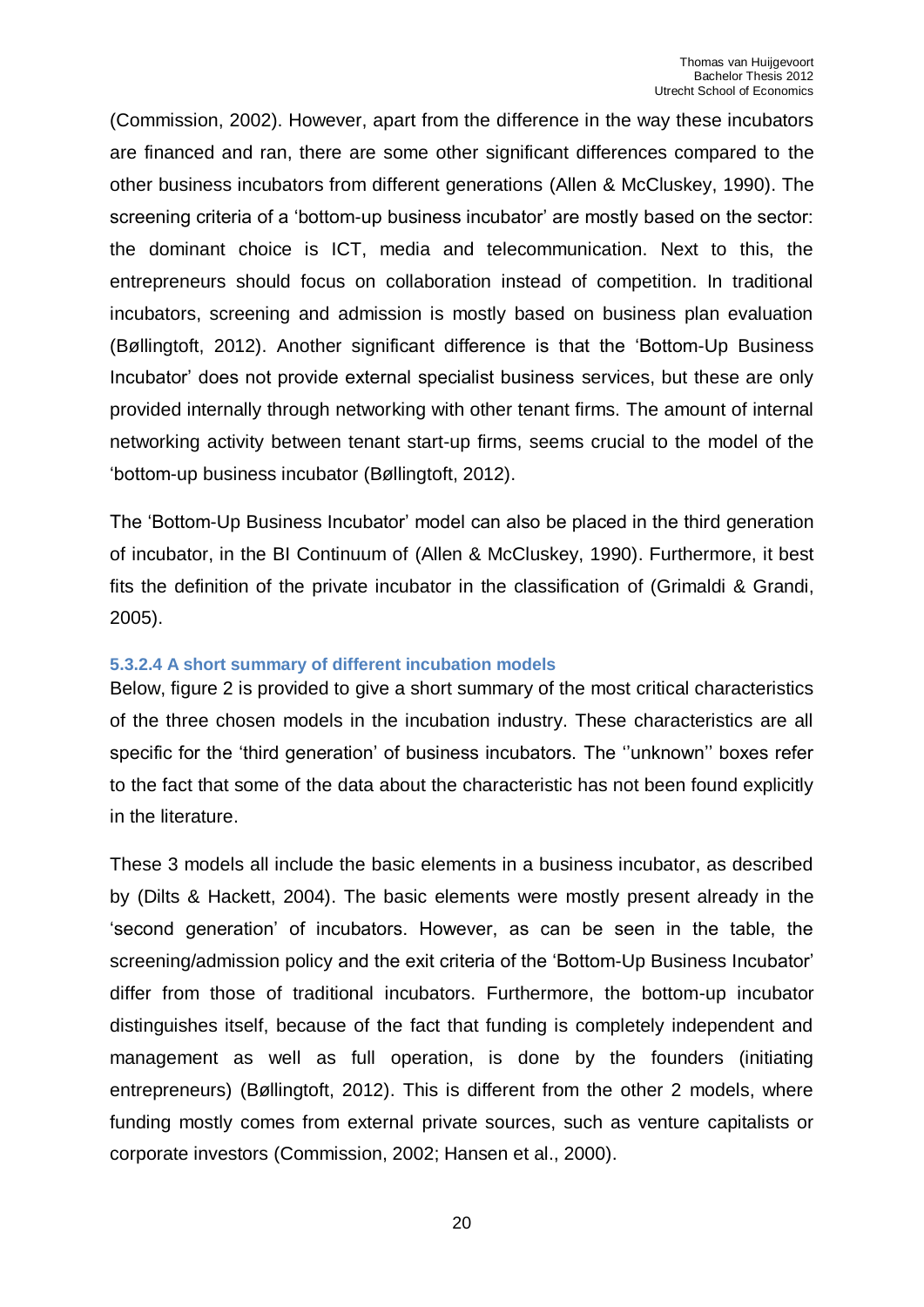(Commission, 2002). However, apart from the difference in the way these incubators are financed and ran, there are some other significant differences compared to the other business incubators from different generations (Allen & McCluskey, 1990). The screening criteria of a 'bottom-up business incubator' are mostly based on the sector: the dominant choice is ICT, media and telecommunication. Next to this, the entrepreneurs should focus on collaboration instead of competition. In traditional incubators, screening and admission is mostly based on business plan evaluation (Bøllingtoft, 2012). Another significant difference is that the 'Bottom-Up Business Incubator' does not provide external specialist business services, but these are only provided internally through networking with other tenant firms. The amount of internal networking activity between tenant start-up firms, seems crucial to the model of the 'bottom-up business incubator (Bøllingtoft, 2012).

The 'Bottom-Up Business Incubator' model can also be placed in the third generation of incubator, in the BI Continuum of (Allen & McCluskey, 1990). Furthermore, it best fits the definition of the private incubator in the classification of (Grimaldi & Grandi, 2005).

#### 5.3.2.4 A short summary of different incubation models

Below, figure 2 is provided to give a short summary of the most critical characteristics of the three chosen models in the incubation industry. These characteristics are all specific for the 'third generation' of business incubators. The ''unknown'' boxes refer to the fact that some of the data about the characteristic has not been found explicitly in the literature.

These 3 models all include the basic elements in a business incubator, as described by (Dilts & Hackett, 2004). The basic elements were mostly present already in the 'second generation' of incubators. However, as can be seen in the table, the screening/admission policy and the exit criteria of the 'Bottom-Up Business Incubator' differ from those of traditional incubators. Furthermore, the bottom-up incubator distinguishes itself, because of the fact that funding is completely independent and management as well as full operation, is done by the founders (initiating entrepreneurs) (Bøllingtoft, 2012). This is different from the other 2 models, where funding mostly comes from external private sources, such as venture capitalists or corporate investors (Commission, 2002; Hansen et al., 2000).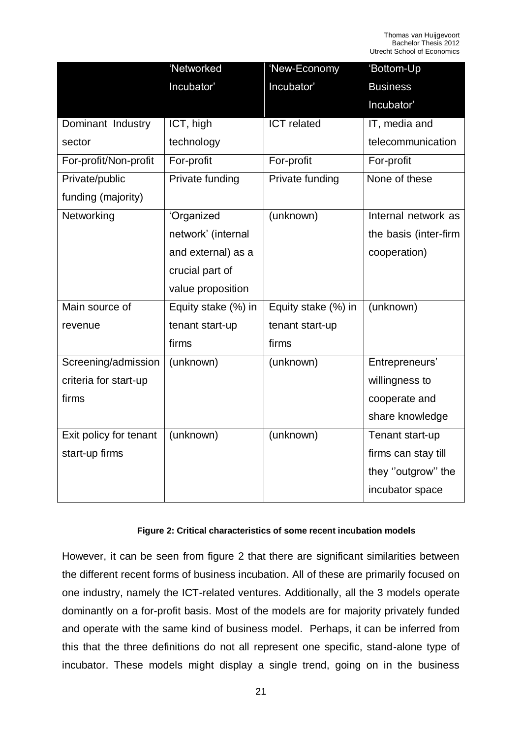| | 'Networked Incubator' | 'New-Economy Incubator' | 'Bottom-Up Business Incubator' |
|---|---|---|---|
| Dominant Industry sector | ICT, high technology | ICT related | IT, media and telecommunication |
| For-profit/Non-profit | For-profit | For-profit | For-profit |
| Private/public funding (majority) | Private funding | Private funding | None of these |
| Networking | 'Organized network' (internal and external) as a crucial part of value proposition | (unknown) | Internal network as the basis (inter-firm cooperation) |
| Main source of revenue | Equity stake (%) in tenant start-up firms | Equity stake (%) in tenant start-up firms | (unknown) |
| Screening/admission criteria for start-up firms | (unknown) | (unknown) | Entrepreneurs' willingness to cooperate and share knowledge |
| Exit policy for tenant start-up firms | (unknown) | (unknown) | Tenant start-up firms can stay till they ''outgrow'' the incubator space |

**Figure 2: Critical characteristics of some recent incubation models**

However, it can be seen from figure 2 that there are significant similarities between the different recent forms of business incubation. All of these are primarily focused on one industry, namely the ICT-related ventures. Additionally, all the 3 models operate dominantly on a for-profit basis. Most of the models are for majority privately funded and operate with the same kind of business model. Perhaps, it can be inferred from this that the three definitions do not all represent one specific, stand-alone type of incubator. These models might display a single trend, going on in the business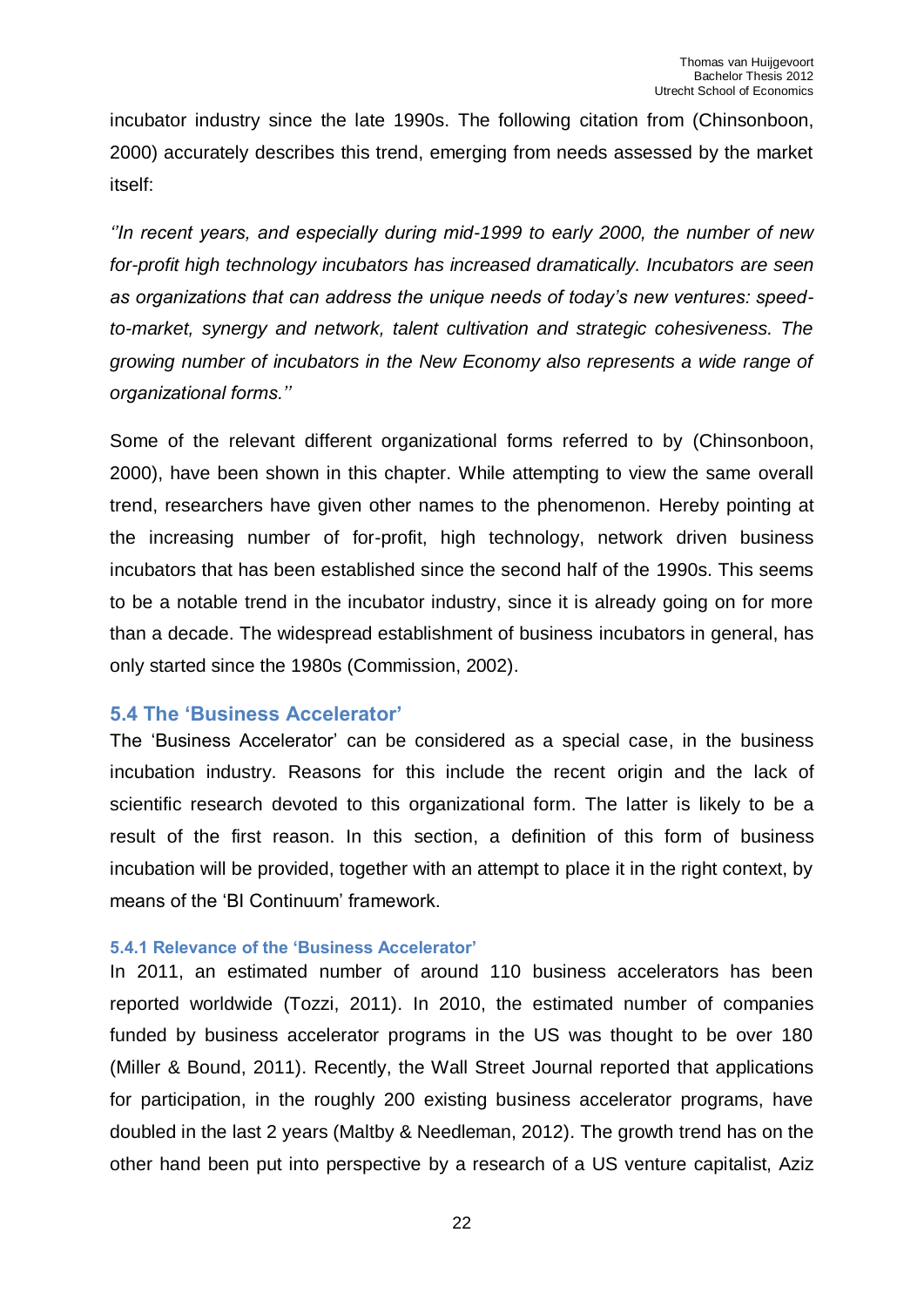incubator industry since the late 1990s. The following citation from (Chinsonboon, 2000) accurately describes this trend, emerging from needs assessed by the market itself:

*''In recent years, and especially during mid-1999 to early 2000, the number of new for-profit high technology incubators has increased dramatically. Incubators are seen as organizations that can address the unique needs of today's new ventures: speed-to-market, synergy and network, talent cultivation and strategic cohesiveness. The growing number of incubators in the New Economy also represents a wide range of organizational forms.''*

Some of the relevant different organizational forms referred to by (Chinsonboon, 2000), have been shown in this chapter. While attempting to view the same overall trend, researchers have given other names to the phenomenon. Hereby pointing at the increasing number of for-profit, high technology, network driven business incubators that has been established since the second half of the 1990s. This seems to be a notable trend in the incubator industry, since it is already going on for more than a decade. The widespread establishment of business incubators in general, has only started since the 1980s (Commission, 2002).

## 5.4 The 'Business Accelerator'

The 'Business Accelerator' can be considered as a special case, in the business incubation industry. Reasons for this include the recent origin and the lack of scientific research devoted to this organizational form. The latter is likely to be a result of the first reason. In this section, a definition of this form of business incubation will be provided, together with an attempt to place it in the right context, by means of the 'BI Continuum' framework.

### 5.4.1 Relevance of the 'Business Accelerator'

In 2011, an estimated number of around 110 business accelerators has been reported worldwide (Tozzi, 2011). In 2010, the estimated number of companies funded by business accelerator programs in the US was thought to be over 180 (Miller & Bound, 2011). Recently, the Wall Street Journal reported that applications for participation, in the roughly 200 existing business accelerator programs, have doubled in the last 2 years (Maltby & Needleman, 2012). The growth trend has on the other hand been put into perspective by a research of a US venture capitalist, Aziz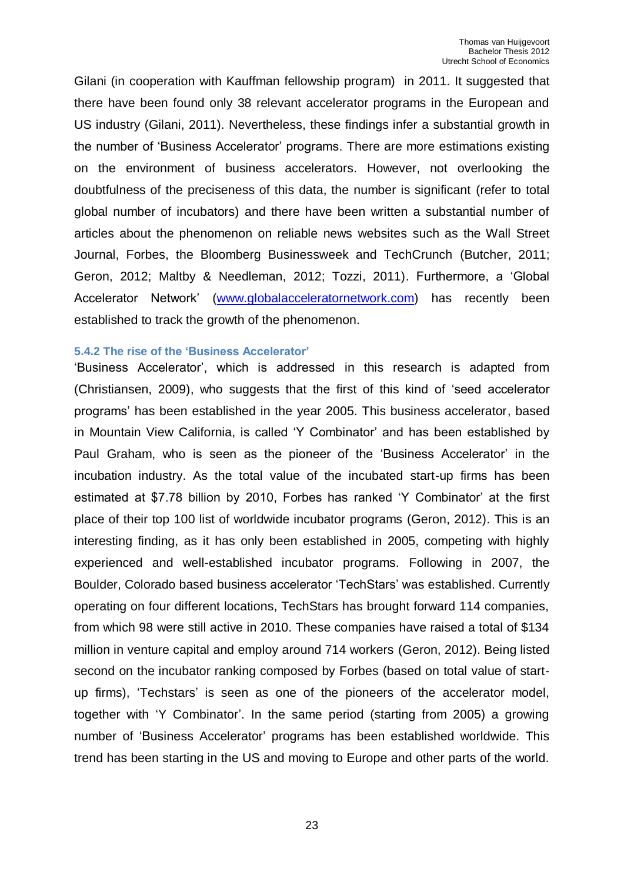Gilani (in cooperation with Kauffman fellowship program) in 2011. It suggested that there have been found only 38 relevant accelerator programs in the European and US industry (Gilani, 2011). Nevertheless, these findings infer a substantial growth in the number of 'Business Accelerator' programs. There are more estimations existing on the environment of business accelerators. However, not overlooking the doubtfulness of the preciseness of this data, the number is significant (refer to total global number of incubators) and there have been written a substantial number of articles about the phenomenon on reliable news websites such as the Wall Street Journal, Forbes, the Bloomberg Businessweek and TechCrunch (Butcher, 2011; Geron, 2012; Maltby & Needleman, 2012; Tozzi, 2011). Furthermore, a 'Global Accelerator Network' (www.globalacceleratornetwork.com) has recently been established to track the growth of the phenomenon.

### 5.4.2 The rise of the 'Business Accelerator'

'Business Accelerator', which is addressed in this research is adapted from (Christiansen, 2009), who suggests that the first of this kind of 'seed accelerator programs' has been established in the year 2005. This business accelerator, based in Mountain View California, is called 'Y Combinator' and has been established by Paul Graham, who is seen as the pioneer of the 'Business Accelerator' in the incubation industry. As the total value of the incubated start-up firms has been estimated at $7.78 billion by 2010, Forbes has ranked 'Y Combinator' at the first place of their top 100 list of worldwide incubator programs (Geron, 2012). This is an interesting finding, as it has only been established in 2005, competing with highly experienced and well-established incubator programs. Following in 2007, the Boulder, Colorado based business accelerator 'TechStars' was established. Currently operating on four different locations, TechStars has brought forward 114 companies, from which 98 were still active in 2010. These companies have raised a total of $134 million in venture capital and employ around 714 workers (Geron, 2012). Being listed second on the incubator ranking composed by Forbes (based on total value of start-up firms), 'Techstars' is seen as one of the pioneers of the accelerator model, together with 'Y Combinator'. In the same period (starting from 2005) a growing number of 'Business Accelerator' programs has been established worldwide. This trend has been starting in the US and moving to Europe and other parts of the world.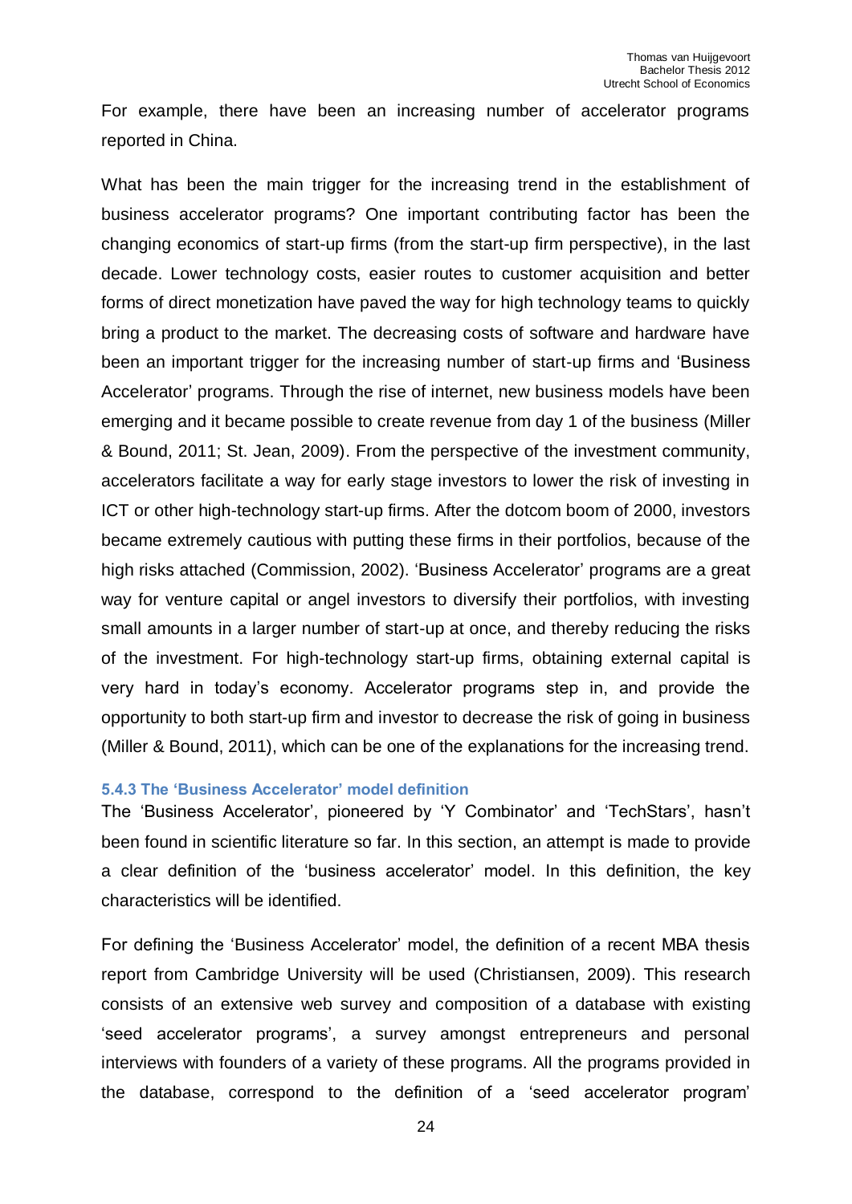For example, there have been an increasing number of accelerator programs reported in China.

What has been the main trigger for the increasing trend in the establishment of business accelerator programs? One important contributing factor has been the changing economics of start-up firms (from the start-up firm perspective), in the last decade. Lower technology costs, easier routes to customer acquisition and better forms of direct monetization have paved the way for high technology teams to quickly bring a product to the market. The decreasing costs of software and hardware have been an important trigger for the increasing number of start-up firms and 'Business Accelerator' programs. Through the rise of internet, new business models have been emerging and it became possible to create revenue from day 1 of the business (Miller & Bound, 2011; St. Jean, 2009). From the perspective of the investment community, accelerators facilitate a way for early stage investors to lower the risk of investing in ICT or other high-technology start-up firms. After the dotcom boom of 2000, investors became extremely cautious with putting these firms in their portfolios, because of the high risks attached (Commission, 2002). 'Business Accelerator' programs are a great way for venture capital or angel investors to diversify their portfolios, with investing small amounts in a larger number of start-up at once, and thereby reducing the risks of the investment. For high-technology start-up firms, obtaining external capital is very hard in today's economy. Accelerator programs step in, and provide the opportunity to both start-up firm and investor to decrease the risk of going in business (Miller & Bound, 2011), which can be one of the explanations for the increasing trend.

#### 5.4.3 The 'Business Accelerator' model definition

The 'Business Accelerator', pioneered by 'Y Combinator' and 'TechStars', hasn't been found in scientific literature so far. In this section, an attempt is made to provide a clear definition of the 'business accelerator' model. In this definition, the key characteristics will be identified.

For defining the 'Business Accelerator' model, the definition of a recent MBA thesis report from Cambridge University will be used (Christiansen, 2009). This research consists of an extensive web survey and composition of a database with existing 'seed accelerator programs', a survey amongst entrepreneurs and personal interviews with founders of a variety of these programs. All the programs provided in the database, correspond to the definition of a 'seed accelerator program'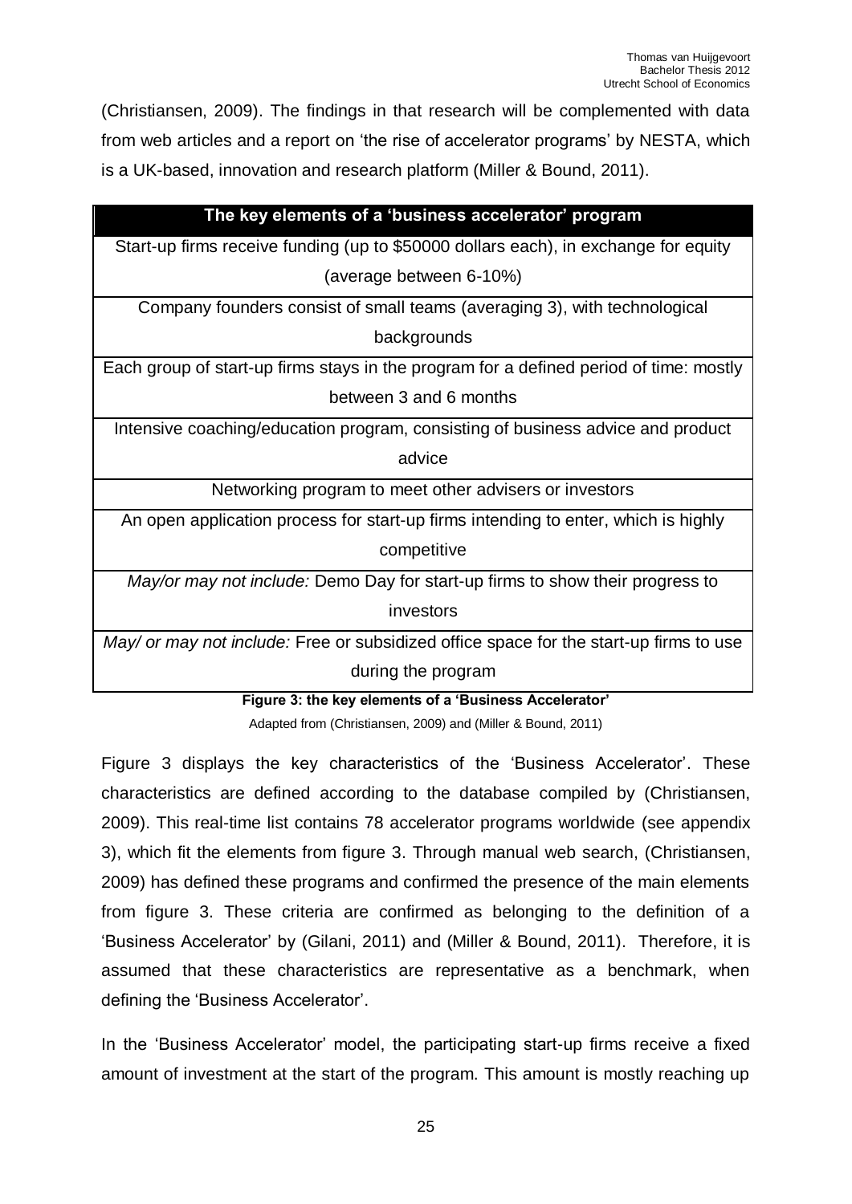(Christiansen, 2009). The findings in that research will be complemented with data from web articles and a report on 'the rise of accelerator programs' by NESTA, which is a UK-based, innovation and research platform (Miller & Bound, 2011).

| The key elements of a 'business accelerator' program |
|---|
| Start-up firms receive funding (up to $50000 dollars each), in exchange for equity (average between 6-10%) |
| Company founders consist of small teams (averaging 3), with technological backgrounds |
| Each group of start-up firms stays in the program for a defined period of time: mostly between 3 and 6 months |
| Intensive coaching/education program, consisting of business advice and product advice |
| Networking program to meet other advisers or investors |
| An open application process for start-up firms intending to enter, which is highly competitive |
| *May/or may not include:* Demo Day for start-up firms to show their progress to investors |
| *May/ or may not include:* Free or subsidized office space for the start-up firms to use during the program |

**Figure 3: the key elements of a 'Business Accelerator'**

Adapted from (Christiansen, 2009) and (Miller & Bound, 2011)

Figure 3 displays the key characteristics of the 'Business Accelerator'. These characteristics are defined according to the database compiled by (Christiansen, 2009). This real-time list contains 78 accelerator programs worldwide (see appendix 3), which fit the elements from figure 3. Through manual web search, (Christiansen, 2009) has defined these programs and confirmed the presence of the main elements from figure 3. These criteria are confirmed as belonging to the definition of a 'Business Accelerator' by (Gilani, 2011) and (Miller & Bound, 2011). Therefore, it is assumed that these characteristics are representative as a benchmark, when defining the 'Business Accelerator'.

In the 'Business Accelerator' model, the participating start-up firms receive a fixed amount of investment at the start of the program. This amount is mostly reaching up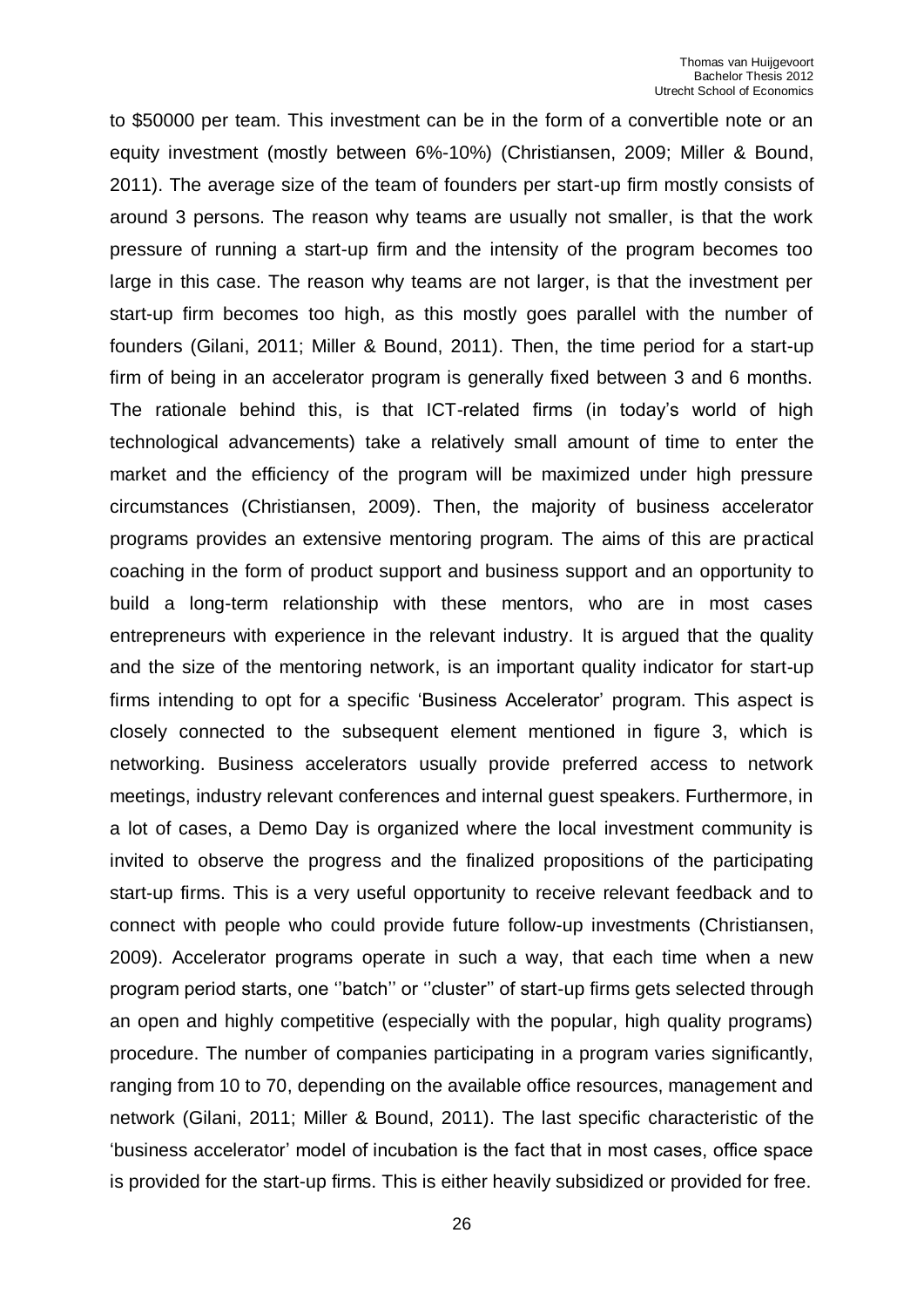to $50000 per team. This investment can be in the form of a convertible note or an equity investment (mostly between 6%-10%) (Christiansen, 2009; Miller & Bound, 2011). The average size of the team of founders per start-up firm mostly consists of around 3 persons. The reason why teams are usually not smaller, is that the work pressure of running a start-up firm and the intensity of the program becomes too large in this case. The reason why teams are not larger, is that the investment per start-up firm becomes too high, as this mostly goes parallel with the number of founders (Gilani, 2011; Miller & Bound, 2011). Then, the time period for a start-up firm of being in an accelerator program is generally fixed between 3 and 6 months. The rationale behind this, is that ICT-related firms (in today's world of high technological advancements) take a relatively small amount of time to enter the market and the efficiency of the program will be maximized under high pressure circumstances (Christiansen, 2009). Then, the majority of business accelerator programs provides an extensive mentoring program. The aims of this are practical coaching in the form of product support and business support and an opportunity to build a long-term relationship with these mentors, who are in most cases entrepreneurs with experience in the relevant industry. It is argued that the quality and the size of the mentoring network, is an important quality indicator for start-up firms intending to opt for a specific 'Business Accelerator' program. This aspect is closely connected to the subsequent element mentioned in figure 3, which is networking. Business accelerators usually provide preferred access to network meetings, industry relevant conferences and internal guest speakers. Furthermore, in a lot of cases, a Demo Day is organized where the local investment community is invited to observe the progress and the finalized propositions of the participating start-up firms. This is a very useful opportunity to receive relevant feedback and to connect with people who could provide future follow-up investments (Christiansen, 2009). Accelerator programs operate in such a way, that each time when a new program period starts, one ''batch'' or ''cluster'' of start-up firms gets selected through an open and highly competitive (especially with the popular, high quality programs) procedure. The number of companies participating in a program varies significantly, ranging from 10 to 70, depending on the available office resources, management and network (Gilani, 2011; Miller & Bound, 2011). The last specific characteristic of the 'business accelerator' model of incubation is the fact that in most cases, office space is provided for the start-up firms. This is either heavily subsidized or provided for free.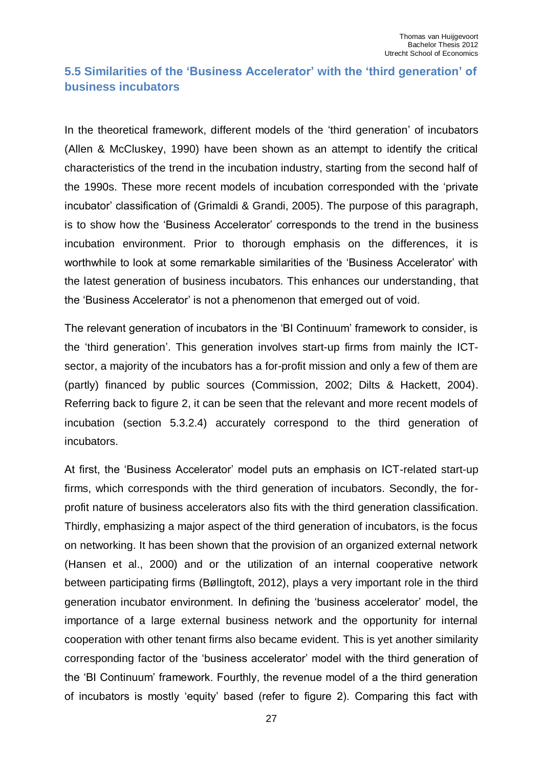## 5.5 Similarities of the 'Business Accelerator' with the 'third generation' of business incubators

In the theoretical framework, different models of the 'third generation' of incubators (Allen & McCluskey, 1990) have been shown as an attempt to identify the critical characteristics of the trend in the incubation industry, starting from the second half of the 1990s. These more recent models of incubation corresponded with the 'private incubator' classification of (Grimaldi & Grandi, 2005). The purpose of this paragraph, is to show how the 'Business Accelerator' corresponds to the trend in the business incubation environment. Prior to thorough emphasis on the differences, it is worthwhile to look at some remarkable similarities of the 'Business Accelerator' with the latest generation of business incubators. This enhances our understanding, that the 'Business Accelerator' is not a phenomenon that emerged out of void.

The relevant generation of incubators in the 'BI Continuum' framework to consider, is the 'third generation'. This generation involves start-up firms from mainly the ICT-sector, a majority of the incubators has a for-profit mission and only a few of them are (partly) financed by public sources (Commission, 2002; Dilts & Hackett, 2004). Referring back to figure 2, it can be seen that the relevant and more recent models of incubation (section 5.3.2.4) accurately correspond to the third generation of incubators.

At first, the 'Business Accelerator' model puts an emphasis on ICT-related start-up firms, which corresponds with the third generation of incubators. Secondly, the for-profit nature of business accelerators also fits with the third generation classification. Thirdly, emphasizing a major aspect of the third generation of incubators, is the focus on networking. It has been shown that the provision of an organized external network (Hansen et al., 2000) and or the utilization of an internal cooperative network between participating firms (Bøllingtoft, 2012), plays a very important role in the third generation incubator environment. In defining the 'business accelerator' model, the importance of a large external business network and the opportunity for internal cooperation with other tenant firms also became evident. This is yet another similarity corresponding factor of the 'business accelerator' model with the third generation of the 'BI Continuum' framework. Fourthly, the revenue model of a the third generation of incubators is mostly 'equity' based (refer to figure 2). Comparing this fact with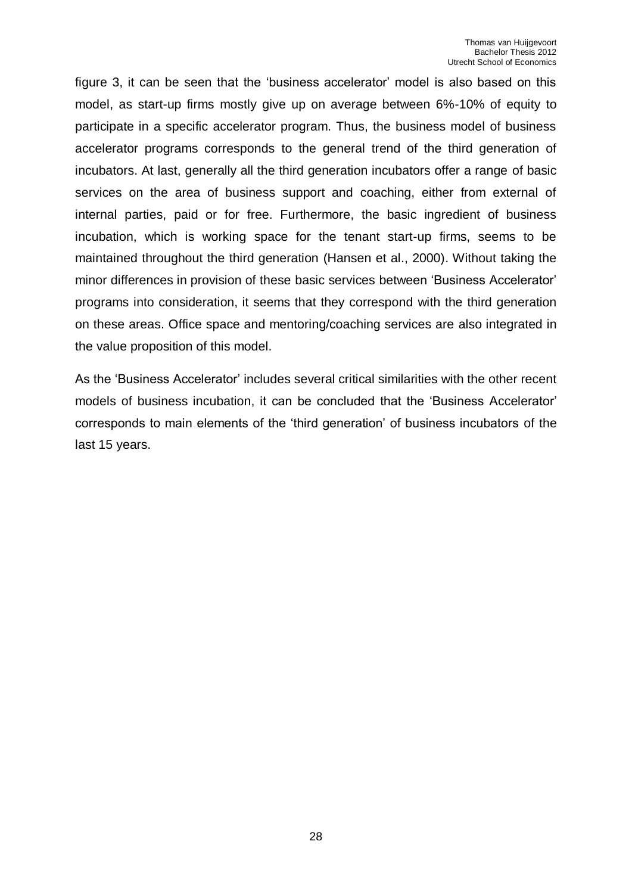figure 3, it can be seen that the 'business accelerator' model is also based on this model, as start-up firms mostly give up on average between 6%-10% of equity to participate in a specific accelerator program. Thus, the business model of business accelerator programs corresponds to the general trend of the third generation of incubators. At last, generally all the third generation incubators offer a range of basic services on the area of business support and coaching, either from external of internal parties, paid or for free. Furthermore, the basic ingredient of business incubation, which is working space for the tenant start-up firms, seems to be maintained throughout the third generation (Hansen et al., 2000). Without taking the minor differences in provision of these basic services between 'Business Accelerator' programs into consideration, it seems that they correspond with the third generation on these areas. Office space and mentoring/coaching services are also integrated in the value proposition of this model.

As the 'Business Accelerator' includes several critical similarities with the other recent models of business incubation, it can be concluded that the 'Business Accelerator' corresponds to main elements of the 'third generation' of business incubators of the last 15 years.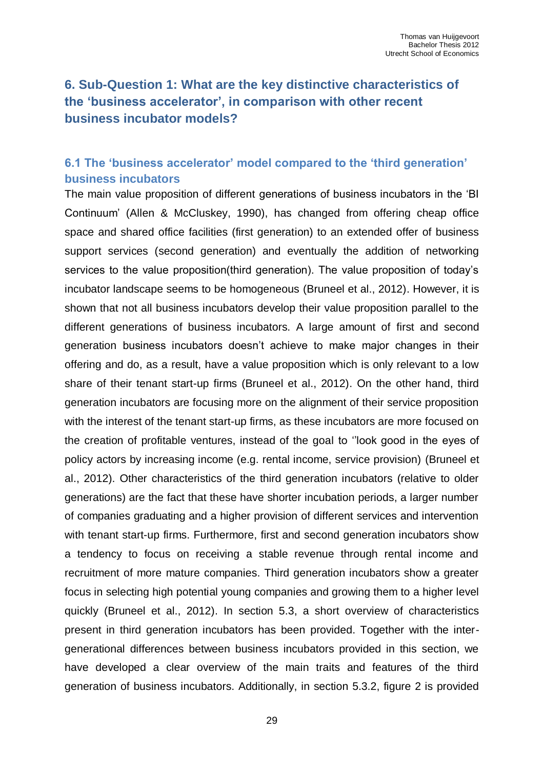## 6. Sub-Question 1: What are the key distinctive characteristics of the 'business accelerator', in comparison with other recent business incubator models?

### 6.1 The 'business accelerator' model compared to the 'third generation' business incubators

The main value proposition of different generations of business incubators in the 'BI Continuum' (Allen & McCluskey, 1990), has changed from offering cheap office space and shared office facilities (first generation) to an extended offer of business support services (second generation) and eventually the addition of networking services to the value proposition(third generation). The value proposition of today's incubator landscape seems to be homogeneous (Bruneel et al., 2012). However, it is shown that not all business incubators develop their value proposition parallel to the different generations of business incubators. A large amount of first and second generation business incubators doesn't achieve to make major changes in their offering and do, as a result, have a value proposition which is only relevant to a low share of their tenant start-up firms (Bruneel et al., 2012). On the other hand, third generation incubators are focusing more on the alignment of their service proposition with the interest of the tenant start-up firms, as these incubators are more focused on the creation of profitable ventures, instead of the goal to ''look good in the eyes of policy actors by increasing income (e.g. rental income, service provision) (Bruneel et al., 2012). Other characteristics of the third generation incubators (relative to older generations) are the fact that these have shorter incubation periods, a larger number of companies graduating and a higher provision of different services and intervention with tenant start-up firms. Furthermore, first and second generation incubators show a tendency to focus on receiving a stable revenue through rental income and recruitment of more mature companies. Third generation incubators show a greater focus in selecting high potential young companies and growing them to a higher level quickly (Bruneel et al., 2012). In section 5.3, a short overview of characteristics present in third generation incubators has been provided. Together with the inter-generational differences between business incubators provided in this section, we have developed a clear overview of the main traits and features of the third generation of business incubators. Additionally, in section 5.3.2, figure 2 is provided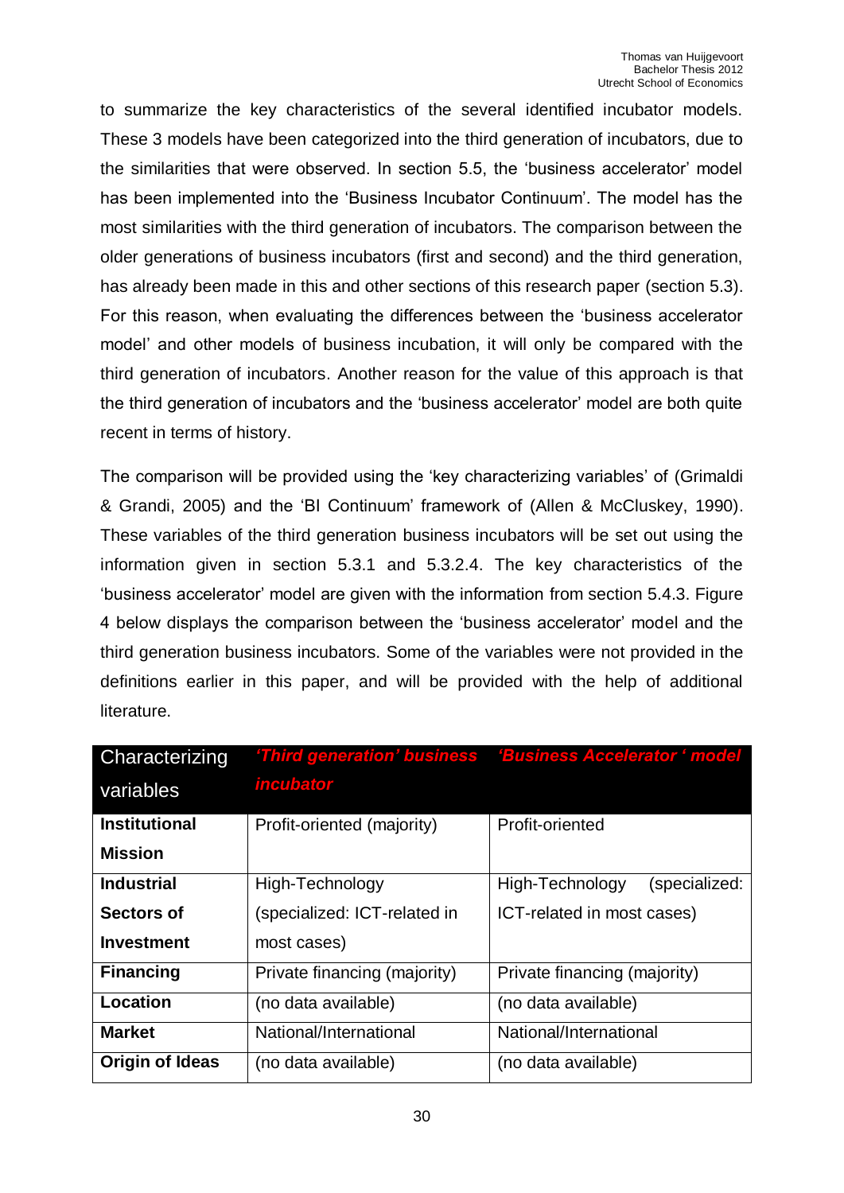to summarize the key characteristics of the several identified incubator models. These 3 models have been categorized into the third generation of incubators, due to the similarities that were observed. In section 5.5, the 'business accelerator' model has been implemented into the 'Business Incubator Continuum'. The model has the most similarities with the third generation of incubators. The comparison between the older generations of business incubators (first and second) and the third generation, has already been made in this and other sections of this research paper (section 5.3). For this reason, when evaluating the differences between the 'business accelerator model' and other models of business incubation, it will only be compared with the third generation of incubators. Another reason for the value of this approach is that the third generation of incubators and the 'business accelerator' model are both quite recent in terms of history.

The comparison will be provided using the 'key characterizing variables' of (Grimaldi & Grandi, 2005) and the 'BI Continuum' framework of (Allen & McCluskey, 1990). These variables of the third generation business incubators will be set out using the information given in section 5.3.1 and 5.3.2.4. The key characteristics of the 'business accelerator' model are given with the information from section 5.4.3. Figure 4 below displays the comparison between the 'business accelerator' model and the third generation business incubators. Some of the variables were not provided in the definitions earlier in this paper, and will be provided with the help of additional literature.

| Characterizing variables | *'Third generation' business incubator* | *'Business Accelerator ' model* |
|---|---|---|
| **Institutional Mission** | Profit-oriented (majority) | Profit-oriented |
| **Industrial Sectors of Investment** | High-Technology (specialized: ICT-related in most cases) | High-Technology (specialized: ICT-related in most cases) |
| **Financing** | Private financing (majority) | Private financing (majority) |
| **Location** | (no data available) | (no data available) |
| **Market** | National/International | National/International |
| **Origin of Ideas** | (no data available) | (no data available) |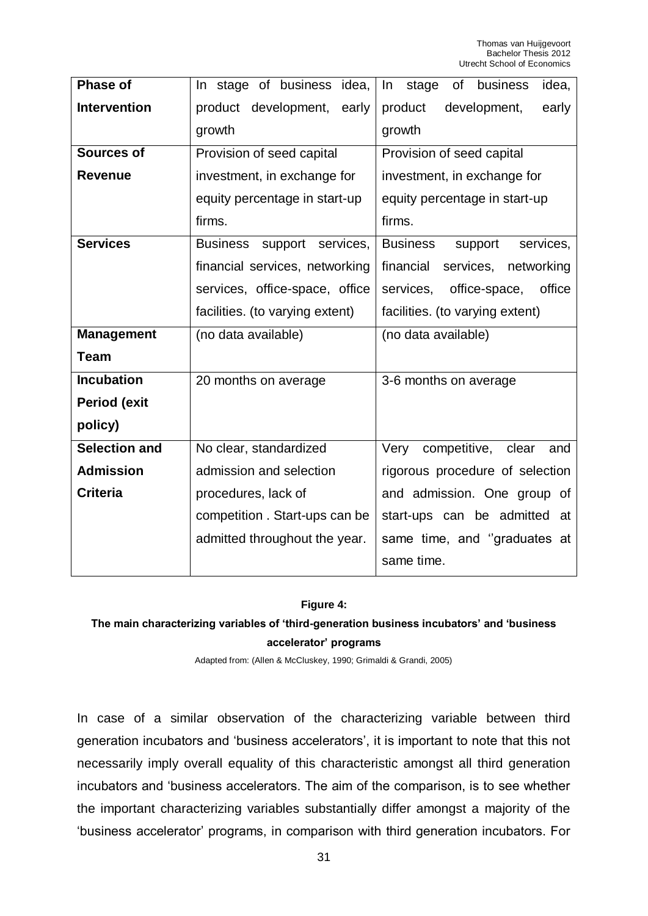| **Phase of Intervention** | In stage of business idea, product development, early growth | In stage of business idea, product development, early growth |
|---|---|---|
| **Sources of Revenue** | Provision of seed capital investment, in exchange for equity percentage in start-up firms. | Provision of seed capital investment, in exchange for equity percentage in start-up firms. |
| **Services** | Business support services, financial services, networking services, office-space, office facilities. (to varying extent) | Business support services, financial services, networking services, office-space, office facilities. (to varying extent) |
| **Management Team** | (no data available) | (no data available) |
| **Incubation Period (exit policy)** | 20 months on average | 3-6 months on average |
| **Selection and Admission Criteria** | No clear, standardized admission and selection procedures, lack of competition . Start-ups can be admitted throughout the year. | Very competitive, clear and rigorous procedure of selection and admission. One group of start-ups can be admitted at same time, and ''graduates at same time. |

**Figure 4:**

**The main characterizing variables of 'third-generation business incubators' and 'business accelerator' programs**

Adapted from: (Allen & McCluskey, 1990; Grimaldi & Grandi, 2005)

In case of a similar observation of the characterizing variable between third generation incubators and 'business accelerators', it is important to note that this not necessarily imply overall equality of this characteristic amongst all third generation incubators and 'business accelerators. The aim of the comparison, is to see whether the important characterizing variables substantially differ amongst a majority of the 'business accelerator' programs, in comparison with third generation incubators. For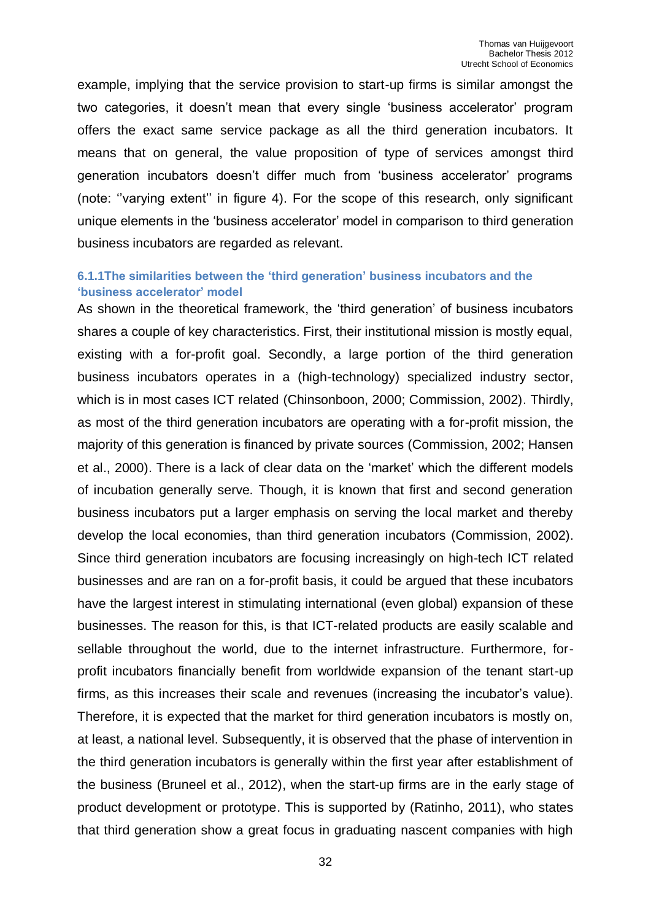example, implying that the service provision to start-up firms is similar amongst the two categories, it doesn't mean that every single 'business accelerator' program offers the exact same service package as all the third generation incubators. It means that on general, the value proposition of type of services amongst third generation incubators doesn't differ much from 'business accelerator' programs (note: ''varying extent'' in figure 4). For the scope of this research, only significant unique elements in the 'business accelerator' model in comparison to third generation business incubators are regarded as relevant.

### 6.1.1The similarities between the 'third generation' business incubators and the 'business accelerator' model

As shown in the theoretical framework, the 'third generation' of business incubators shares a couple of key characteristics. First, their institutional mission is mostly equal, existing with a for-profit goal. Secondly, a large portion of the third generation business incubators operates in a (high-technology) specialized industry sector, which is in most cases ICT related (Chinsonboon, 2000; Commission, 2002). Thirdly, as most of the third generation incubators are operating with a for-profit mission, the majority of this generation is financed by private sources (Commission, 2002; Hansen et al., 2000). There is a lack of clear data on the 'market' which the different models of incubation generally serve. Though, it is known that first and second generation business incubators put a larger emphasis on serving the local market and thereby develop the local economies, than third generation incubators (Commission, 2002). Since third generation incubators are focusing increasingly on high-tech ICT related businesses and are ran on a for-profit basis, it could be argued that these incubators have the largest interest in stimulating international (even global) expansion of these businesses. The reason for this, is that ICT-related products are easily scalable and sellable throughout the world, due to the internet infrastructure. Furthermore, for-profit incubators financially benefit from worldwide expansion of the tenant start-up firms, as this increases their scale and revenues (increasing the incubator's value). Therefore, it is expected that the market for third generation incubators is mostly on, at least, a national level. Subsequently, it is observed that the phase of intervention in the third generation incubators is generally within the first year after establishment of the business (Bruneel et al., 2012), when the start-up firms are in the early stage of product development or prototype. This is supported by (Ratinho, 2011), who states that third generation show a great focus in graduating nascent companies with high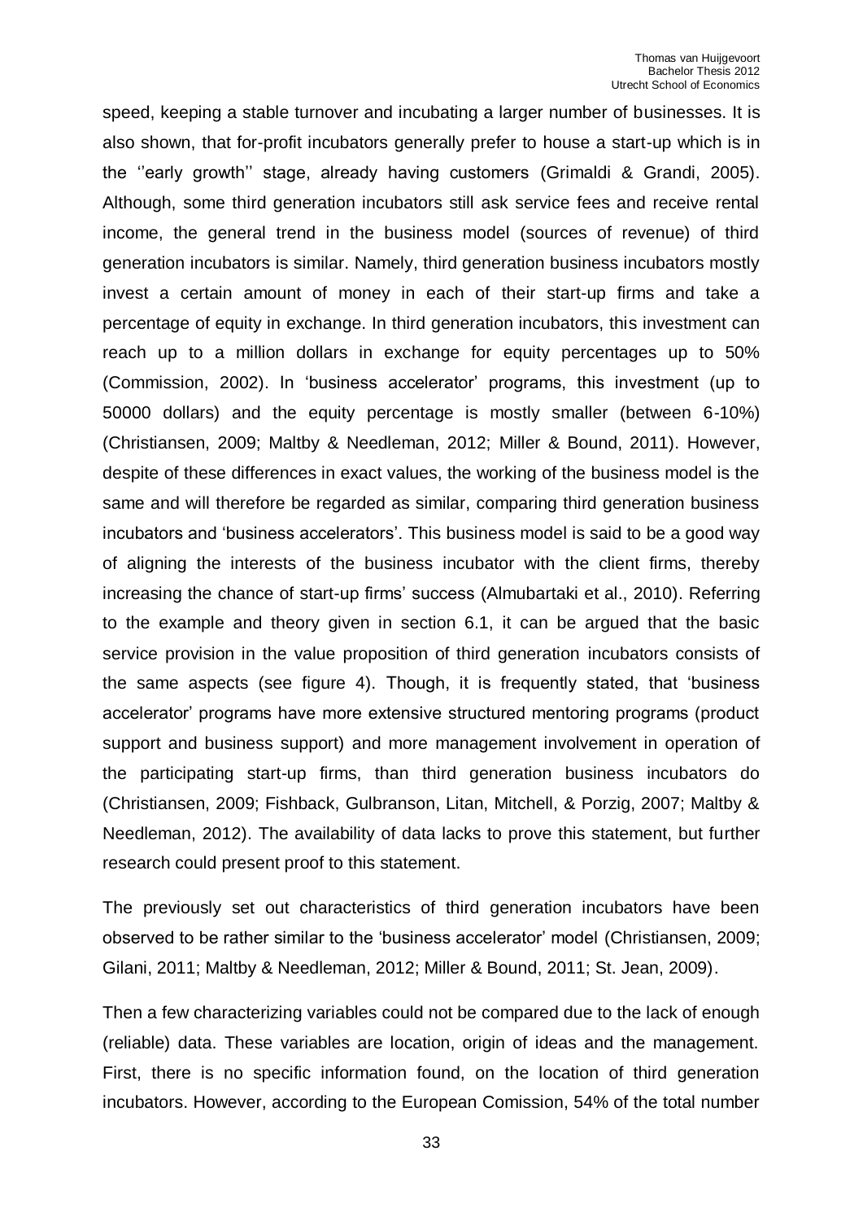speed, keeping a stable turnover and incubating a larger number of businesses. It is also shown, that for-profit incubators generally prefer to house a start-up which is in the ''early growth'' stage, already having customers (Grimaldi & Grandi, 2005). Although, some third generation incubators still ask service fees and receive rental income, the general trend in the business model (sources of revenue) of third generation incubators is similar. Namely, third generation business incubators mostly invest a certain amount of money in each of their start-up firms and take a percentage of equity in exchange. In third generation incubators, this investment can reach up to a million dollars in exchange for equity percentages up to 50% (Commission, 2002). In 'business accelerator' programs, this investment (up to 50000 dollars) and the equity percentage is mostly smaller (between 6-10%) (Christiansen, 2009; Maltby & Needleman, 2012; Miller & Bound, 2011). However, despite of these differences in exact values, the working of the business model is the same and will therefore be regarded as similar, comparing third generation business incubators and 'business accelerators'. This business model is said to be a good way of aligning the interests of the business incubator with the client firms, thereby increasing the chance of start-up firms' success (Almubartaki et al., 2010). Referring to the example and theory given in section 6.1, it can be argued that the basic service provision in the value proposition of third generation incubators consists of the same aspects (see figure 4). Though, it is frequently stated, that 'business accelerator' programs have more extensive structured mentoring programs (product support and business support) and more management involvement in operation of the participating start-up firms, than third generation business incubators do (Christiansen, 2009; Fishback, Gulbranson, Litan, Mitchell, & Porzig, 2007; Maltby & Needleman, 2012). The availability of data lacks to prove this statement, but further research could present proof to this statement.

The previously set out characteristics of third generation incubators have been observed to be rather similar to the 'business accelerator' model (Christiansen, 2009; Gilani, 2011; Maltby & Needleman, 2012; Miller & Bound, 2011; St. Jean, 2009).

Then a few characterizing variables could not be compared due to the lack of enough (reliable) data. These variables are location, origin of ideas and the management. First, there is no specific information found, on the location of third generation incubators. However, according to the European Comission, 54% of the total number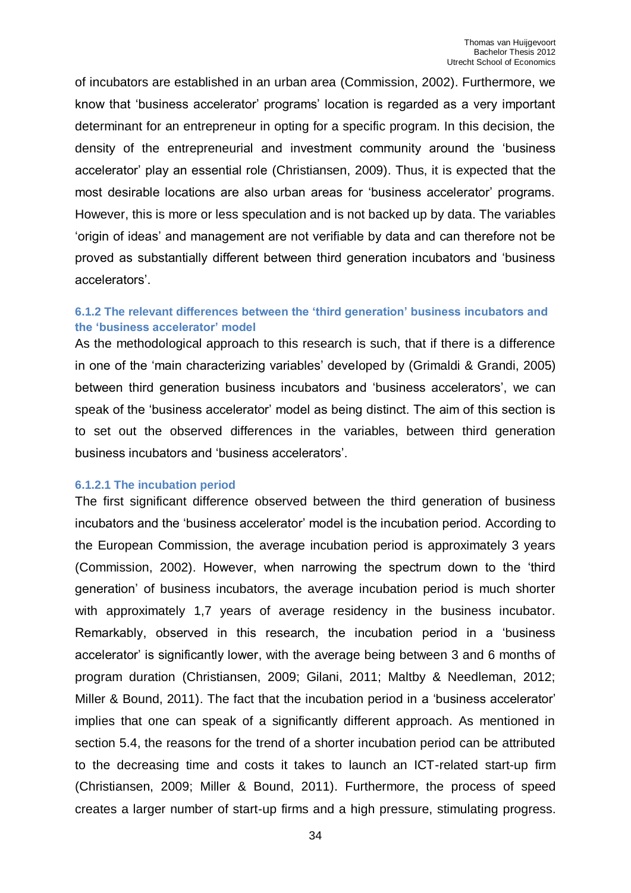of incubators are established in an urban area (Commission, 2002). Furthermore, we know that 'business accelerator' programs' location is regarded as a very important determinant for an entrepreneur in opting for a specific program. In this decision, the density of the entrepreneurial and investment community around the 'business accelerator' play an essential role (Christiansen, 2009). Thus, it is expected that the most desirable locations are also urban areas for 'business accelerator' programs. However, this is more or less speculation and is not backed up by data. The variables 'origin of ideas' and management are not verifiable by data and can therefore not be proved as substantially different between third generation incubators and 'business accelerators'.

#### 6.1.2 The relevant differences between the 'third generation' business incubators and the 'business accelerator' model

As the methodological approach to this research is such, that if there is a difference in one of the 'main characterizing variables' developed by (Grimaldi & Grandi, 2005) between third generation business incubators and 'business accelerators', we can speak of the 'business accelerator' model as being distinct. The aim of this section is to set out the observed differences in the variables, between third generation business incubators and 'business accelerators'.

##### 6.1.2.1 The incubation period

The first significant difference observed between the third generation of business incubators and the 'business accelerator' model is the incubation period. According to the European Commission, the average incubation period is approximately 3 years (Commission, 2002). However, when narrowing the spectrum down to the 'third generation' of business incubators, the average incubation period is much shorter with approximately 1,7 years of average residency in the business incubator. Remarkably, observed in this research, the incubation period in a 'business accelerator' is significantly lower, with the average being between 3 and 6 months of program duration (Christiansen, 2009; Gilani, 2011; Maltby & Needleman, 2012; Miller & Bound, 2011). The fact that the incubation period in a 'business accelerator' implies that one can speak of a significantly different approach. As mentioned in section 5.4, the reasons for the trend of a shorter incubation period can be attributed to the decreasing time and costs it takes to launch an ICT-related start-up firm (Christiansen, 2009; Miller & Bound, 2011). Furthermore, the process of speed creates a larger number of start-up firms and a high pressure, stimulating progress.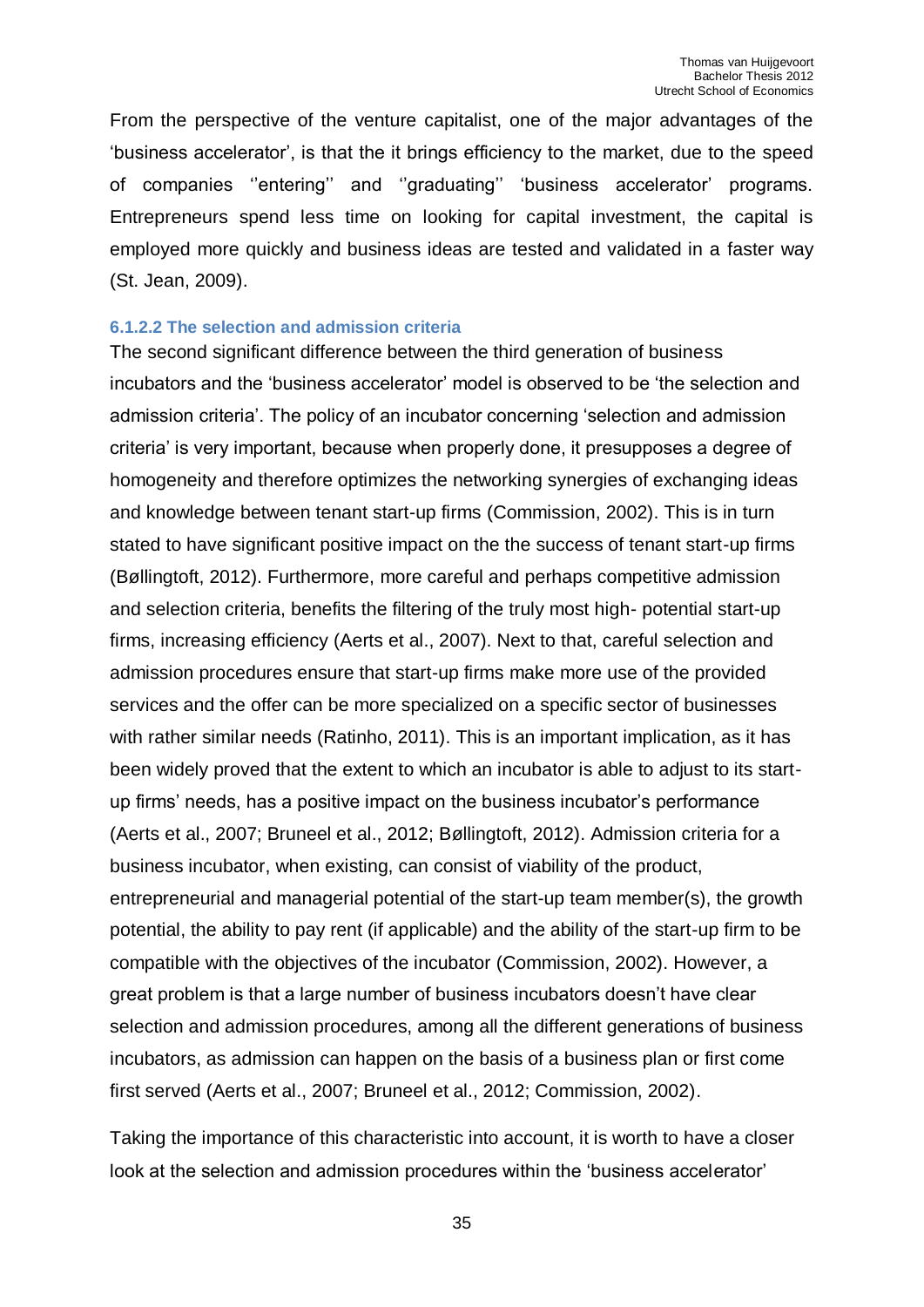From the perspective of the venture capitalist, one of the major advantages of the 'business accelerator', is that the it brings efficiency to the market, due to the speed of companies ''entering'' and ''graduating'' 'business accelerator' programs. Entrepreneurs spend less time on looking for capital investment, the capital is employed more quickly and business ideas are tested and validated in a faster way (St. Jean, 2009).

#### 6.1.2.2 The selection and admission criteria

The second significant difference between the third generation of business incubators and the 'business accelerator' model is observed to be 'the selection and admission criteria'. The policy of an incubator concerning 'selection and admission criteria' is very important, because when properly done, it presupposes a degree of homogeneity and therefore optimizes the networking synergies of exchanging ideas and knowledge between tenant start-up firms (Commission, 2002). This is in turn stated to have significant positive impact on the the success of tenant start-up firms (Bøllingtoft, 2012). Furthermore, more careful and perhaps competitive admission and selection criteria, benefits the filtering of the truly most high- potential start-up firms, increasing efficiency (Aerts et al., 2007). Next to that, careful selection and admission procedures ensure that start-up firms make more use of the provided services and the offer can be more specialized on a specific sector of businesses with rather similar needs (Ratinho, 2011). This is an important implication, as it has been widely proved that the extent to which an incubator is able to adjust to its start-up firms' needs, has a positive impact on the business incubator's performance (Aerts et al., 2007; Bruneel et al., 2012; Bøllingtoft, 2012). Admission criteria for a business incubator, when existing, can consist of viability of the product, entrepreneurial and managerial potential of the start-up team member(s), the growth potential, the ability to pay rent (if applicable) and the ability of the start-up firm to be compatible with the objectives of the incubator (Commission, 2002). However, a great problem is that a large number of business incubators doesn't have clear selection and admission procedures, among all the different generations of business incubators, as admission can happen on the basis of a business plan or first come first served (Aerts et al., 2007; Bruneel et al., 2012; Commission, 2002).

Taking the importance of this characteristic into account, it is worth to have a closer look at the selection and admission procedures within the 'business accelerator'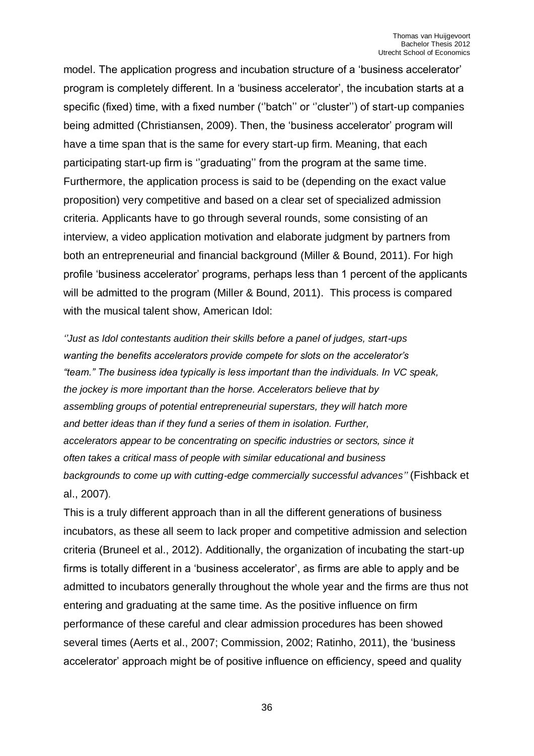model. The application progress and incubation structure of a 'business accelerator' program is completely different. In a 'business accelerator', the incubation starts at a specific (fixed) time, with a fixed number (''batch'' or ''cluster'') of start-up companies being admitted (Christiansen, 2009). Then, the 'business accelerator' program will have a time span that is the same for every start-up firm. Meaning, that each participating start-up firm is ''graduating'' from the program at the same time. Furthermore, the application process is said to be (depending on the exact value proposition) very competitive and based on a clear set of specialized admission criteria. Applicants have to go through several rounds, some consisting of an interview, a video application motivation and elaborate judgment by partners from both an entrepreneurial and financial background (Miller & Bound, 2011). For high profile 'business accelerator' programs, perhaps less than 1 percent of the applicants will be admitted to the program (Miller & Bound, 2011). This process is compared with the musical talent show, American Idol:

*''Just as Idol contestants audition their skills before a panel of judges, start-ups wanting the benefits accelerators provide compete for slots on the accelerator's "team." The business idea typically is less important than the individuals. In VC speak, the jockey is more important than the horse. Accelerators believe that by assembling groups of potential entrepreneurial superstars, they will hatch more and better ideas than if they fund a series of them in isolation. Further, accelerators appear to be concentrating on specific industries or sectors, since it often takes a critical mass of people with similar educational and business backgrounds to come up with cutting-edge commercially successful advances''* (Fishback et al., 2007).

This is a truly different approach than in all the different generations of business incubators, as these all seem to lack proper and competitive admission and selection criteria (Bruneel et al., 2012). Additionally, the organization of incubating the start-up firms is totally different in a 'business accelerator', as firms are able to apply and be admitted to incubators generally throughout the whole year and the firms are thus not entering and graduating at the same time. As the positive influence on firm performance of these careful and clear admission procedures has been showed several times (Aerts et al., 2007; Commission, 2002; Ratinho, 2011), the 'business accelerator' approach might be of positive influence on efficiency, speed and quality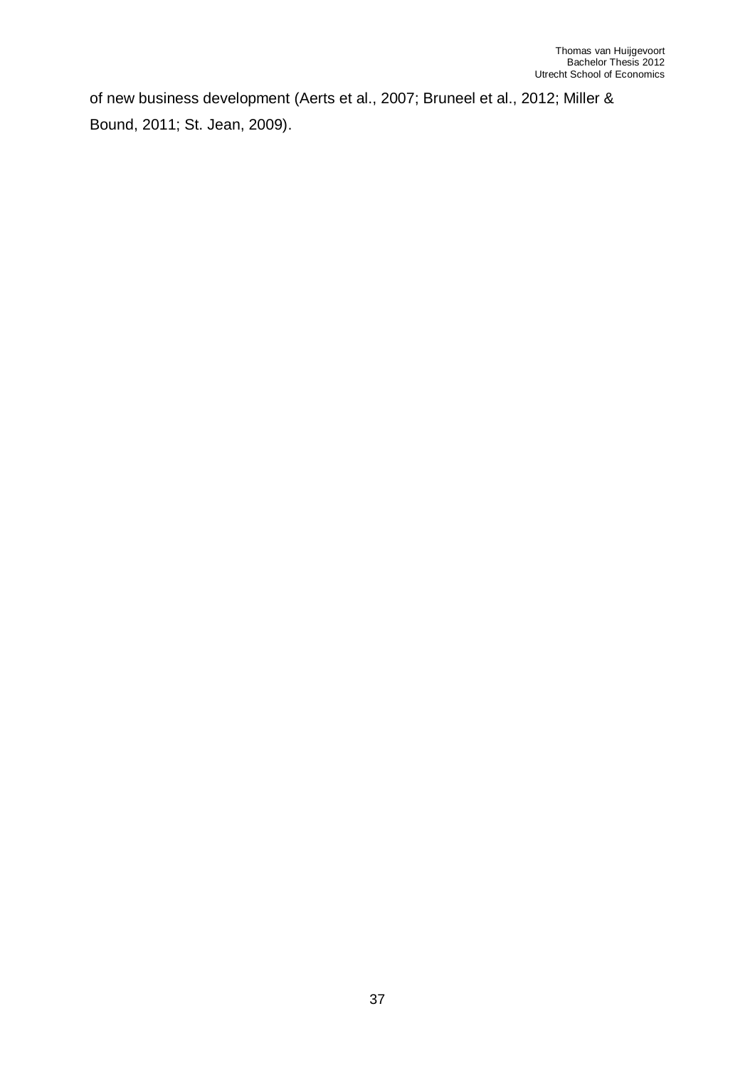of new business development (Aerts et al., 2007; Bruneel et al., 2012; Miller & Bound, 2011; St. Jean, 2009).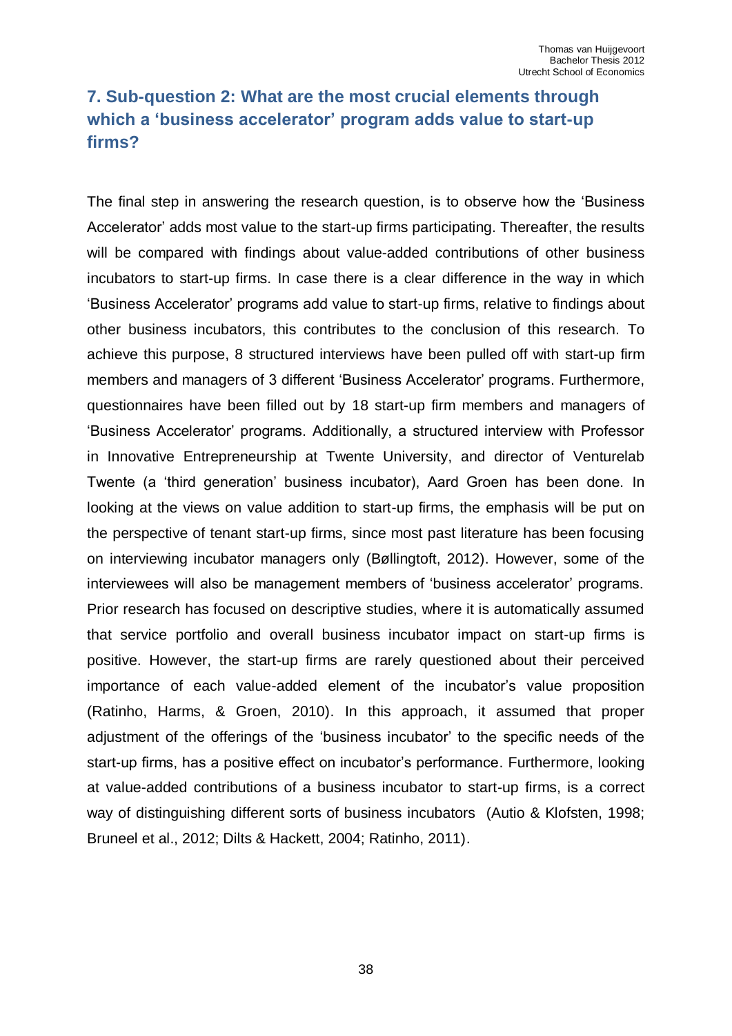## 7. Sub-question 2: What are the most crucial elements through which a 'business accelerator' program adds value to start-up firms?

The final step in answering the research question, is to observe how the 'Business Accelerator' adds most value to the start-up firms participating. Thereafter, the results will be compared with findings about value-added contributions of other business incubators to start-up firms. In case there is a clear difference in the way in which 'Business Accelerator' programs add value to start-up firms, relative to findings about other business incubators, this contributes to the conclusion of this research. To achieve this purpose, 8 structured interviews have been pulled off with start-up firm members and managers of 3 different 'Business Accelerator' programs. Furthermore, questionnaires have been filled out by 18 start-up firm members and managers of 'Business Accelerator' programs. Additionally, a structured interview with Professor in Innovative Entrepreneurship at Twente University, and director of Venturelab Twente (a 'third generation' business incubator), Aard Groen has been done. In looking at the views on value addition to start-up firms, the emphasis will be put on the perspective of tenant start-up firms, since most past literature has been focusing on interviewing incubator managers only (Bøllingtoft, 2012). However, some of the interviewees will also be management members of 'business accelerator' programs. Prior research has focused on descriptive studies, where it is automatically assumed that service portfolio and overall business incubator impact on start-up firms is positive. However, the start-up firms are rarely questioned about their perceived importance of each value-added element of the incubator's value proposition (Ratinho, Harms, & Groen, 2010). In this approach, it assumed that proper adjustment of the offerings of the 'business incubator' to the specific needs of the start-up firms, has a positive effect on incubator's performance. Furthermore, looking at value-added contributions of a business incubator to start-up firms, is a correct way of distinguishing different sorts of business incubators (Autio & Klofsten, 1998; Bruneel et al., 2012; Dilts & Hackett, 2004; Ratinho, 2011).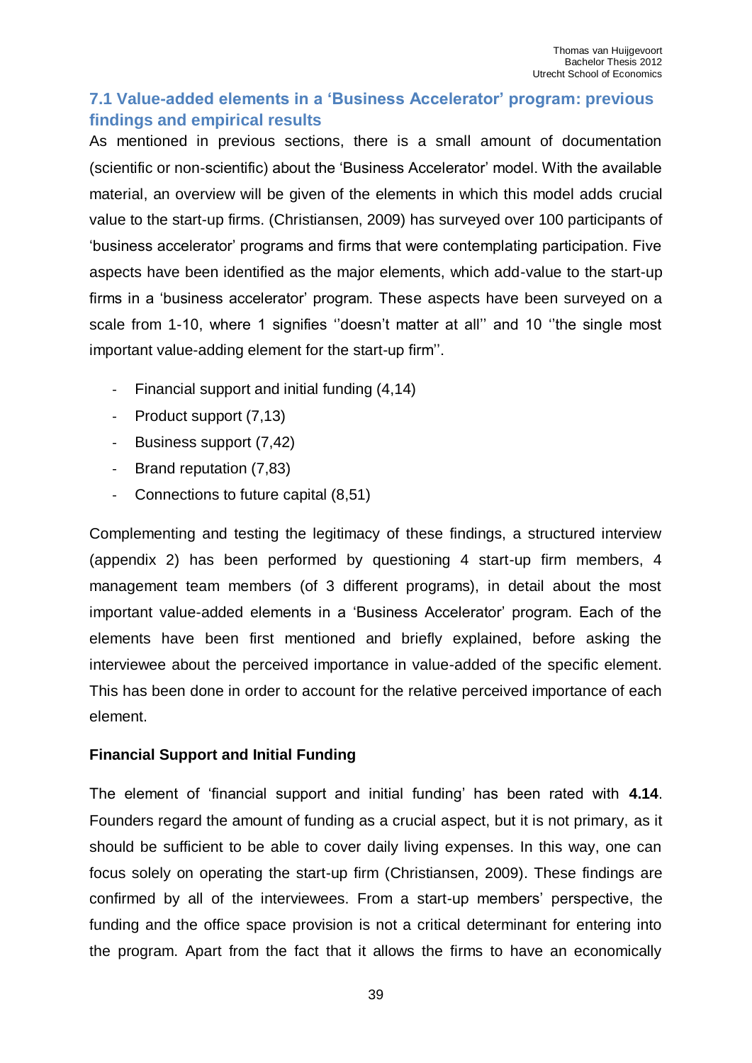## 7.1 Value-added elements in a 'Business Accelerator' program: previous findings and empirical results

As mentioned in previous sections, there is a small amount of documentation (scientific or non-scientific) about the 'Business Accelerator' model. With the available material, an overview will be given of the elements in which this model adds crucial value to the start-up firms. (Christiansen, 2009) has surveyed over 100 participants of 'business accelerator' programs and firms that were contemplating participation. Five aspects have been identified as the major elements, which add-value to the start-up firms in a 'business accelerator' program. These aspects have been surveyed on a scale from 1-10, where 1 signifies ''doesn't matter at all'' and 10 ''the single most important value-adding element for the start-up firm''.

- Financial support and initial funding (4,14)
- Product support (7,13)
- Business support (7,42)
- Brand reputation (7,83)
- Connections to future capital (8,51)

Complementing and testing the legitimacy of these findings, a structured interview (appendix 2) has been performed by questioning 4 start-up firm members, 4 management team members (of 3 different programs), in detail about the most important value-added elements in a 'Business Accelerator' program. Each of the elements have been first mentioned and briefly explained, before asking the interviewee about the perceived importance in value-added of the specific element. This has been done in order to account for the relative perceived importance of each element.

**Financial Support and Initial Funding**

The element of 'financial support and initial funding' has been rated with **4.14**. Founders regard the amount of funding as a crucial aspect, but it is not primary, as it should be sufficient to be able to cover daily living expenses. In this way, one can focus solely on operating the start-up firm (Christiansen, 2009). These findings are confirmed by all of the interviewees. From a start-up members' perspective, the funding and the office space provision is not a critical determinant for entering into the program. Apart from the fact that it allows the firms to have an economically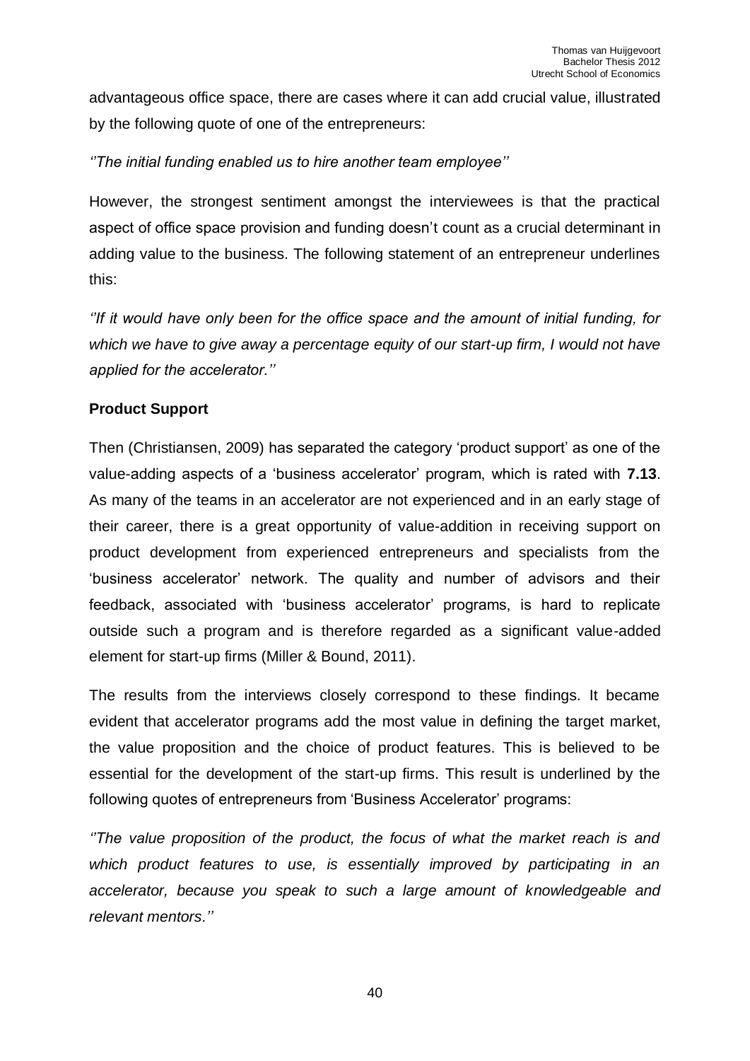advantageous office space, there are cases where it can add crucial value, illustrated by the following quote of one of the entrepreneurs:

*''The initial funding enabled us to hire another team employee''*

However, the strongest sentiment amongst the interviewees is that the practical aspect of office space provision and funding doesn't count as a crucial determinant in adding value to the business. The following statement of an entrepreneur underlines this:

*''If it would have only been for the office space and the amount of initial funding, for which we have to give away a percentage equity of our start-up firm, I would not have applied for the accelerator.''*

**Product Support**

Then (Christiansen, 2009) has separated the category 'product support' as one of the value-adding aspects of a 'business accelerator' program, which is rated with **7.13**. As many of the teams in an accelerator are not experienced and in an early stage of their career, there is a great opportunity of value-addition in receiving support on product development from experienced entrepreneurs and specialists from the 'business accelerator' network. The quality and number of advisors and their feedback, associated with 'business accelerator' programs, is hard to replicate outside such a program and is therefore regarded as a significant value-added element for start-up firms (Miller & Bound, 2011).

The results from the interviews closely correspond to these findings. It became evident that accelerator programs add the most value in defining the target market, the value proposition and the choice of product features. This is believed to be essential for the development of the start-up firms. This result is underlined by the following quotes of entrepreneurs from 'Business Accelerator' programs:

*''The value proposition of the product, the focus of what the market reach is and which product features to use, is essentially improved by participating in an accelerator, because you speak to such a large amount of knowledgeable and relevant mentors.''*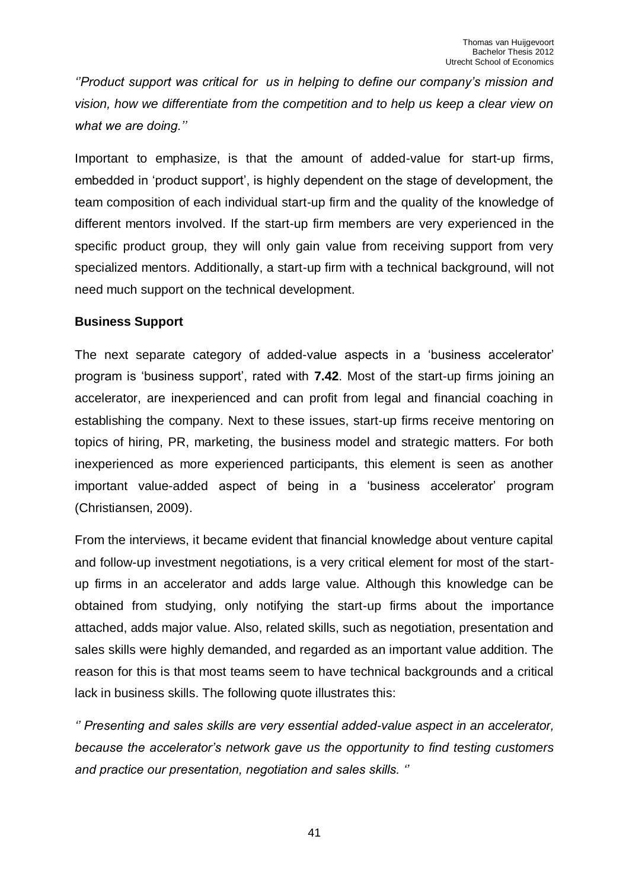*''Product support was critical for us in helping to define our company's mission and vision, how we differentiate from the competition and to help us keep a clear view on what we are doing.''*

Important to emphasize, is that the amount of added-value for start-up firms, embedded in 'product support', is highly dependent on the stage of development, the team composition of each individual start-up firm and the quality of the knowledge of different mentors involved. If the start-up firm members are very experienced in the specific product group, they will only gain value from receiving support from very specialized mentors. Additionally, a start-up firm with a technical background, will not need much support on the technical development.

**Business Support**

The next separate category of added-value aspects in a 'business accelerator' program is 'business support', rated with **7.42**. Most of the start-up firms joining an accelerator, are inexperienced and can profit from legal and financial coaching in establishing the company. Next to these issues, start-up firms receive mentoring on topics of hiring, PR, marketing, the business model and strategic matters. For both inexperienced as more experienced participants, this element is seen as another important value-added aspect of being in a 'business accelerator' program (Christiansen, 2009).

From the interviews, it became evident that financial knowledge about venture capital and follow-up investment negotiations, is a very critical element for most of the start-up firms in an accelerator and adds large value. Although this knowledge can be obtained from studying, only notifying the start-up firms about the importance attached, adds major value. Also, related skills, such as negotiation, presentation and sales skills were highly demanded, and regarded as an important value addition. The reason for this is that most teams seem to have technical backgrounds and a critical lack in business skills. The following quote illustrates this:

*'' Presenting and sales skills are very essential added-value aspect in an accelerator, because the accelerator's network gave us the opportunity to find testing customers and practice our presentation, negotiation and sales skills. ''*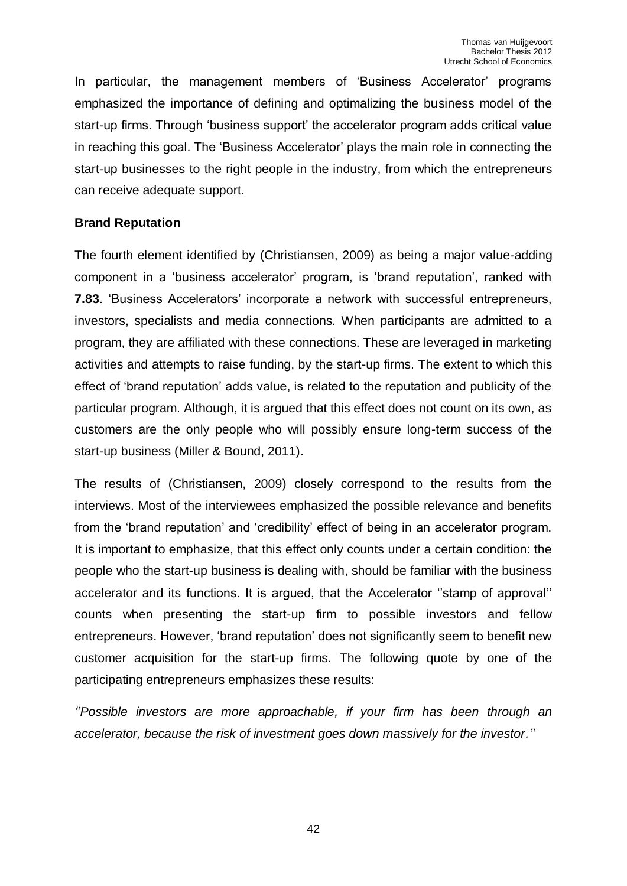In particular, the management members of 'Business Accelerator' programs emphasized the importance of defining and optimalizing the business model of the start-up firms. Through 'business support' the accelerator program adds critical value in reaching this goal. The 'Business Accelerator' plays the main role in connecting the start-up businesses to the right people in the industry, from which the entrepreneurs can receive adequate support.

**Brand Reputation**

The fourth element identified by (Christiansen, 2009) as being a major value-adding component in a 'business accelerator' program, is 'brand reputation', ranked with **7.83**. 'Business Accelerators' incorporate a network with successful entrepreneurs, investors, specialists and media connections. When participants are admitted to a program, they are affiliated with these connections. These are leveraged in marketing activities and attempts to raise funding, by the start-up firms. The extent to which this effect of 'brand reputation' adds value, is related to the reputation and publicity of the particular program. Although, it is argued that this effect does not count on its own, as customers are the only people who will possibly ensure long-term success of the start-up business (Miller & Bound, 2011).

The results of (Christiansen, 2009) closely correspond to the results from the interviews. Most of the interviewees emphasized the possible relevance and benefits from the 'brand reputation' and 'credibility' effect of being in an accelerator program. It is important to emphasize, that this effect only counts under a certain condition: the people who the start-up business is dealing with, should be familiar with the business accelerator and its functions. It is argued, that the Accelerator ''stamp of approval'' counts when presenting the start-up firm to possible investors and fellow entrepreneurs. However, 'brand reputation' does not significantly seem to benefit new customer acquisition for the start-up firms. The following quote by one of the participating entrepreneurs emphasizes these results:

*''Possible investors are more approachable, if your firm has been through an accelerator, because the risk of investment goes down massively for the investor.''*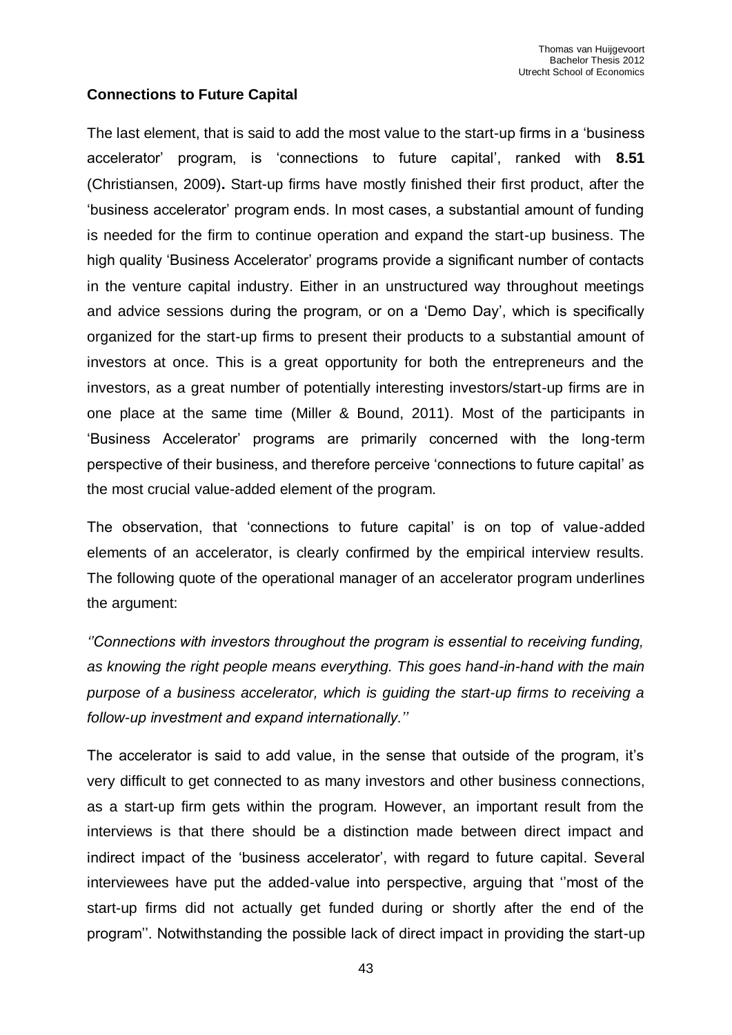### Connections to Future Capital

The last element, that is said to add the most value to the start-up firms in a 'business accelerator' program, is 'connections to future capital', ranked with **8.51** (Christiansen, 2009)**.** Start-up firms have mostly finished their first product, after the 'business accelerator' program ends. In most cases, a substantial amount of funding is needed for the firm to continue operation and expand the start-up business. The high quality 'Business Accelerator' programs provide a significant number of contacts in the venture capital industry. Either in an unstructured way throughout meetings and advice sessions during the program, or on a 'Demo Day', which is specifically organized for the start-up firms to present their products to a substantial amount of investors at once. This is a great opportunity for both the entrepreneurs and the investors, as a great number of potentially interesting investors/start-up firms are in one place at the same time (Miller & Bound, 2011). Most of the participants in 'Business Accelerator' programs are primarily concerned with the long-term perspective of their business, and therefore perceive 'connections to future capital' as the most crucial value-added element of the program.

The observation, that 'connections to future capital' is on top of value-added elements of an accelerator, is clearly confirmed by the empirical interview results. The following quote of the operational manager of an accelerator program underlines the argument:

*''Connections with investors throughout the program is essential to receiving funding, as knowing the right people means everything. This goes hand-in-hand with the main purpose of a business accelerator, which is guiding the start-up firms to receiving a follow-up investment and expand internationally.''*

The accelerator is said to add value, in the sense that outside of the program, it's very difficult to get connected to as many investors and other business connections, as a start-up firm gets within the program. However, an important result from the interviews is that there should be a distinction made between direct impact and indirect impact of the 'business accelerator', with regard to future capital. Several interviewees have put the added-value into perspective, arguing that ''most of the start-up firms did not actually get funded during or shortly after the end of the program''. Notwithstanding the possible lack of direct impact in providing the start-up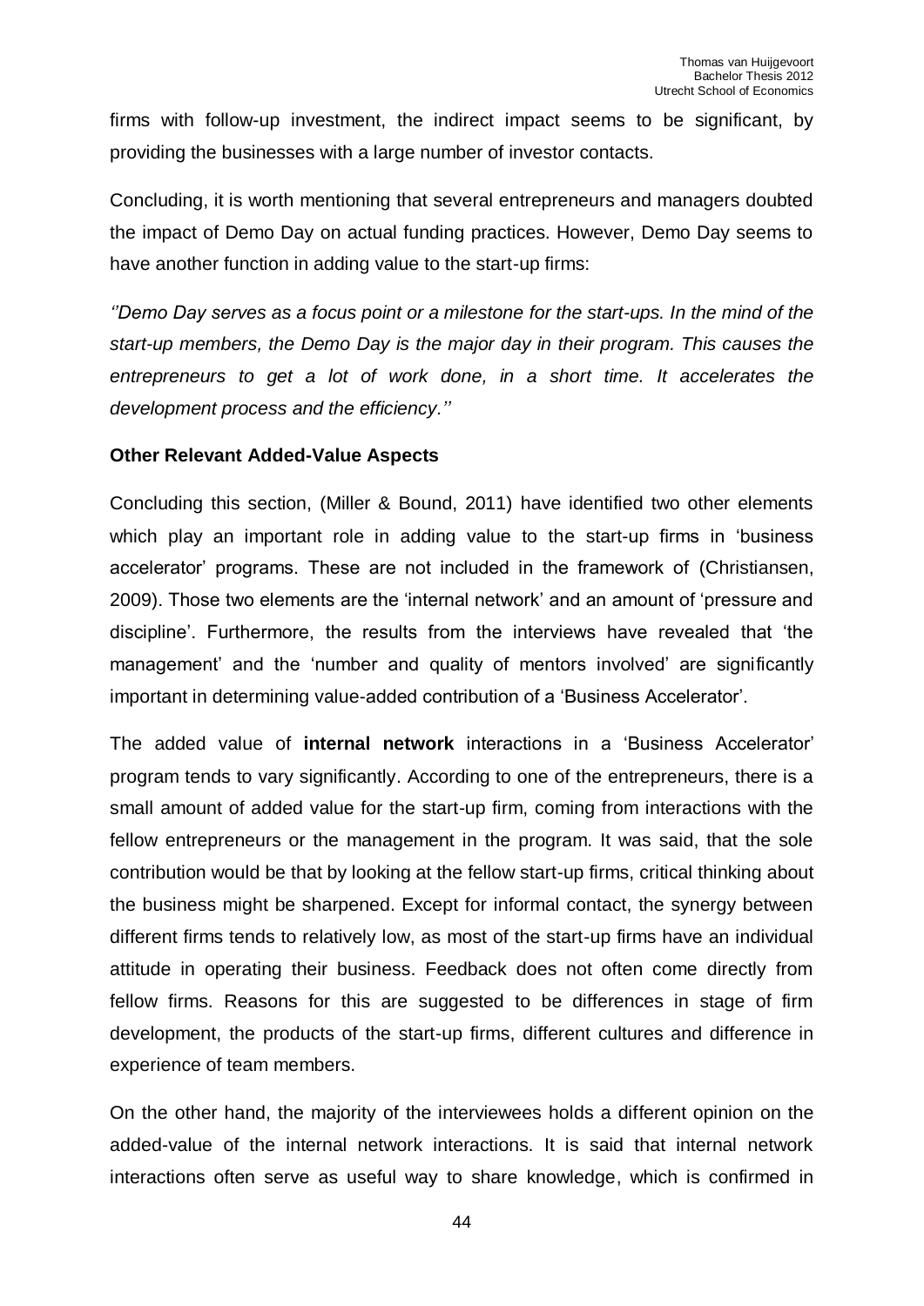firms with follow-up investment, the indirect impact seems to be significant, by providing the businesses with a large number of investor contacts.

Concluding, it is worth mentioning that several entrepreneurs and managers doubted the impact of Demo Day on actual funding practices. However, Demo Day seems to have another function in adding value to the start-up firms:

*''Demo Day serves as a focus point or a milestone for the start-ups. In the mind of the start-up members, the Demo Day is the major day in their program. This causes the entrepreneurs to get a lot of work done, in a short time. It accelerates the development process and the efficiency.''*

**Other Relevant Added-Value Aspects**

Concluding this section, (Miller & Bound, 2011) have identified two other elements which play an important role in adding value to the start-up firms in 'business accelerator' programs. These are not included in the framework of (Christiansen, 2009). Those two elements are the 'internal network' and an amount of 'pressure and discipline'. Furthermore, the results from the interviews have revealed that 'the management' and the 'number and quality of mentors involved' are significantly important in determining value-added contribution of a 'Business Accelerator'.

The added value of **internal network** interactions in a 'Business Accelerator' program tends to vary significantly. According to one of the entrepreneurs, there is a small amount of added value for the start-up firm, coming from interactions with the fellow entrepreneurs or the management in the program. It was said, that the sole contribution would be that by looking at the fellow start-up firms, critical thinking about the business might be sharpened. Except for informal contact, the synergy between different firms tends to relatively low, as most of the start-up firms have an individual attitude in operating their business. Feedback does not often come directly from fellow firms. Reasons for this are suggested to be differences in stage of firm development, the products of the start-up firms, different cultures and difference in experience of team members.

On the other hand, the majority of the interviewees holds a different opinion on the added-value of the internal network interactions. It is said that internal network interactions often serve as useful way to share knowledge, which is confirmed in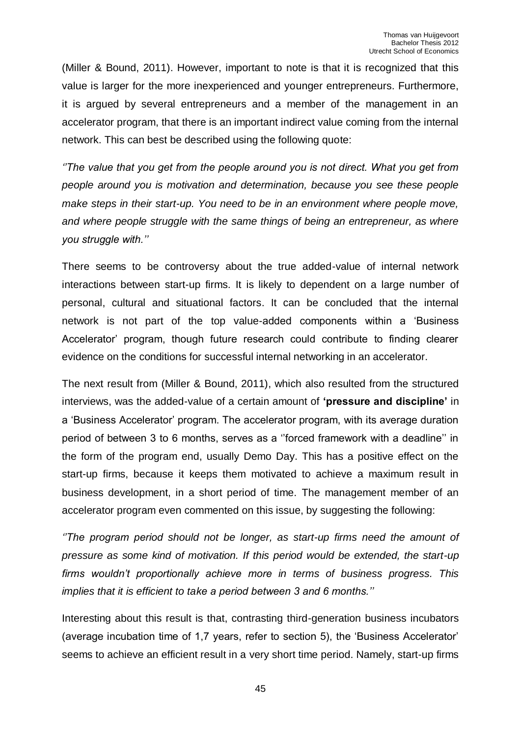(Miller & Bound, 2011). However, important to note is that it is recognized that this value is larger for the more inexperienced and younger entrepreneurs. Furthermore, it is argued by several entrepreneurs and a member of the management in an accelerator program, that there is an important indirect value coming from the internal network. This can best be described using the following quote:

*''The value that you get from the people around you is not direct. What you get from people around you is motivation and determination, because you see these people make steps in their start-up. You need to be in an environment where people move, and where people struggle with the same things of being an entrepreneur, as where you struggle with.''*

There seems to be controversy about the true added-value of internal network interactions between start-up firms. It is likely to dependent on a large number of personal, cultural and situational factors. It can be concluded that the internal network is not part of the top value-added components within a 'Business Accelerator' program, though future research could contribute to finding clearer evidence on the conditions for successful internal networking in an accelerator.

The next result from (Miller & Bound, 2011), which also resulted from the structured interviews, was the added-value of a certain amount of **'pressure and discipline'** in a 'Business Accelerator' program. The accelerator program, with its average duration period of between 3 to 6 months, serves as a ''forced framework with a deadline'' in the form of the program end, usually Demo Day. This has a positive effect on the start-up firms, because it keeps them motivated to achieve a maximum result in business development, in a short period of time. The management member of an accelerator program even commented on this issue, by suggesting the following:

*''The program period should not be longer, as start-up firms need the amount of pressure as some kind of motivation. If this period would be extended, the start-up firms wouldn't proportionally achieve more in terms of business progress. This implies that it is efficient to take a period between 3 and 6 months.''*

Interesting about this result is that, contrasting third-generation business incubators (average incubation time of 1,7 years, refer to section 5), the 'Business Accelerator' seems to achieve an efficient result in a very short time period. Namely, start-up firms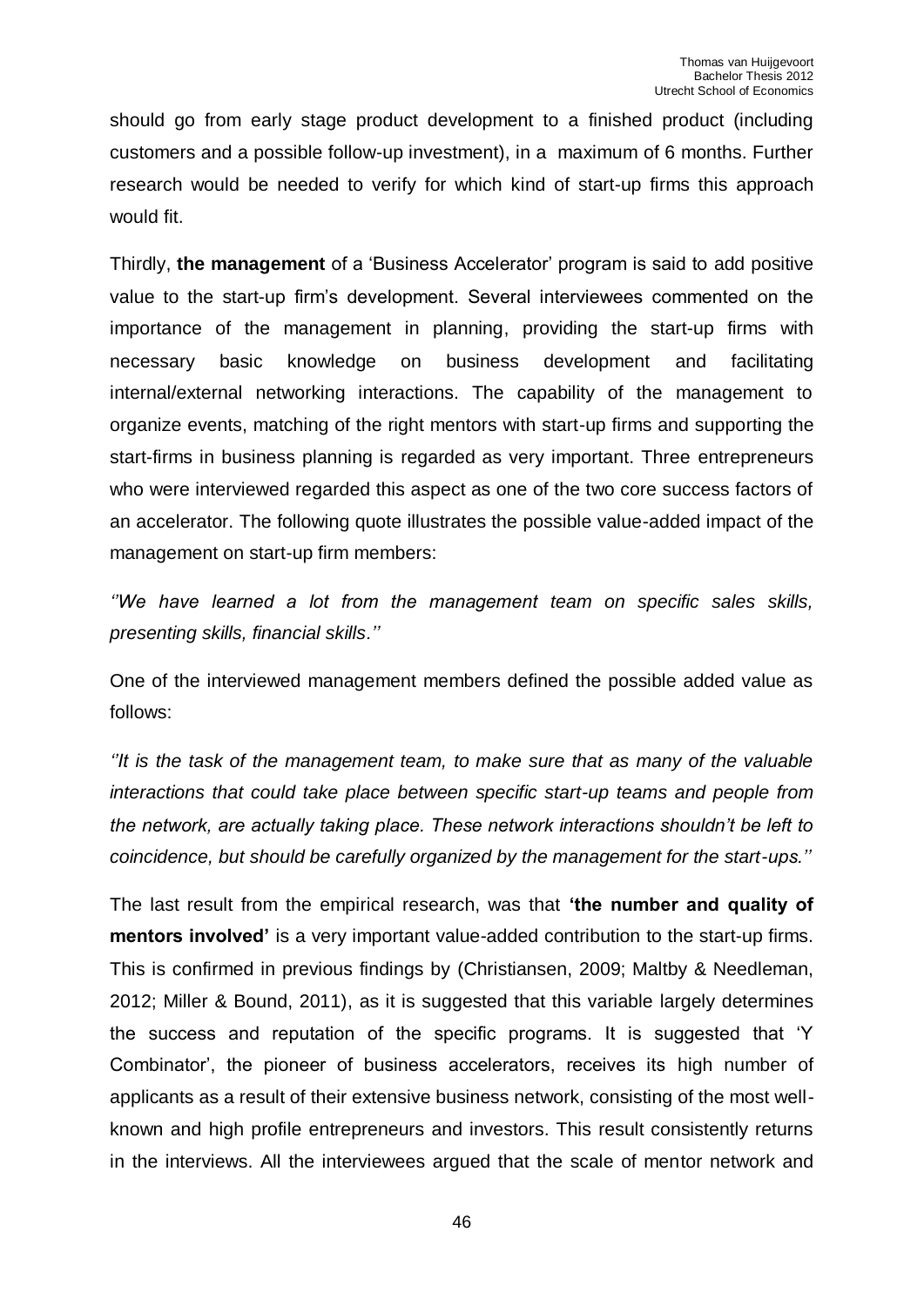should go from early stage product development to a finished product (including customers and a possible follow-up investment), in a maximum of 6 months. Further research would be needed to verify for which kind of start-up firms this approach would fit.

Thirdly, **the management** of a 'Business Accelerator' program is said to add positive value to the start-up firm's development. Several interviewees commented on the importance of the management in planning, providing the start-up firms with necessary basic knowledge on business development and facilitating internal/external networking interactions. The capability of the management to organize events, matching of the right mentors with start-up firms and supporting the start-firms in business planning is regarded as very important. Three entrepreneurs who were interviewed regarded this aspect as one of the two core success factors of an accelerator. The following quote illustrates the possible value-added impact of the management on start-up firm members:

*''We have learned a lot from the management team on specific sales skills, presenting skills, financial skills.''*

One of the interviewed management members defined the possible added value as follows:

*''It is the task of the management team, to make sure that as many of the valuable interactions that could take place between specific start-up teams and people from the network, are actually taking place. These network interactions shouldn't be left to coincidence, but should be carefully organized by the management for the start-ups.''*

The last result from the empirical research, was that **'the number and quality of mentors involved'** is a very important value-added contribution to the start-up firms. This is confirmed in previous findings by (Christiansen, 2009; Maltby & Needleman, 2012; Miller & Bound, 2011), as it is suggested that this variable largely determines the success and reputation of the specific programs. It is suggested that 'Y Combinator', the pioneer of business accelerators, receives its high number of applicants as a result of their extensive business network, consisting of the most well-known and high profile entrepreneurs and investors. This result consistently returns in the interviews. All the interviewees argued that the scale of mentor network and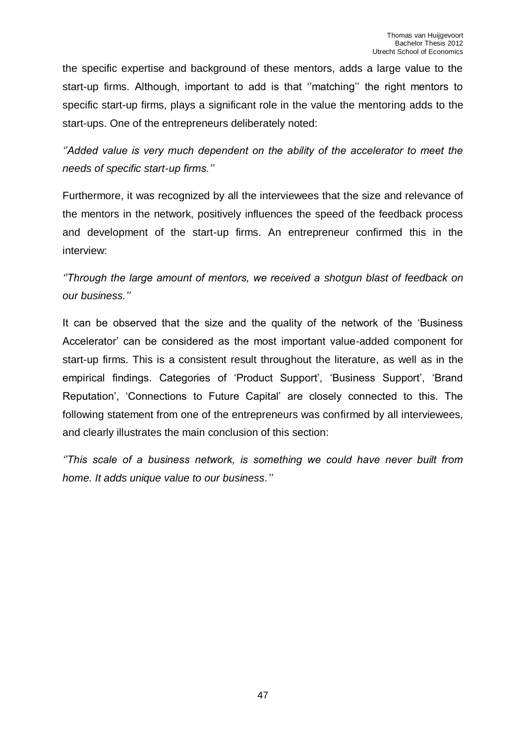the specific expertise and background of these mentors, adds a large value to the start-up firms. Although, important to add is that ''matching'' the right mentors to specific start-up firms, plays a significant role in the value the mentoring adds to the start-ups. One of the entrepreneurs deliberately noted:

*''Added value is very much dependent on the ability of the accelerator to meet the needs of specific start-up firms.''*

Furthermore, it was recognized by all the interviewees that the size and relevance of the mentors in the network, positively influences the speed of the feedback process and development of the start-up firms. An entrepreneur confirmed this in the interview:

*''Through the large amount of mentors, we received a shotgun blast of feedback on our business.''*

It can be observed that the size and the quality of the network of the 'Business Accelerator' can be considered as the most important value-added component for start-up firms. This is a consistent result throughout the literature, as well as in the empirical findings. Categories of 'Product Support', 'Business Support', 'Brand Reputation', 'Connections to Future Capital' are closely connected to this. The following statement from one of the entrepreneurs was confirmed by all interviewees, and clearly illustrates the main conclusion of this section:

*''This scale of a business network, is something we could have never built from home. It adds unique value to our business.''*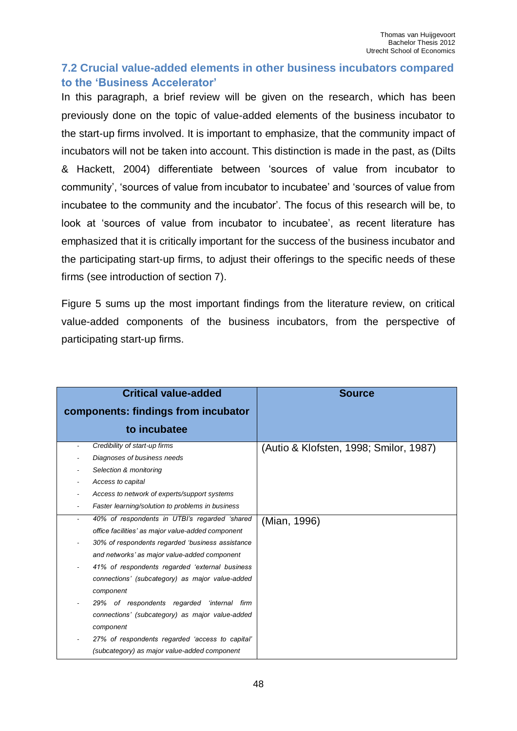## 7.2 Crucial value-added elements in other business incubators compared to the 'Business Accelerator'

In this paragraph, a brief review will be given on the research, which has been previously done on the topic of value-added elements of the business incubator to the start-up firms involved. It is important to emphasize, that the community impact of incubators will not be taken into account. This distinction is made in the past, as (Dilts & Hackett, 2004) differentiate between 'sources of value from incubator to community', 'sources of value from incubator to incubatee' and 'sources of value from incubatee to the community and the incubator'. The focus of this research will be, to look at 'sources of value from incubator to incubatee', as recent literature has emphasized that it is critically important for the success of the business incubator and the participating start-up firms, to adjust their offerings to the specific needs of these firms (see introduction of section 7).

Figure 5 sums up the most important findings from the literature review, on critical value-added components of the business incubators, from the perspective of participating start-up firms.

| Critical value-added components: findings from incubator to incubatee | Source |
|---|---|
| - *Credibility of start-up firms*<br>- *Diagnoses of business needs*<br>- *Selection & monitoring*<br>- *Access to capital*<br>- *Access to network of experts/support systems*<br>- *Faster learning/solution to problems in business* | (Autio & Klofsten, 1998; Smilor, 1987) |
| - *40% of respondents in UTBI's regarded 'shared office facilities' as major value-added component*<br>- *30% of respondents regarded 'business assistance and networks' as major value-added component*<br>- *41% of respondents regarded 'external business connections' (subcategory) as major value-added component*<br>- *29% of respondents regarded 'internal firm connections' (subcategory) as major value-added component*<br>- *27% of respondents regarded 'access to capital' (subcategory) as major value-added component* | (Mian, 1996) |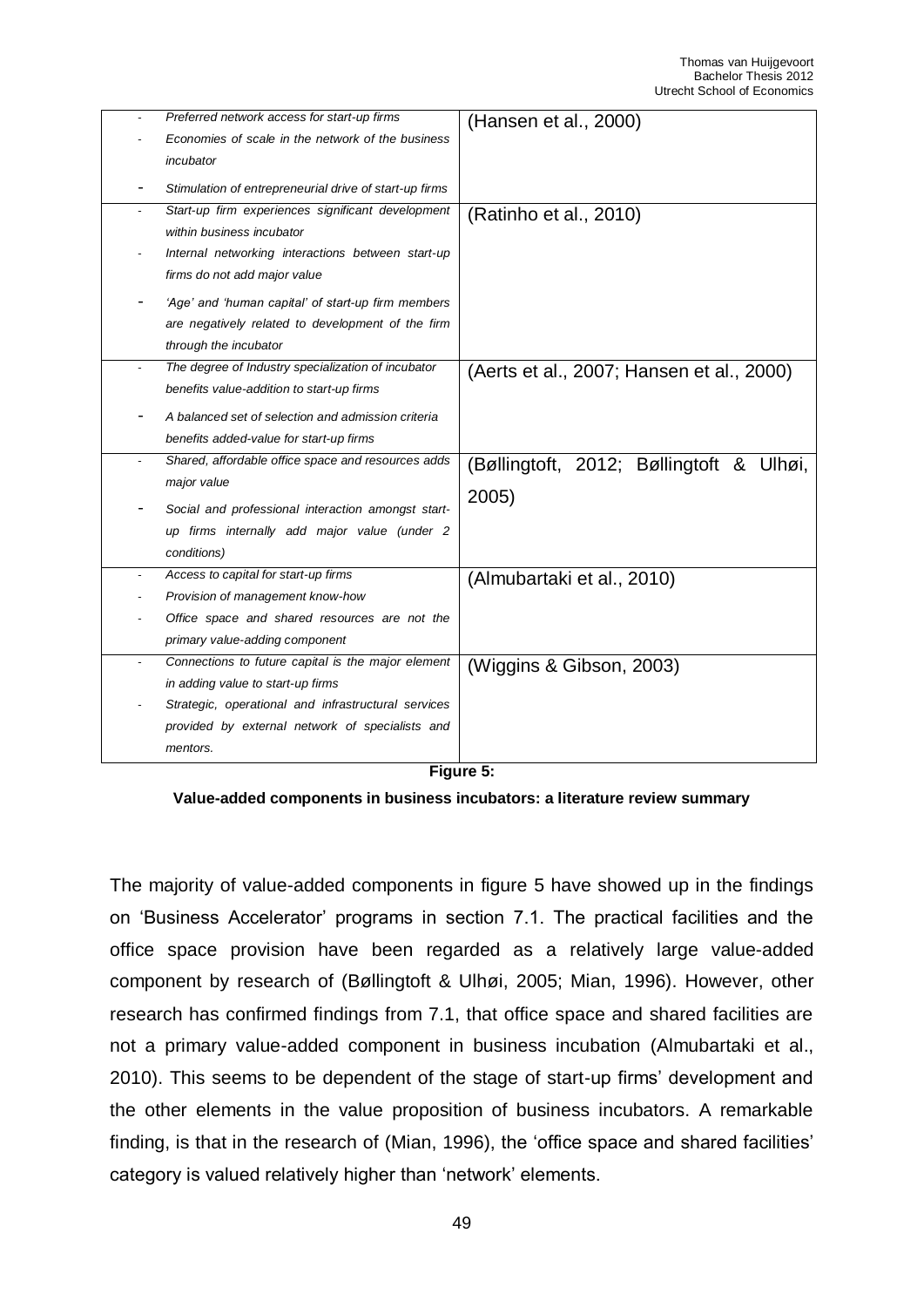| | |
|---|---|
| - *Preferred network access for start-up firms*<br>- *Economies of scale in the network of the business incubator*<br>- *Stimulation of entrepreneurial drive of start-up firms* | (Hansen et al., 2000) |
| - *Start-up firm experiences significant development within business incubator*<br>- *Internal networking interactions between start-up firms do not add major value*<br>- *'Age' and 'human capital' of start-up firm members are negatively related to development of the firm through the incubator* | (Ratinho et al., 2010) |
| - *The degree of Industry specialization of incubator benefits value-addition to start-up firms*<br>- *A balanced set of selection and admission criteria benefits added-value for start-up firms* | (Aerts et al., 2007; Hansen et al., 2000) |
| - *Shared, affordable office space and resources adds major value*<br>- *Social and professional interaction amongst start-up firms internally add major value (under 2 conditions)* | (Bøllingtoft, 2012; Bøllingtoft & Ulhøi, 2005) |
| - *Access to capital for start-up firms*<br>- *Provision of management know-how*<br>- *Office space and shared resources are not the primary value-adding component* | (Almubartaki et al., 2010) |
| - *Connections to future capital is the major element in adding value to start-up firms*<br>- *Strategic, operational and infrastructural services provided by external network of specialists and mentors.* | (Wiggins & Gibson, 2003) |

**Figure 5:**

**Value-added components in business incubators: a literature review summary**

The majority of value-added components in figure 5 have showed up in the findings on 'Business Accelerator' programs in section 7.1. The practical facilities and the office space provision have been regarded as a relatively large value-added component by research of (Bøllingtoft & Ulhøi, 2005; Mian, 1996). However, other research has confirmed findings from 7.1, that office space and shared facilities are not a primary value-added component in business incubation (Almubartaki et al., 2010). This seems to be dependent of the stage of start-up firms' development and the other elements in the value proposition of business incubators. A remarkable finding, is that in the research of (Mian, 1996), the 'office space and shared facilities' category is valued relatively higher than 'network' elements.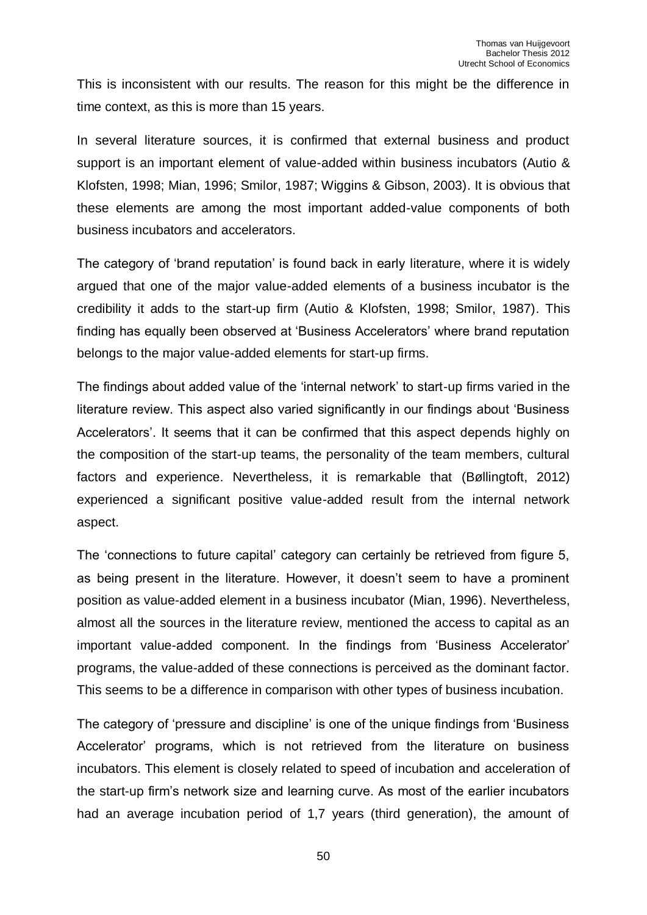This is inconsistent with our results. The reason for this might be the difference in time context, as this is more than 15 years.

In several literature sources, it is confirmed that external business and product support is an important element of value-added within business incubators (Autio & Klofsten, 1998; Mian, 1996; Smilor, 1987; Wiggins & Gibson, 2003). It is obvious that these elements are among the most important added-value components of both business incubators and accelerators.

The category of 'brand reputation' is found back in early literature, where it is widely argued that one of the major value-added elements of a business incubator is the credibility it adds to the start-up firm (Autio & Klofsten, 1998; Smilor, 1987). This finding has equally been observed at 'Business Accelerators' where brand reputation belongs to the major value-added elements for start-up firms.

The findings about added value of the 'internal network' to start-up firms varied in the literature review. This aspect also varied significantly in our findings about 'Business Accelerators'. It seems that it can be confirmed that this aspect depends highly on the composition of the start-up teams, the personality of the team members, cultural factors and experience. Nevertheless, it is remarkable that (Bøllingtoft, 2012) experienced a significant positive value-added result from the internal network aspect.

The 'connections to future capital' category can certainly be retrieved from figure 5, as being present in the literature. However, it doesn't seem to have a prominent position as value-added element in a business incubator (Mian, 1996). Nevertheless, almost all the sources in the literature review, mentioned the access to capital as an important value-added component. In the findings from 'Business Accelerator' programs, the value-added of these connections is perceived as the dominant factor. This seems to be a difference in comparison with other types of business incubation.

The category of 'pressure and discipline' is one of the unique findings from 'Business Accelerator' programs, which is not retrieved from the literature on business incubators. This element is closely related to speed of incubation and acceleration of the start-up firm's network size and learning curve. As most of the earlier incubators had an average incubation period of 1,7 years (third generation), the amount of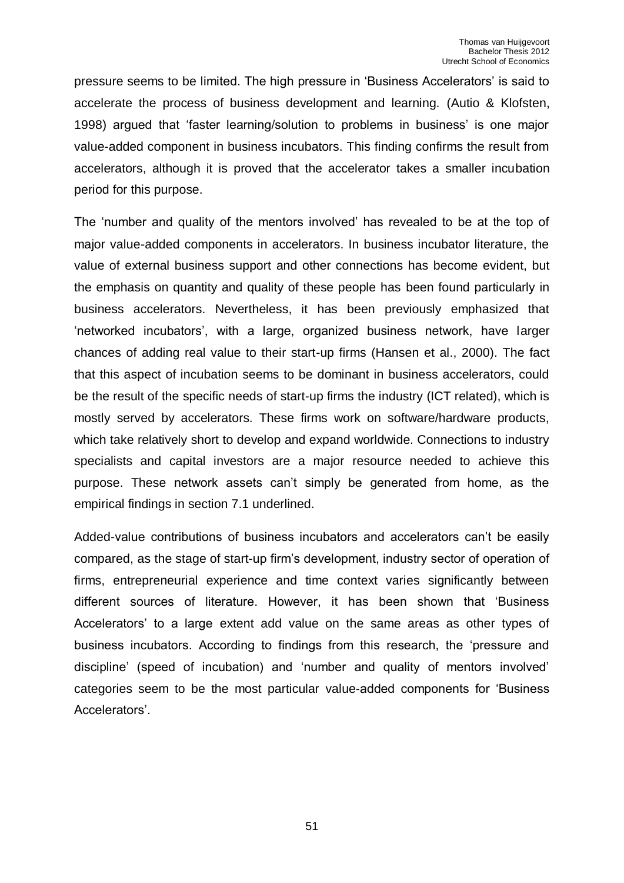pressure seems to be limited. The high pressure in 'Business Accelerators' is said to accelerate the process of business development and learning. (Autio & Klofsten, 1998) argued that 'faster learning/solution to problems in business' is one major value-added component in business incubators. This finding confirms the result from accelerators, although it is proved that the accelerator takes a smaller incubation period for this purpose.

The 'number and quality of the mentors involved' has revealed to be at the top of major value-added components in accelerators. In business incubator literature, the value of external business support and other connections has become evident, but the emphasis on quantity and quality of these people has been found particularly in business accelerators. Nevertheless, it has been previously emphasized that 'networked incubators', with a large, organized business network, have larger chances of adding real value to their start-up firms (Hansen et al., 2000). The fact that this aspect of incubation seems to be dominant in business accelerators, could be the result of the specific needs of start-up firms the industry (ICT related), which is mostly served by accelerators. These firms work on software/hardware products, which take relatively short to develop and expand worldwide. Connections to industry specialists and capital investors are a major resource needed to achieve this purpose. These network assets can't simply be generated from home, as the empirical findings in section 7.1 underlined.

Added-value contributions of business incubators and accelerators can't be easily compared, as the stage of start-up firm's development, industry sector of operation of firms, entrepreneurial experience and time context varies significantly between different sources of literature. However, it has been shown that 'Business Accelerators' to a large extent add value on the same areas as other types of business incubators. According to findings from this research, the 'pressure and discipline' (speed of incubation) and 'number and quality of mentors involved' categories seem to be the most particular value-added components for 'Business Accelerators'.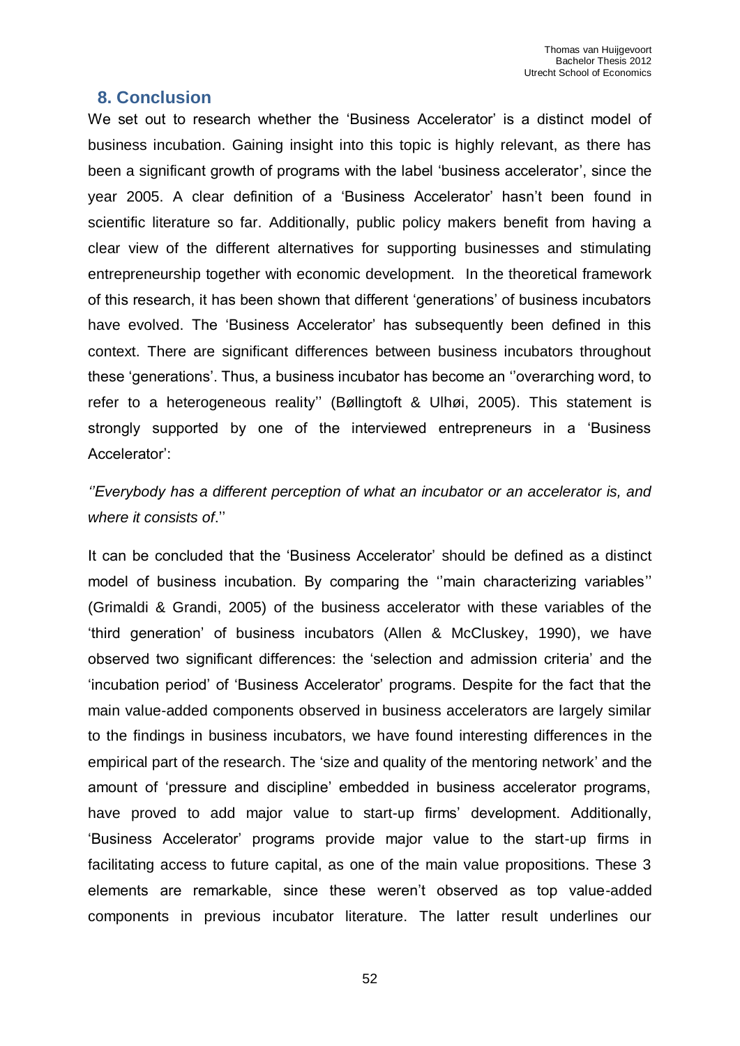## 8. Conclusion

We set out to research whether the 'Business Accelerator' is a distinct model of business incubation. Gaining insight into this topic is highly relevant, as there has been a significant growth of programs with the label 'business accelerator', since the year 2005. A clear definition of a 'Business Accelerator' hasn't been found in scientific literature so far. Additionally, public policy makers benefit from having a clear view of the different alternatives for supporting businesses and stimulating entrepreneurship together with economic development. In the theoretical framework of this research, it has been shown that different 'generations' of business incubators have evolved. The 'Business Accelerator' has subsequently been defined in this context. There are significant differences between business incubators throughout these 'generations'. Thus, a business incubator has become an ''overarching word, to refer to a heterogeneous reality'' (Bøllingtoft & Ulhøi, 2005). This statement is strongly supported by one of the interviewed entrepreneurs in a 'Business Accelerator':

*''Everybody has a different perception of what an incubator or an accelerator is, and where it consists of*.''

It can be concluded that the 'Business Accelerator' should be defined as a distinct model of business incubation. By comparing the ''main characterizing variables'' (Grimaldi & Grandi, 2005) of the business accelerator with these variables of the 'third generation' of business incubators (Allen & McCluskey, 1990), we have observed two significant differences: the 'selection and admission criteria' and the 'incubation period' of 'Business Accelerator' programs. Despite for the fact that the main value-added components observed in business accelerators are largely similar to the findings in business incubators, we have found interesting differences in the empirical part of the research. The 'size and quality of the mentoring network' and the amount of 'pressure and discipline' embedded in business accelerator programs, have proved to add major value to start-up firms' development. Additionally, 'Business Accelerator' programs provide major value to the start-up firms in facilitating access to future capital, as one of the main value propositions. These 3 elements are remarkable, since these weren't observed as top value-added components in previous incubator literature. The latter result underlines our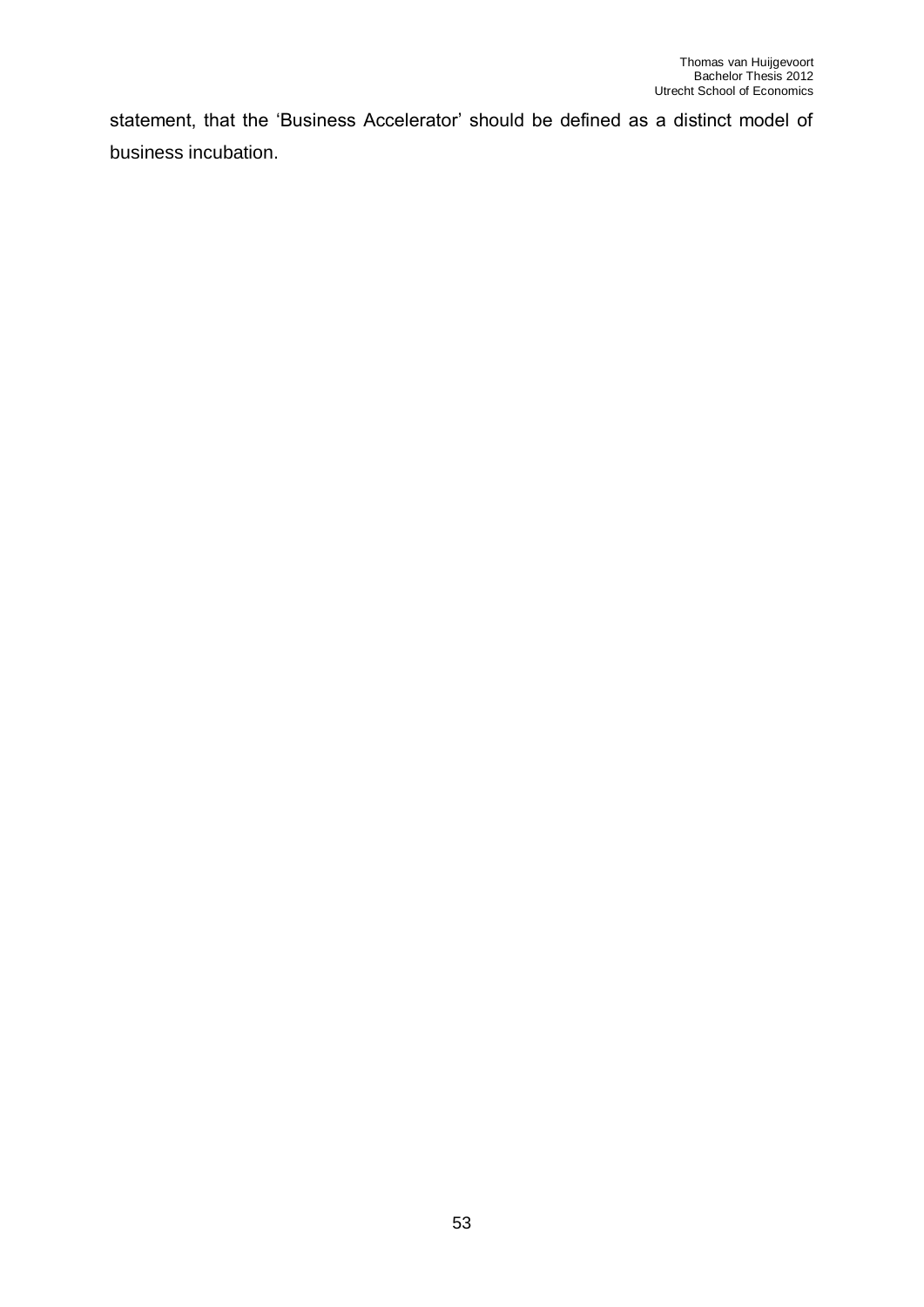statement, that the 'Business Accelerator' should be defined as a distinct model of business incubation.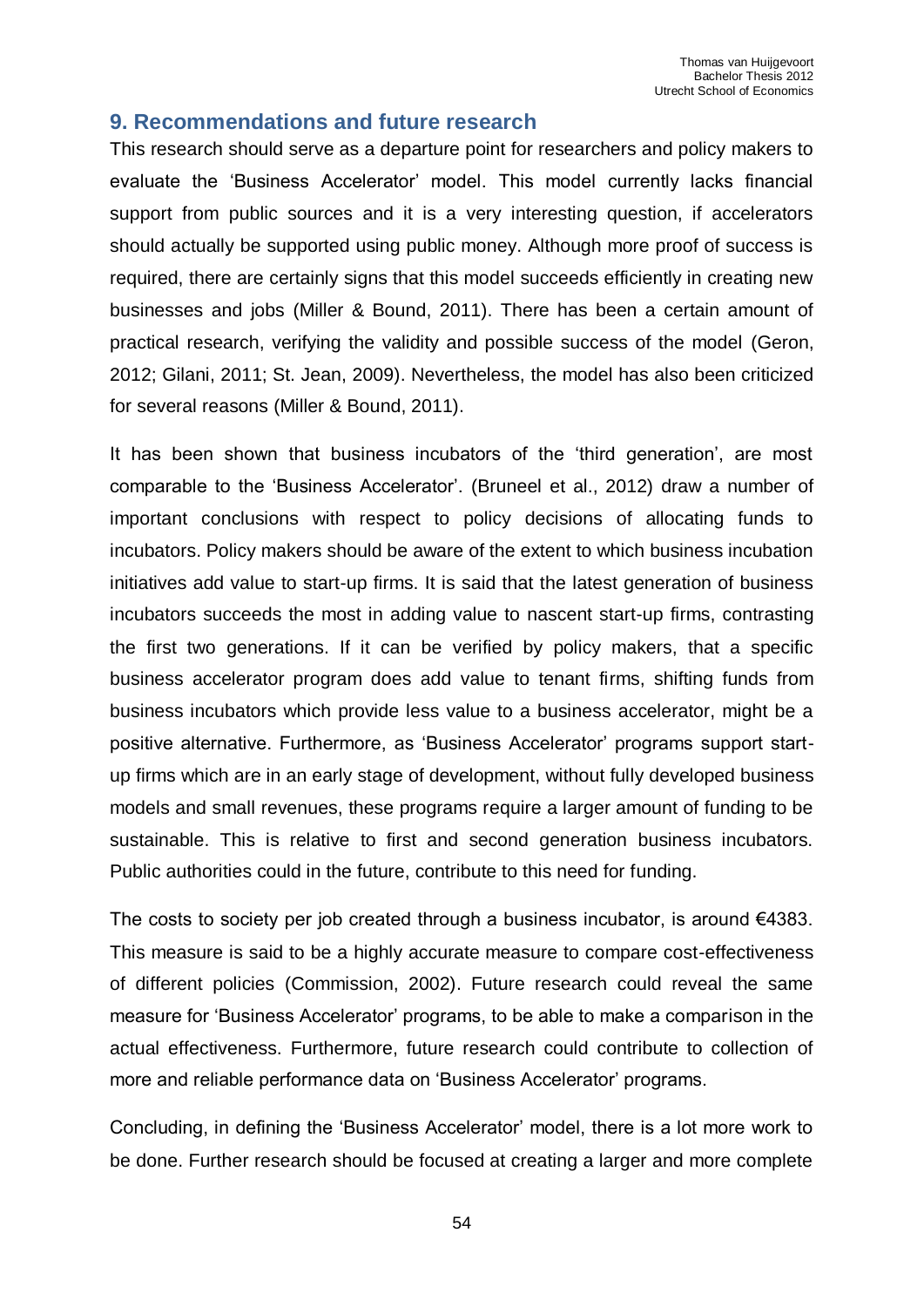## 9. Recommendations and future research

This research should serve as a departure point for researchers and policy makers to evaluate the 'Business Accelerator' model. This model currently lacks financial support from public sources and it is a very interesting question, if accelerators should actually be supported using public money. Although more proof of success is required, there are certainly signs that this model succeeds efficiently in creating new businesses and jobs (Miller & Bound, 2011). There has been a certain amount of practical research, verifying the validity and possible success of the model (Geron, 2012; Gilani, 2011; St. Jean, 2009). Nevertheless, the model has also been criticized for several reasons (Miller & Bound, 2011).

It has been shown that business incubators of the 'third generation', are most comparable to the 'Business Accelerator'. (Bruneel et al., 2012) draw a number of important conclusions with respect to policy decisions of allocating funds to incubators. Policy makers should be aware of the extent to which business incubation initiatives add value to start-up firms. It is said that the latest generation of business incubators succeeds the most in adding value to nascent start-up firms, contrasting the first two generations. If it can be verified by policy makers, that a specific business accelerator program does add value to tenant firms, shifting funds from business incubators which provide less value to a business accelerator, might be a positive alternative. Furthermore, as 'Business Accelerator' programs support start-up firms which are in an early stage of development, without fully developed business models and small revenues, these programs require a larger amount of funding to be sustainable. This is relative to first and second generation business incubators. Public authorities could in the future, contribute to this need for funding.

The costs to society per job created through a business incubator, is around €4383. This measure is said to be a highly accurate measure to compare cost-effectiveness of different policies (Commission, 2002). Future research could reveal the same measure for 'Business Accelerator' programs, to be able to make a comparison in the actual effectiveness. Furthermore, future research could contribute to collection of more and reliable performance data on 'Business Accelerator' programs.

Concluding, in defining the 'Business Accelerator' model, there is a lot more work to be done. Further research should be focused at creating a larger and more complete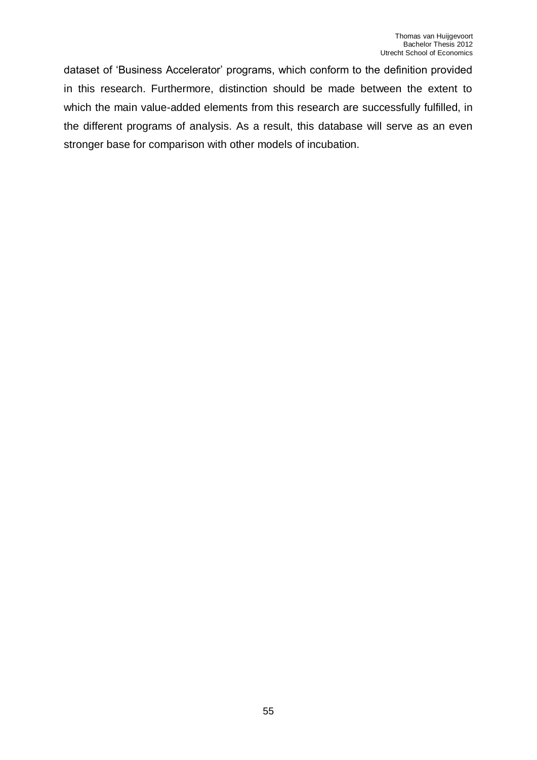dataset of ‘Business Accelerator’ programs, which conform to the definition provided in this research. Furthermore, distinction should be made between the extent to which the main value-added elements from this research are successfully fulfilled, in the different programs of analysis. As a result, this database will serve as an even stronger base for comparison with other models of incubation.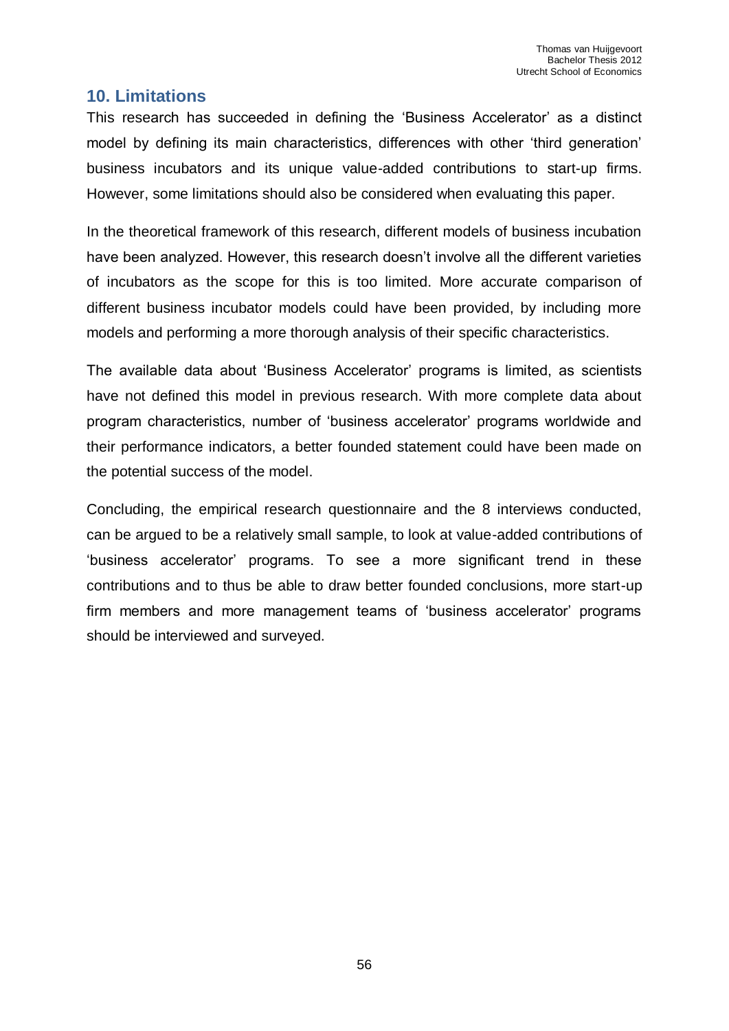## 10. Limitations

This research has succeeded in defining the 'Business Accelerator' as a distinct model by defining its main characteristics, differences with other 'third generation' business incubators and its unique value-added contributions to start-up firms. However, some limitations should also be considered when evaluating this paper.

In the theoretical framework of this research, different models of business incubation have been analyzed. However, this research doesn't involve all the different varieties of incubators as the scope for this is too limited. More accurate comparison of different business incubator models could have been provided, by including more models and performing a more thorough analysis of their specific characteristics.

The available data about 'Business Accelerator' programs is limited, as scientists have not defined this model in previous research. With more complete data about program characteristics, number of 'business accelerator' programs worldwide and their performance indicators, a better founded statement could have been made on the potential success of the model.

Concluding, the empirical research questionnaire and the 8 interviews conducted, can be argued to be a relatively small sample, to look at value-added contributions of 'business accelerator' programs. To see a more significant trend in these contributions and to thus be able to draw better founded conclusions, more start-up firm members and more management teams of 'business accelerator' programs should be interviewed and surveyed.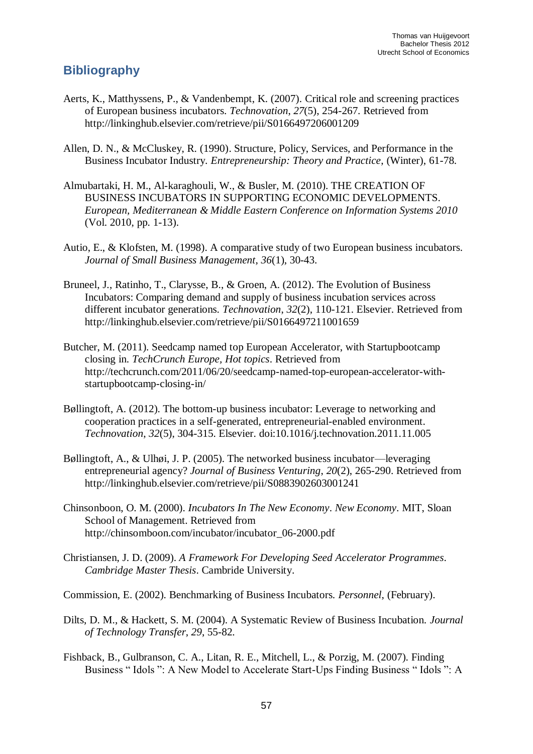## Bibliography

Aerts, K., Matthyssens, P., & Vandenbempt, K. (2007). Critical role and screening practices of European business incubators. *Technovation*, *27*(5), 254-267. Retrieved from http://linkinghub.elsevier.com/retrieve/pii/S0166497206001209

Allen, D. N., & McCluskey, R. (1990). Structure, Policy, Services, and Performance in the Business Incubator Industry. *Entrepreneurship: Theory and Practice*, (Winter), 61-78.

Almubartaki, H. M., Al-karaghouli, W., & Busler, M. (2010). THE CREATION OF BUSINESS INCUBATORS IN SUPPORTING ECONOMIC DEVELOPMENTS. *European, Mediterranean & Middle Eastern Conference on Information Systems 2010* (Vol. 2010, pp. 1-13).

Autio, E., & Klofsten, M. (1998). A comparative study of two European business incubators. *Journal of Small Business Management*, *36*(1), 30-43.

Bruneel, J., Ratinho, T., Clarysse, B., & Groen, A. (2012). The Evolution of Business Incubators: Comparing demand and supply of business incubation services across different incubator generations. *Technovation*, *32*(2), 110-121. Elsevier. Retrieved from http://linkinghub.elsevier.com/retrieve/pii/S0166497211001659

Butcher, M. (2011). Seedcamp named top European Accelerator, with Startupbootcamp closing in. *TechCrunch Europe, Hot topics*. Retrieved from http://techcrunch.com/2011/06/20/seedcamp-named-top-european-accelerator-with-startupbootcamp-closing-in/

Bøllingtoft, A. (2012). The bottom-up business incubator: Leverage to networking and cooperation practices in a self-generated, entrepreneurial-enabled environment. *Technovation*, *32*(5), 304-315. Elsevier. doi:10.1016/j.technovation.2011.11.005

Bøllingtoft, A., & Ulhøi, J. P. (2005). The networked business incubator—leveraging entrepreneurial agency? *Journal of Business Venturing*, *20*(2), 265-290. Retrieved from http://linkinghub.elsevier.com/retrieve/pii/S0883902603001241

Chinsonboon, O. M. (2000). *Incubators In The New Economy*. *New Economy*. MIT, Sloan School of Management. Retrieved from http://chinsomboon.com/incubator/incubator_06-2000.pdf

Christiansen, J. D. (2009). *A Framework For Developing Seed Accelerator Programmes*. *Cambridge Master Thesis*. Cambride University.

Commission, E. (2002). Benchmarking of Business Incubators. *Personnel*, (February).

Dilts, D. M., & Hackett, S. M. (2004). A Systematic Review of Business Incubation. *Journal of Technology Transfer*, *29*, 55-82.

Fishback, B., Gulbranson, C. A., Litan, R. E., Mitchell, L., & Porzig, M. (2007). Finding Business " Idols ": A New Model to Accelerate Start-Ups Finding Business " Idols ": A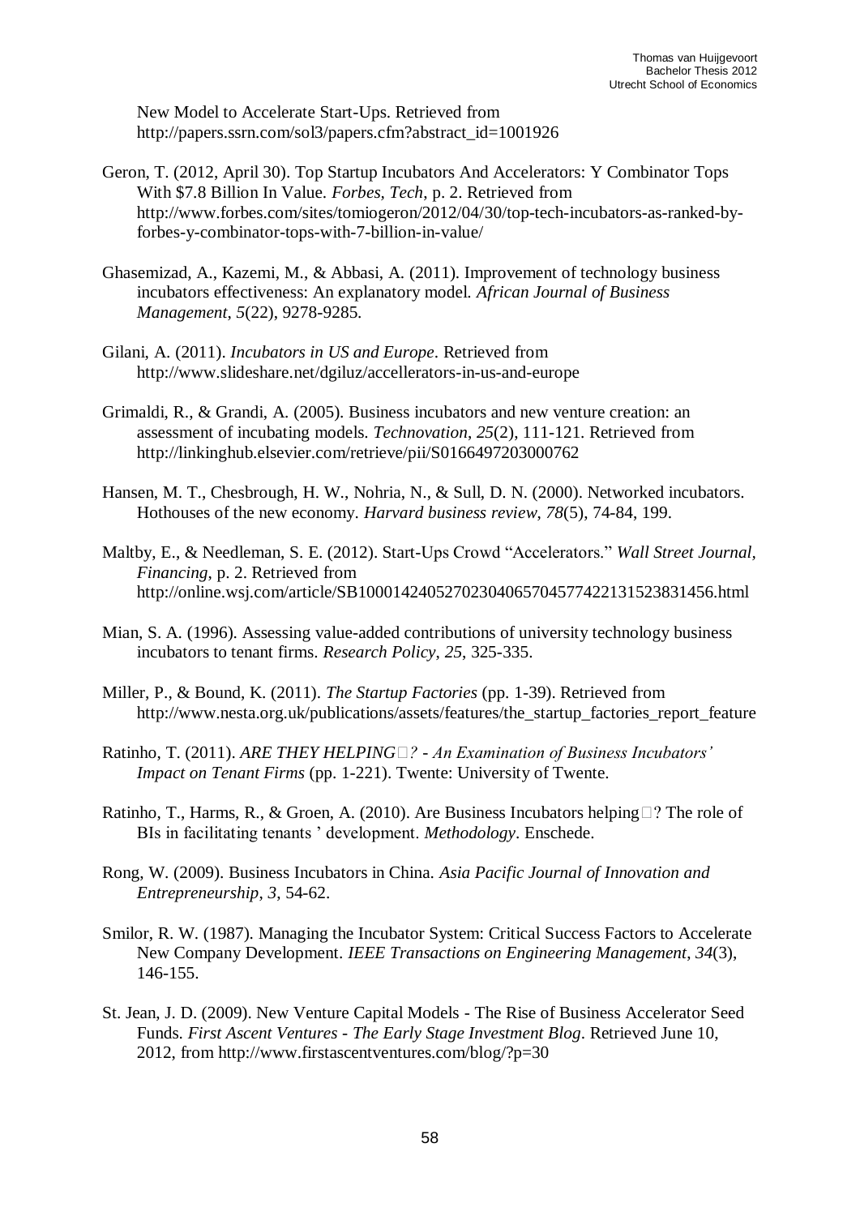New Model to Accelerate Start-Ups. Retrieved from http://papers.ssrn.com/sol3/papers.cfm?abstract_id=1001926

Geron, T. (2012, April 30). Top Startup Incubators And Accelerators: Y Combinator Tops With $7.8 Billion In Value. *Forbes, Tech*, p. 2. Retrieved from http://www.forbes.com/sites/tomiogeron/2012/04/30/top-tech-incubators-as-ranked-by-forbes-y-combinator-tops-with-7-billion-in-value/

Ghasemizad, A., Kazemi, M., & Abbasi, A. (2011). Improvement of technology business incubators effectiveness: An explanatory model. *African Journal of Business Management*, *5*(22), 9278-9285.

Gilani, A. (2011). *Incubators in US and Europe*. Retrieved from http://www.slideshare.net/dgiluz/accellerators-in-us-and-europe

Grimaldi, R., & Grandi, A. (2005). Business incubators and new venture creation: an assessment of incubating models. *Technovation*, *25*(2), 111-121. Retrieved from http://linkinghub.elsevier.com/retrieve/pii/S0166497203000762

Hansen, M. T., Chesbrough, H. W., Nohria, N., & Sull, D. N. (2000). Networked incubators. Hothouses of the new economy. *Harvard business review*, *78*(5), 74-84, 199.

Maltby, E., & Needleman, S. E. (2012). Start-Ups Crowd "Accelerators." *Wall Street Journal, Financing*, p. 2. Retrieved from http://online.wsj.com/article/SB10001424052702304065704577422131523831456.html

Mian, S. A. (1996). Assessing value-added contributions of university technology business incubators to tenant firms. *Research Policy*, *25*, 325-335.

Miller, P., & Bound, K. (2011). *The Startup Factories* (pp. 1-39). Retrieved from http://www.nesta.org.uk/publications/assets/features/the_startup_factories_report_feature

Ratinho, T. (2011). *ARE THEY HELPING ? - An Examination of Business Incubators' Impact on Tenant Firms* (pp. 1-221). Twente: University of Twente.

Ratinho, T., Harms, R., & Groen, A. (2010). Are Business Incubators helping ? The role of BIs in facilitating tenants ' development. *Methodology*. Enschede.

Rong, W. (2009). Business Incubators in China. *Asia Pacific Journal of Innovation and Entrepreneurship*, *3*, 54-62.

Smilor, R. W. (1987). Managing the Incubator System: Critical Success Factors to Accelerate New Company Development. *IEEE Transactions on Engineering Management*, *34*(3), 146-155.

St. Jean, J. D. (2009). New Venture Capital Models - The Rise of Business Accelerator Seed Funds. *First Ascent Ventures - The Early Stage Investment Blog*. Retrieved June 10, 2012, from http://www.firstascentventures.com/blog/?p=30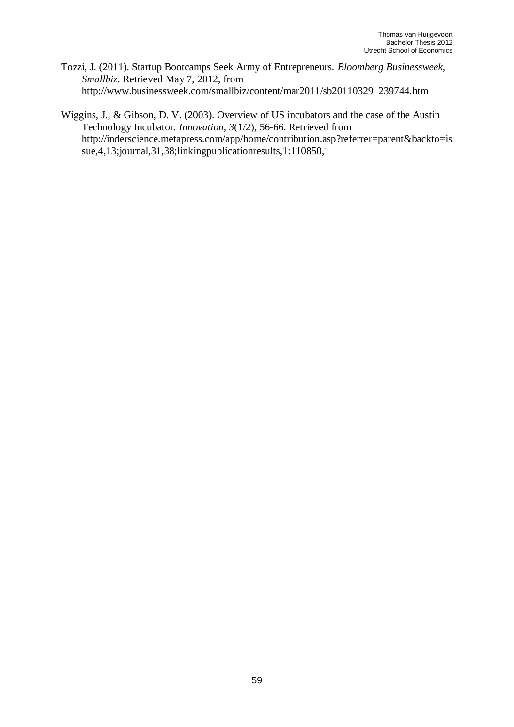Tozzi, J. (2011). Startup Bootcamps Seek Army of Entrepreneurs. *Bloomberg Businessweek, Smallbiz*. Retrieved May 7, 2012, from http://www.businessweek.com/smallbiz/content/mar2011/sb20110329_239744.htm

Wiggins, J., & Gibson, D. V. (2003). Overview of US incubators and the case of the Austin Technology Incubator. *Innovation*, *3*(1/2), 56-66. Retrieved from http://inderscience.metapress.com/app/home/contribution.asp?referrer=parent&backto=issue,4,13;journal,31,38;linkingpublicationresults,1:110850,1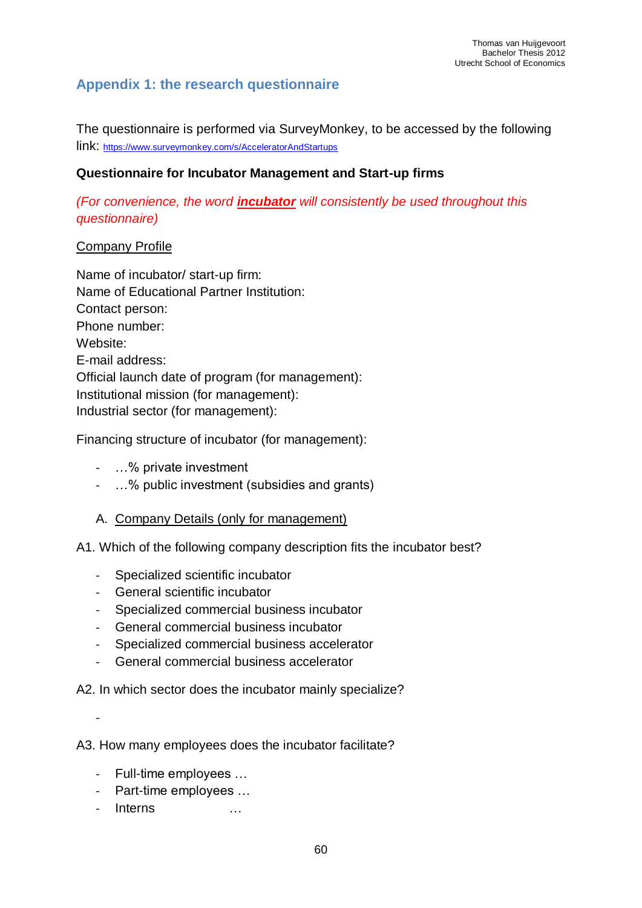## Appendix 1: the research questionnaire

The questionnaire is performed via SurveyMonkey, to be accessed by the following link: https://www.surveymonkey.com/s/AcceleratorAndStartups

**Questionnaire for Incubator Management and Start-up firms**

*(For convenience, the word **incubator** will consistently be used throughout this questionnaire)*

Company Profile

Name of incubator/ start-up firm:
Name of Educational Partner Institution:
Contact person:
Phone number:
Website:
E-mail address:
Official launch date of program (for management):
Institutional mission (for management):
Industrial sector (for management):

Financing structure of incubator (for management):

- …% private investment
- …% public investment (subsidies and grants)

A. Company Details (only for management)

A1. Which of the following company description fits the incubator best?

- Specialized scientific incubator
- General scientific incubator
- Specialized commercial business incubator
- General commercial business incubator
- Specialized commercial business accelerator
- General commercial business accelerator

A2. In which sector does the incubator mainly specialize?

-

A3. How many employees does the incubator facilitate?

- Full-time employees …
- Part-time employees …
- Interns …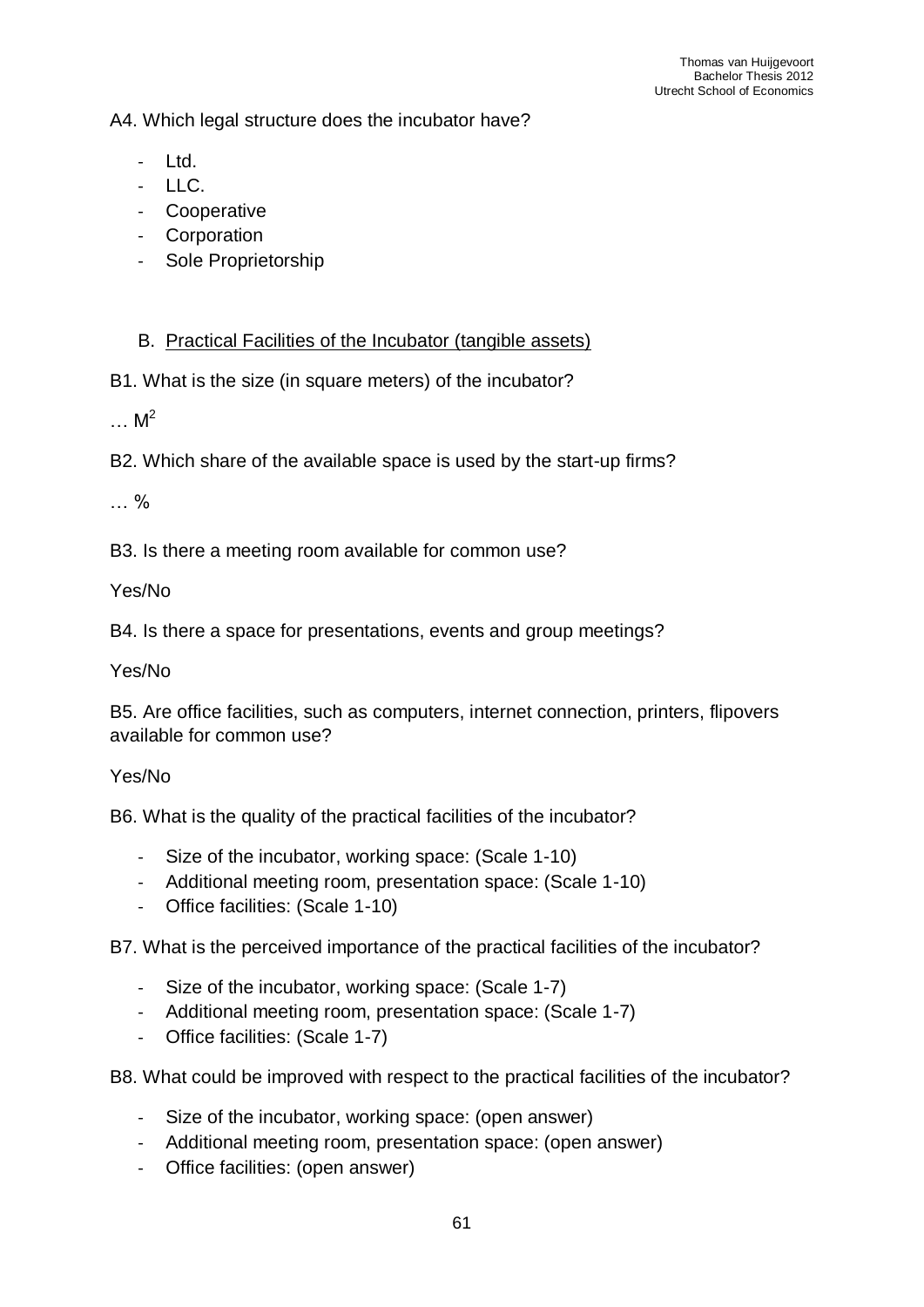A4. Which legal structure does the incubator have?

- Ltd.
- LLC.
- Cooperative
- Corporation
- Sole Proprietorship

B. <u>Practical Facilities of the Incubator (tangible assets)</u>

B1. What is the size (in square meters) of the incubator?

… $M^2$

B2. Which share of the available space is used by the start-up firms?

… %

B3. Is there a meeting room available for common use?

Yes/No

B4. Is there a space for presentations, events and group meetings?

Yes/No

B5. Are office facilities, such as computers, internet connection, printers, flipovers available for common use?

Yes/No

B6. What is the quality of the practical facilities of the incubator?

- Size of the incubator, working space: (Scale 1-10)
- Additional meeting room, presentation space: (Scale 1-10)
- Office facilities: (Scale 1-10)

B7. What is the perceived importance of the practical facilities of the incubator?

- Size of the incubator, working space: (Scale 1-7)
- Additional meeting room, presentation space: (Scale 1-7)
- Office facilities: (Scale 1-7)

B8. What could be improved with respect to the practical facilities of the incubator?

- Size of the incubator, working space: (open answer)
- Additional meeting room, presentation space: (open answer)
- Office facilities: (open answer)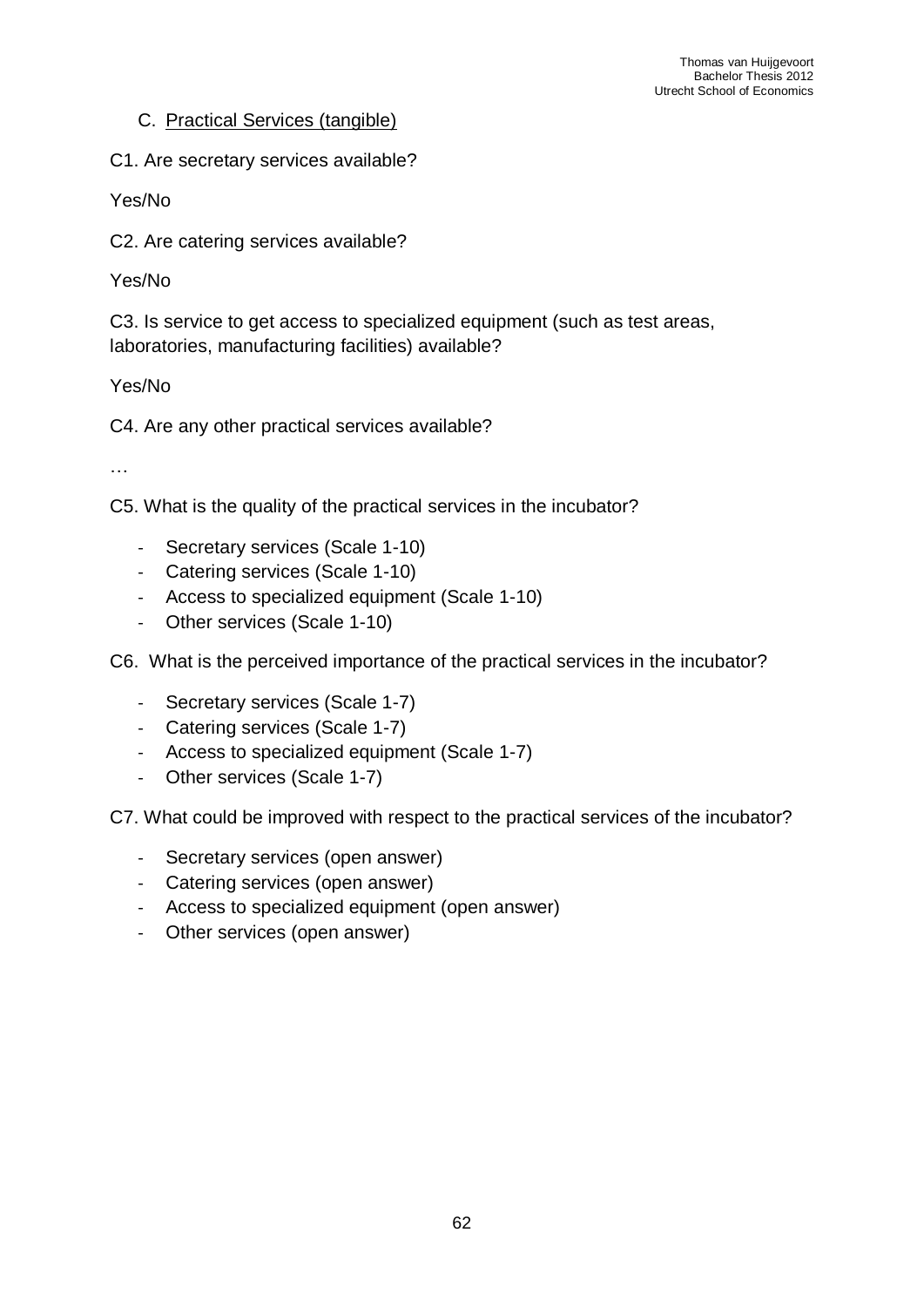C. Practical Services (tangible)

C1. Are secretary services available?

Yes/No

C2. Are catering services available?

Yes/No

C3. Is service to get access to specialized equipment (such as test areas, laboratories, manufacturing facilities) available?

Yes/No

C4. Are any other practical services available?

…

C5. What is the quality of the practical services in the incubator?

- Secretary services (Scale 1-10)
- Catering services (Scale 1-10)
- Access to specialized equipment (Scale 1-10)
- Other services (Scale 1-10)

C6. What is the perceived importance of the practical services in the incubator?

- Secretary services (Scale 1-7)
- Catering services (Scale 1-7)
- Access to specialized equipment (Scale 1-7)
- Other services (Scale 1-7)

C7. What could be improved with respect to the practical services of the incubator?

- Secretary services (open answer)
- Catering services (open answer)
- Access to specialized equipment (open answer)
- Other services (open answer)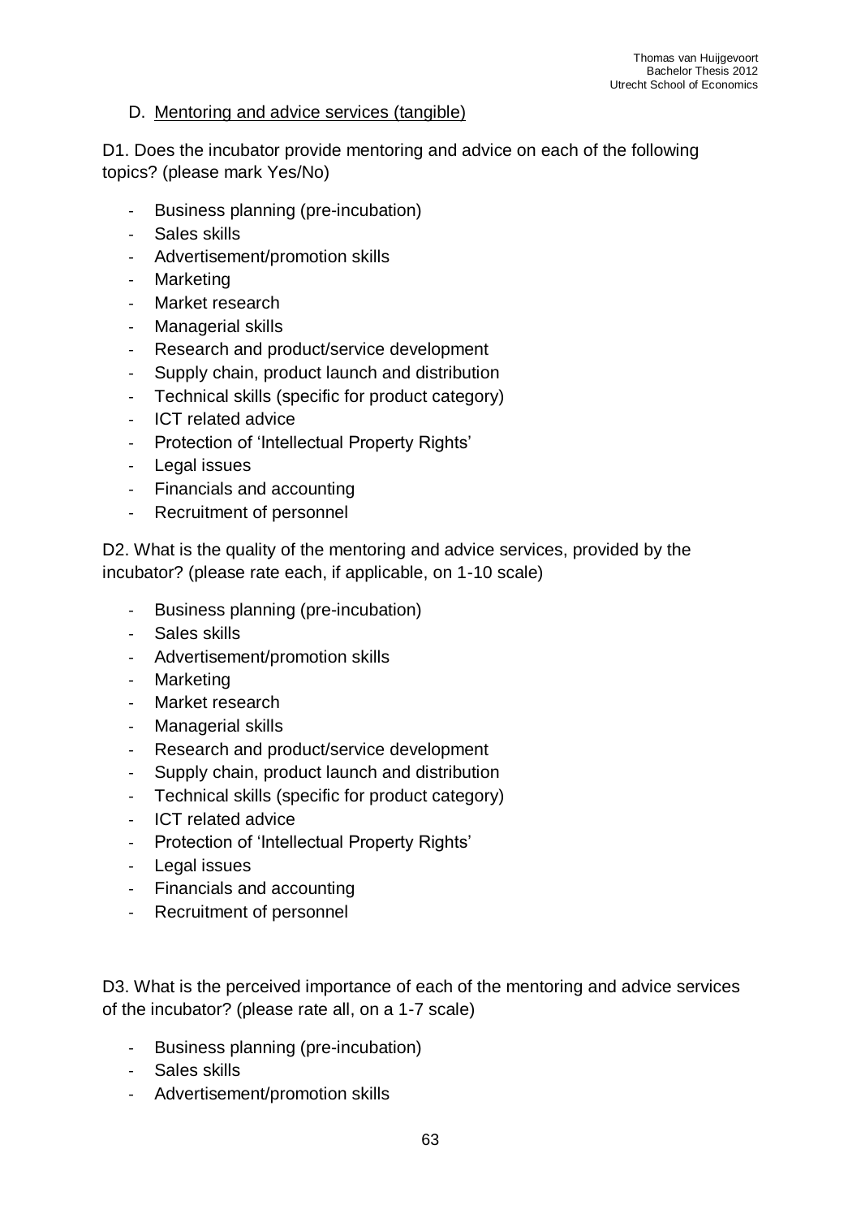## D. Mentoring and advice services (tangible)

D1. Does the incubator provide mentoring and advice on each of the following topics? (please mark Yes/No)

- Business planning (pre-incubation)
- Sales skills
- Advertisement/promotion skills
- Marketing
- Market research
- Managerial skills
- Research and product/service development
- Supply chain, product launch and distribution
- Technical skills (specific for product category)
- ICT related advice
- Protection of 'Intellectual Property Rights'
- Legal issues
- Financials and accounting
- Recruitment of personnel

D2. What is the quality of the mentoring and advice services, provided by the incubator? (please rate each, if applicable, on 1-10 scale)

- Business planning (pre-incubation)
- Sales skills
- Advertisement/promotion skills
- Marketing
- Market research
- Managerial skills
- Research and product/service development
- Supply chain, product launch and distribution
- Technical skills (specific for product category)
- ICT related advice
- Protection of 'Intellectual Property Rights'
- Legal issues
- Financials and accounting
- Recruitment of personnel

D3. What is the perceived importance of each of the mentoring and advice services of the incubator? (please rate all, on a 1-7 scale)

- Business planning (pre-incubation)
- Sales skills
- Advertisement/promotion skills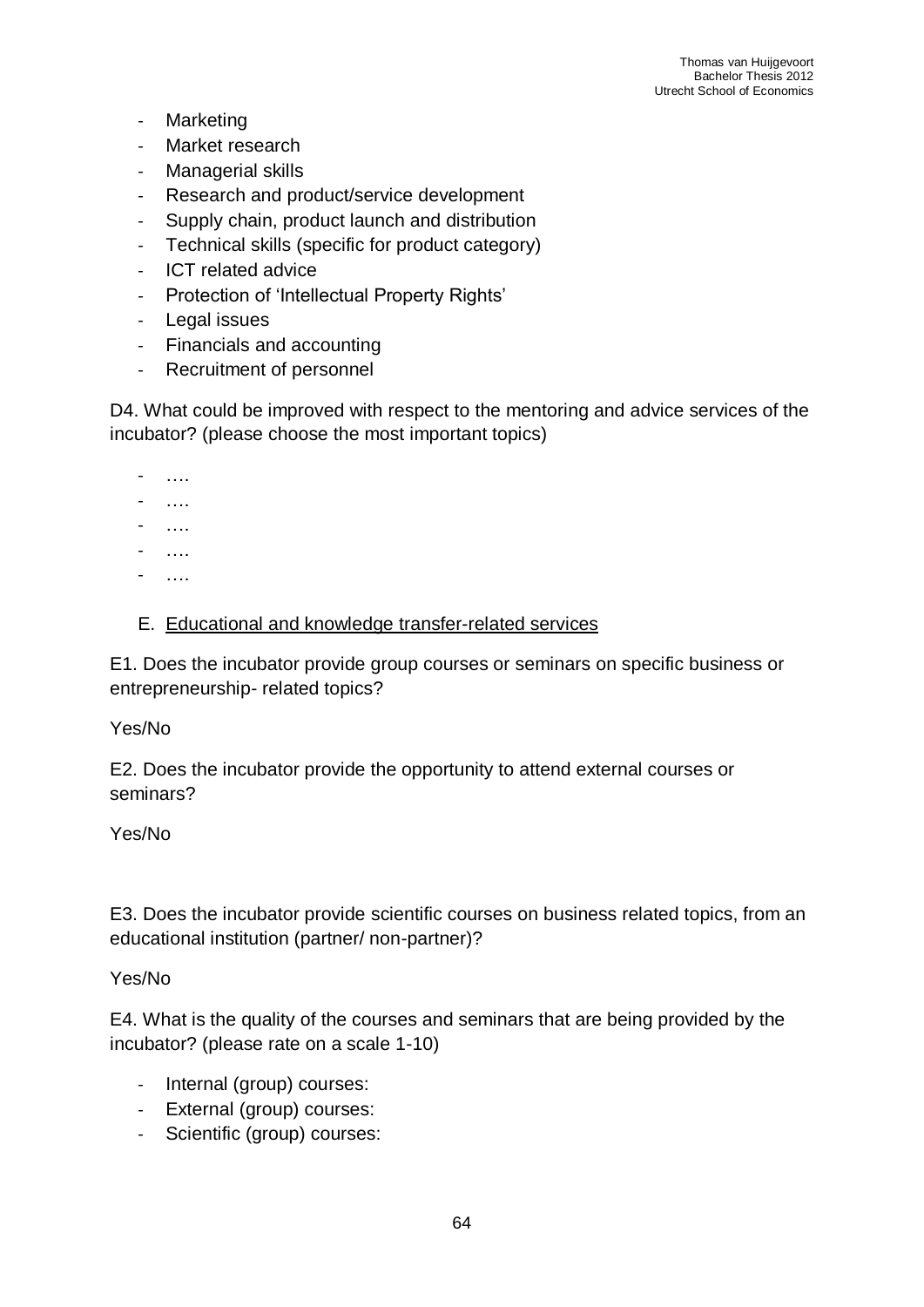- Marketing
- Market research
- Managerial skills
- Research and product/service development
- Supply chain, product launch and distribution
- Technical skills (specific for product category)
- ICT related advice
- Protection of 'Intellectual Property Rights'
- Legal issues
- Financials and accounting
- Recruitment of personnel

D4. What could be improved with respect to the mentoring and advice services of the incubator? (please choose the most important topics)

- ….
- ….
- ….
- ….
- ….

E. <u>Educational and knowledge transfer-related services</u>

E1. Does the incubator provide group courses or seminars on specific business or entrepreneurship- related topics?

Yes/No

E2. Does the incubator provide the opportunity to attend external courses or seminars?

Yes/No

E3. Does the incubator provide scientific courses on business related topics, from an educational institution (partner/ non-partner)?

Yes/No

E4. What is the quality of the courses and seminars that are being provided by the incubator? (please rate on a scale 1-10)

- Internal (group) courses:
- External (group) courses:
- Scientific (group) courses: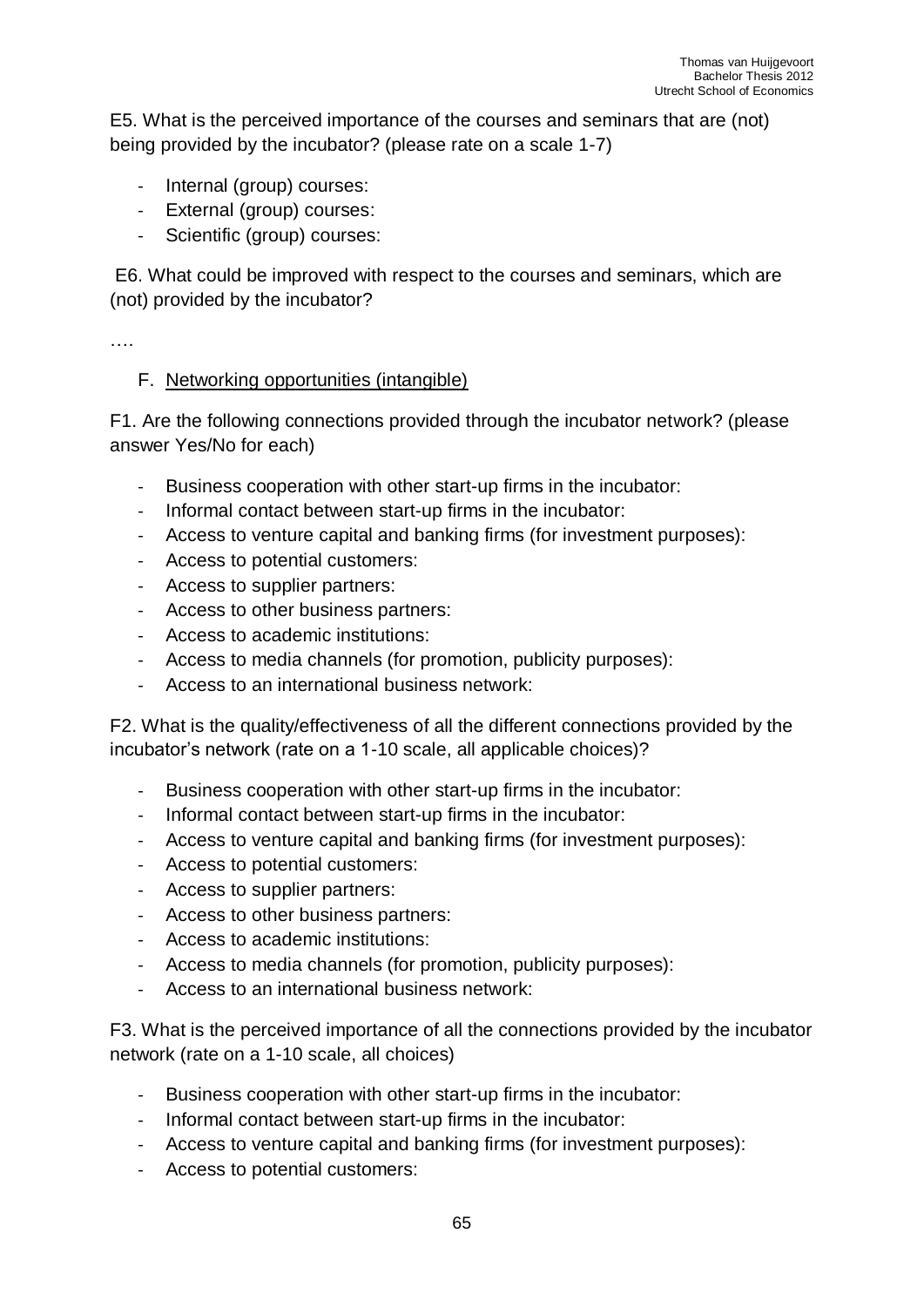E5. What is the perceived importance of the courses and seminars that are (not) being provided by the incubator? (please rate on a scale 1-7)

- Internal (group) courses:
- External (group) courses:
- Scientific (group) courses:

E6. What could be improved with respect to the courses and seminars, which are (not) provided by the incubator?

….

F. Networking opportunities (intangible)

F1. Are the following connections provided through the incubator network? (please answer Yes/No for each)

- Business cooperation with other start-up firms in the incubator:
- Informal contact between start-up firms in the incubator:
- Access to venture capital and banking firms (for investment purposes):
- Access to potential customers:
- Access to supplier partners:
- Access to other business partners:
- Access to academic institutions:
- Access to media channels (for promotion, publicity purposes):
- Access to an international business network:

F2. What is the quality/effectiveness of all the different connections provided by the incubator's network (rate on a 1-10 scale, all applicable choices)?

- Business cooperation with other start-up firms in the incubator:
- Informal contact between start-up firms in the incubator:
- Access to venture capital and banking firms (for investment purposes):
- Access to potential customers:
- Access to supplier partners:
- Access to other business partners:
- Access to academic institutions:
- Access to media channels (for promotion, publicity purposes):
- Access to an international business network:

F3. What is the perceived importance of all the connections provided by the incubator network (rate on a 1-10 scale, all choices)

- Business cooperation with other start-up firms in the incubator:
- Informal contact between start-up firms in the incubator:
- Access to venture capital and banking firms (for investment purposes):
- Access to potential customers: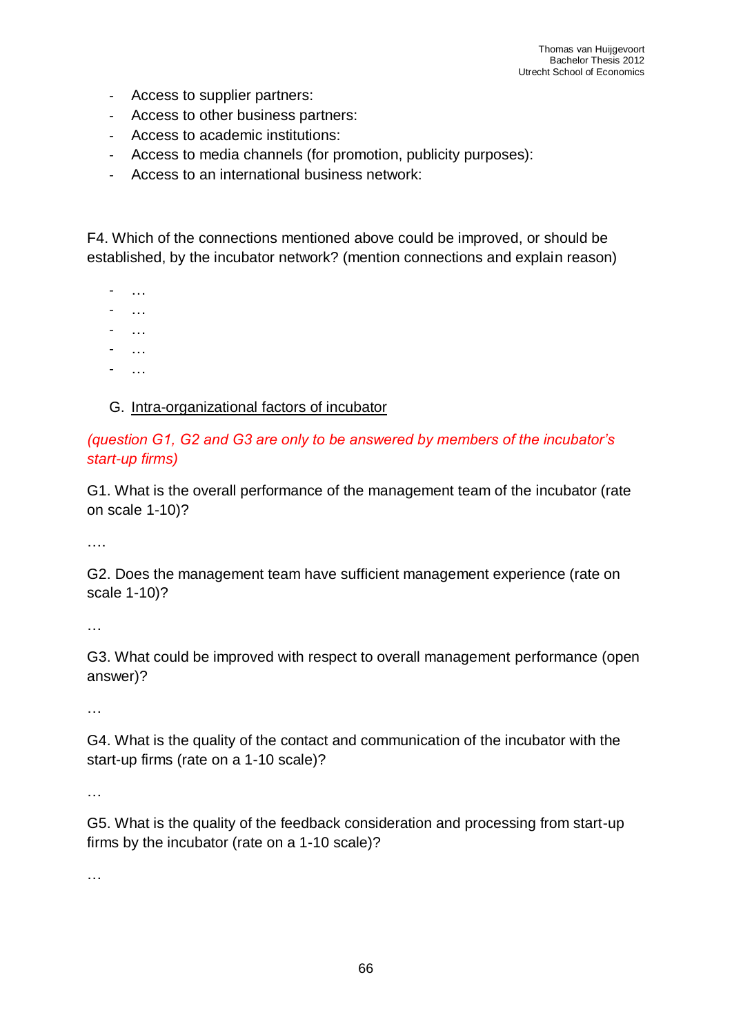- Access to supplier partners:
- Access to other business partners:
- Access to academic institutions:
- Access to media channels (for promotion, publicity purposes):
- Access to an international business network:

F4. Which of the connections mentioned above could be improved, or should be established, by the incubator network? (mention connections and explain reason)

- …
- …
- …
- …
- …

G. <u>Intra-organizational factors of incubator</u>

*(question G1, G2 and G3 are only to be answered by members of the incubator's start-up firms)*

G1. What is the overall performance of the management team of the incubator (rate on scale 1-10)?

….

G2. Does the management team have sufficient management experience (rate on scale 1-10)?

…

G3. What could be improved with respect to overall management performance (open answer)?

…

G4. What is the quality of the contact and communication of the incubator with the start-up firms (rate on a 1-10 scale)?

…

G5. What is the quality of the feedback consideration and processing from start-up firms by the incubator (rate on a 1-10 scale)?

…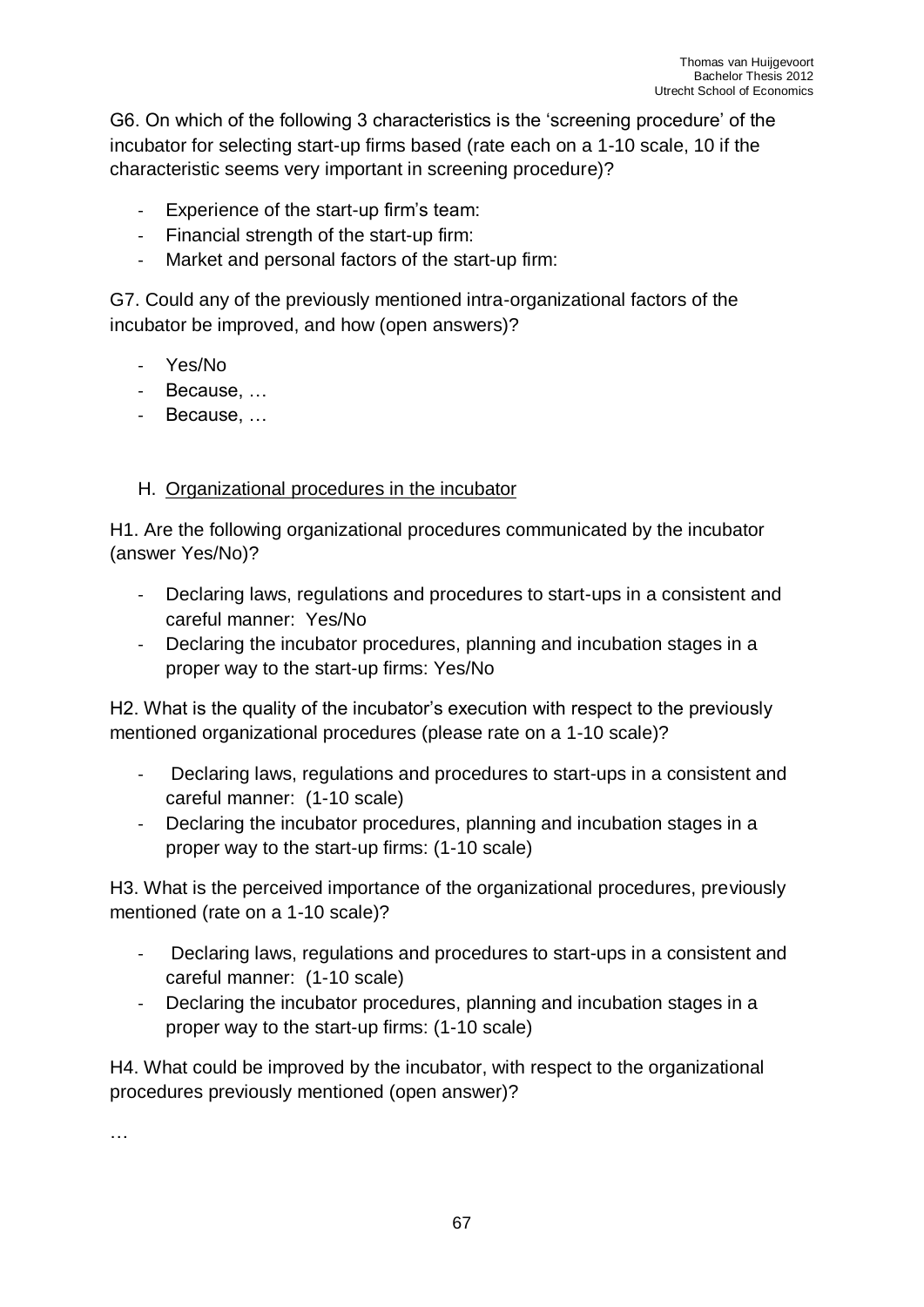G6. On which of the following 3 characteristics is the 'screening procedure' of the incubator for selecting start-up firms based (rate each on a 1-10 scale, 10 if the characteristic seems very important in screening procedure)?

- Experience of the start-up firm's team:
- Financial strength of the start-up firm:
- Market and personal factors of the start-up firm:

G7. Could any of the previously mentioned intra-organizational factors of the incubator be improved, and how (open answers)?

- Yes/No
- Because, …
- Because, …

## H. Organizational procedures in the incubator

H1. Are the following organizational procedures communicated by the incubator (answer Yes/No)?

- Declaring laws, regulations and procedures to start-ups in a consistent and careful manner: Yes/No
- Declaring the incubator procedures, planning and incubation stages in a proper way to the start-up firms: Yes/No

H2. What is the quality of the incubator's execution with respect to the previously mentioned organizational procedures (please rate on a 1-10 scale)?

- Declaring laws, regulations and procedures to start-ups in a consistent and careful manner: (1-10 scale)
- Declaring the incubator procedures, planning and incubation stages in a proper way to the start-up firms: (1-10 scale)

H3. What is the perceived importance of the organizational procedures, previously mentioned (rate on a 1-10 scale)?

- Declaring laws, regulations and procedures to start-ups in a consistent and careful manner: (1-10 scale)
- Declaring the incubator procedures, planning and incubation stages in a proper way to the start-up firms: (1-10 scale)

H4. What could be improved by the incubator, with respect to the organizational procedures previously mentioned (open answer)?

…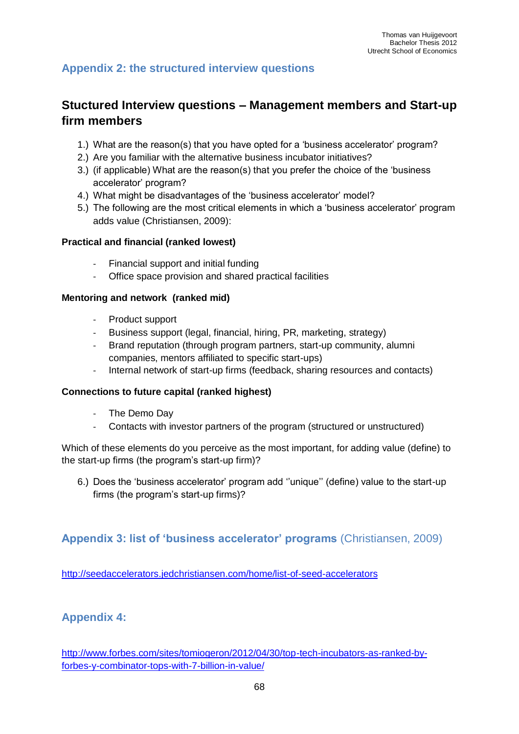## Appendix 2: the structured interview questions

## Stuctured Interview questions – Management members and Start-up firm members

1.) What are the reason(s) that you have opted for a 'business accelerator' program?
2.) Are you familiar with the alternative business incubator initiatives?
3.) (if applicable) What are the reason(s) that you prefer the choice of the 'business accelerator' program?
4.) What might be disadvantages of the 'business accelerator' model?
5.) The following are the most critical elements in which a 'business accelerator' program adds value (Christiansen, 2009):

**Practical and financial (ranked lowest)**

- Financial support and initial funding
- Office space provision and shared practical facilities

**Mentoring and network (ranked mid)**

- Product support
- Business support (legal, financial, hiring, PR, marketing, strategy)
- Brand reputation (through program partners, start-up community, alumni companies, mentors affiliated to specific start-ups)
- Internal network of start-up firms (feedback, sharing resources and contacts)

**Connections to future capital (ranked highest)**

- The Demo Day
- Contacts with investor partners of the program (structured or unstructured)

Which of these elements do you perceive as the most important, for adding value (define) to the start-up firms (the program's start-up firm)?

6.) Does the 'business accelerator' program add ''unique'' (define) value to the start-up firms (the program's start-up firms)?

## Appendix 3: list of 'business accelerator' programs (Christiansen, 2009)

http://seedaccelerators.jedchristiansen.com/home/list-of-seed-accelerators

## Appendix 4:

http://www.forbes.com/sites/tomiogeron/2012/04/30/top-tech-incubators-as-ranked-by-forbes-y-combinator-tops-with-7-billion-in-value/